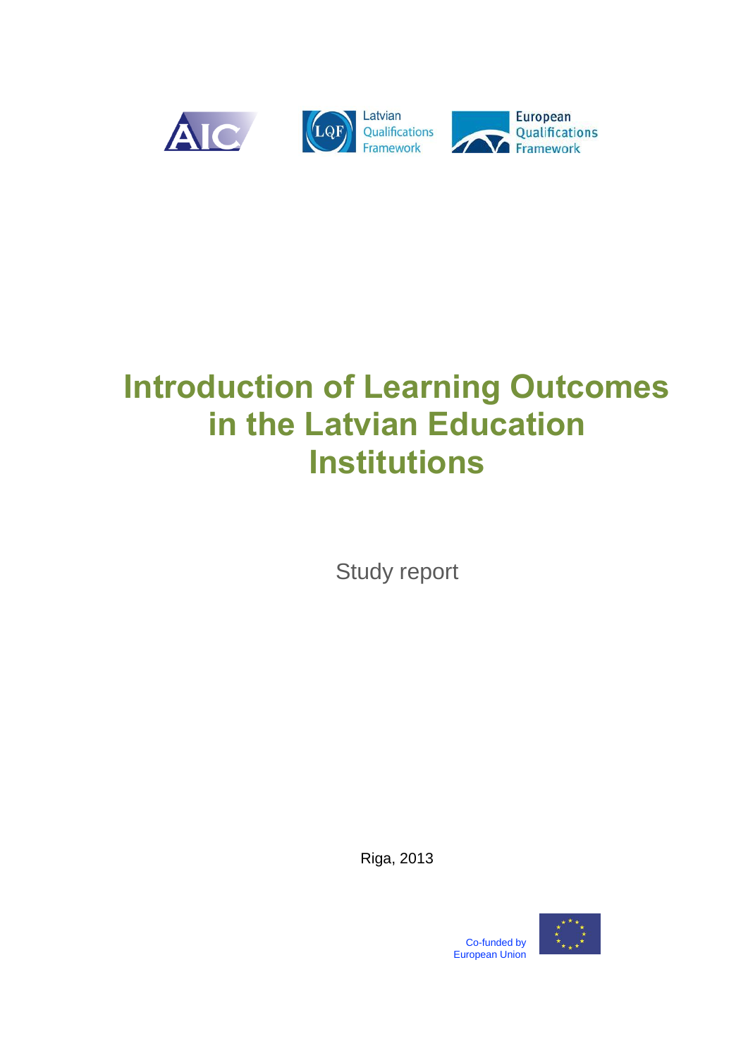AIC

Latvian Qualifications Framework

European Qualifications Framework

# Introduction of Learning Outcomes in the Latvian Education Institutions

Study report

Riga, 2013

Co-funded by European Union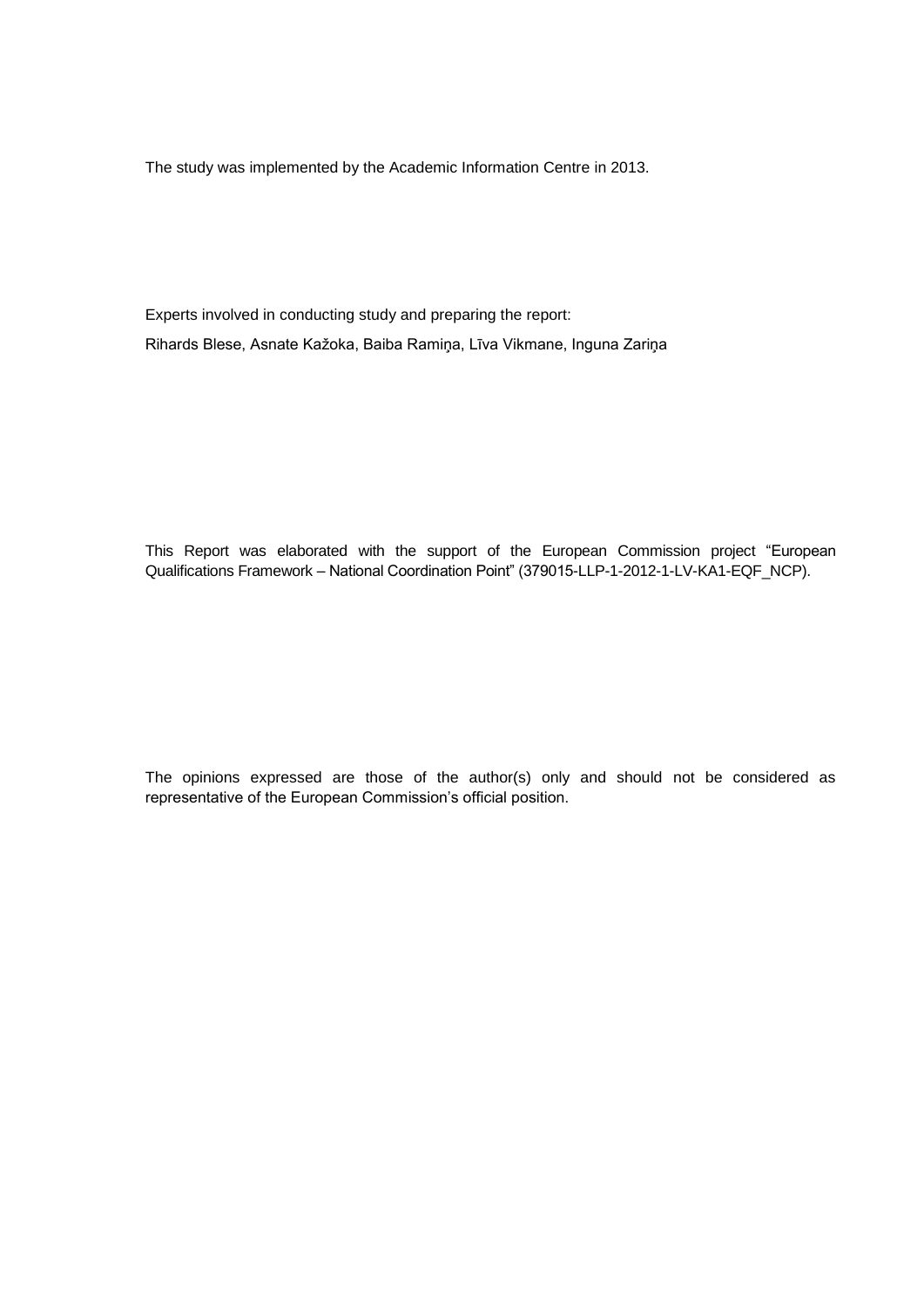The study was implemented by the Academic Information Centre in 2013.

Experts involved in conducting study and preparing the report:

Rihards Blese, Asnate Kažoka, Baiba Ramiņa, Līva Vikmane, Inguna Zariņa

This Report was elaborated with the support of the European Commission project "European Qualifications Framework – National Coordination Point" (379015-LLP-1-2012-1-LV-KA1-EQF_NCP).

The opinions expressed are those of the author(s) only and should not be considered as representative of the European Commission's official position.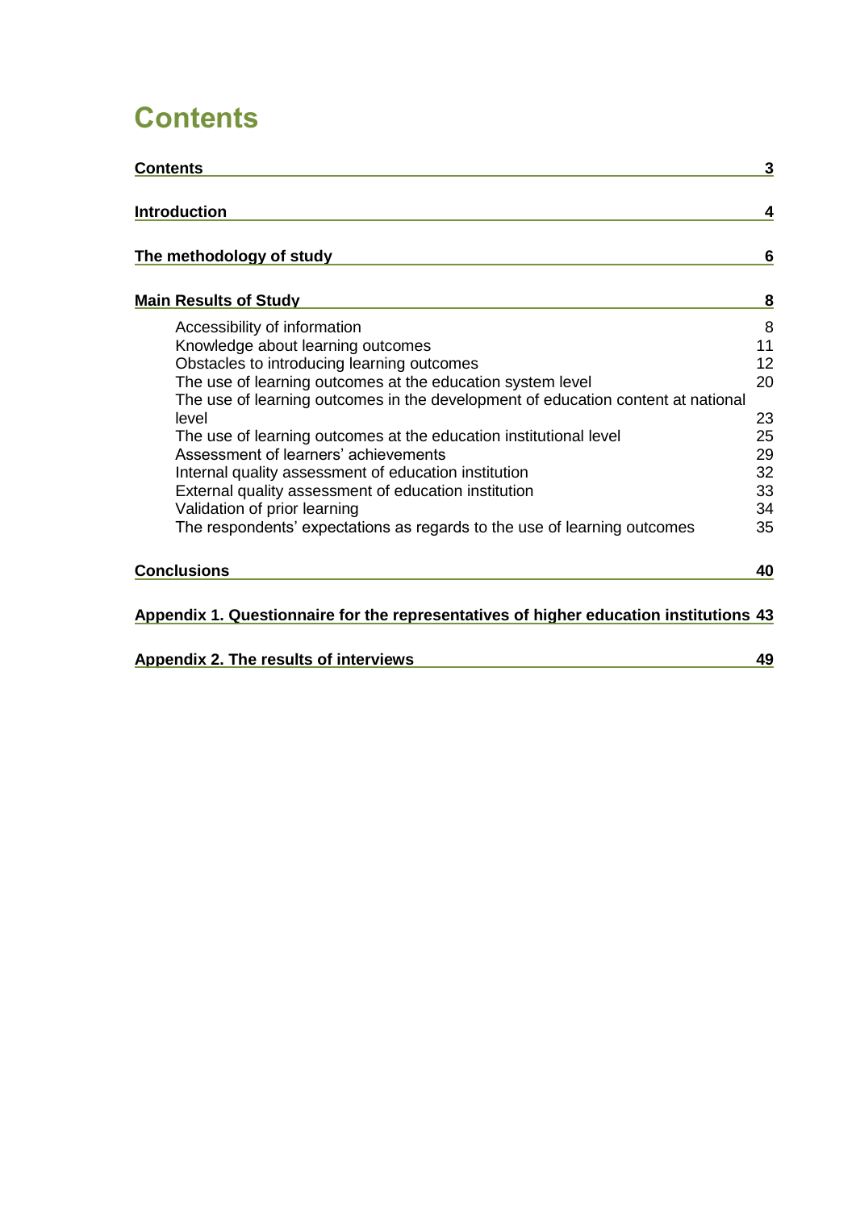# Contents

**Contents** 3

**Introduction** 4

**The methodology of study** 6

**Main Results of Study** 8

- Accessibility of information 8
- Knowledge about learning outcomes 11
- Obstacles to introducing learning outcomes 12
- The use of learning outcomes at the education system level 20
- The use of learning outcomes in the development of education content at national level 23
- The use of learning outcomes at the education institutional level 25
- Assessment of learners' achievements 29
- Internal quality assessment of education institution 32
- External quality assessment of education institution 33
- Validation of prior learning 34
- The respondents' expectations as regards to the use of learning outcomes 35

**Conclusions** 40

**Appendix 1. Questionnaire for the representatives of higher education institutions** 43

**Appendix 2. The results of interviews** 49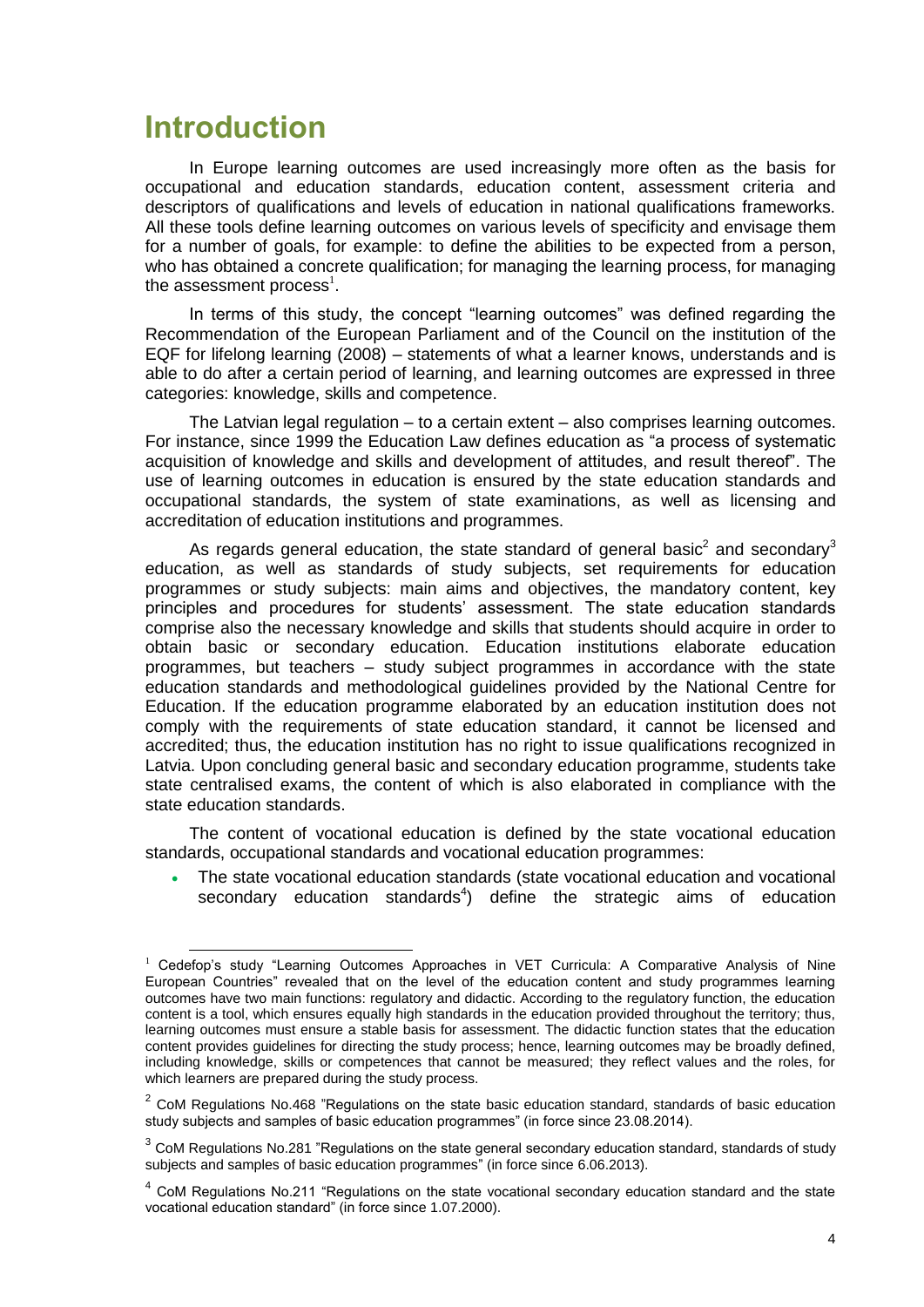# Introduction

In Europe learning outcomes are used increasingly more often as the basis for occupational and education standards, education content, assessment criteria and descriptors of qualifications and levels of education in national qualifications frameworks. All these tools define learning outcomes on various levels of specificity and envisage them for a number of goals, for example: to define the abilities to be expected from a person, who has obtained a concrete qualification; for managing the learning process, for managing the assessment process[1].

In terms of this study, the concept "learning outcomes" was defined regarding the Recommendation of the European Parliament and of the Council on the institution of the EQF for lifelong learning (2008) – statements of what a learner knows, understands and is able to do after a certain period of learning, and learning outcomes are expressed in three categories: knowledge, skills and competence.

The Latvian legal regulation – to a certain extent – also comprises learning outcomes. For instance, since 1999 the Education Law defines education as "a process of systematic acquisition of knowledge and skills and development of attitudes, and result thereof". The use of learning outcomes in education is ensured by the state education standards and occupational standards, the system of state examinations, as well as licensing and accreditation of education institutions and programmes.

As regards general education, the state standard of general basic[2] and secondary[3] education, as well as standards of study subjects, set requirements for education programmes or study subjects: main aims and objectives, the mandatory content, key principles and procedures for students' assessment. The state education standards comprise also the necessary knowledge and skills that students should acquire in order to obtain basic or secondary education. Education institutions elaborate education programmes, but teachers – study subject programmes in accordance with the state education standards and methodological guidelines provided by the National Centre for Education. If the education programme elaborated by an education institution does not comply with the requirements of state education standard, it cannot be licensed and accredited; thus, the education institution has no right to issue qualifications recognized in Latvia. Upon concluding general basic and secondary education programme, students take state centralised exams, the content of which is also elaborated in compliance with the state education standards.

The content of vocational education is defined by the state vocational education standards, occupational standards and vocational education programmes:

- The state vocational education standards (state vocational education and vocational secondary education standards[4]) define the strategic aims of education

---

[1] Cedefop's study "Learning Outcomes Approaches in VET Curricula: A Comparative Analysis of Nine European Countries" revealed that on the level of the education content and study programmes learning outcomes have two main functions: regulatory and didactic. According to the regulatory function, the education content is a tool, which ensures equally high standards in the education provided throughout the territory; thus, learning outcomes must ensure a stable basis for assessment. The didactic function states that the education content provides guidelines for directing the study process; hence, learning outcomes may be broadly defined, including knowledge, skills or competences that cannot be measured; they reflect values and the roles, for which learners are prepared during the study process.

[2] CoM Regulations No.468 "Regulations on the state basic education standard, standards of basic education study subjects and samples of basic education programmes" (in force since 23.08.2014).

[3] CoM Regulations No.281 "Regulations on the state general secondary education standard, standards of study subjects and samples of basic education programmes" (in force since 6.06.2013).

[4] CoM Regulations No.211 "Regulations on the state vocational secondary education standard and the state vocational education standard" (in force since 1.07.2000).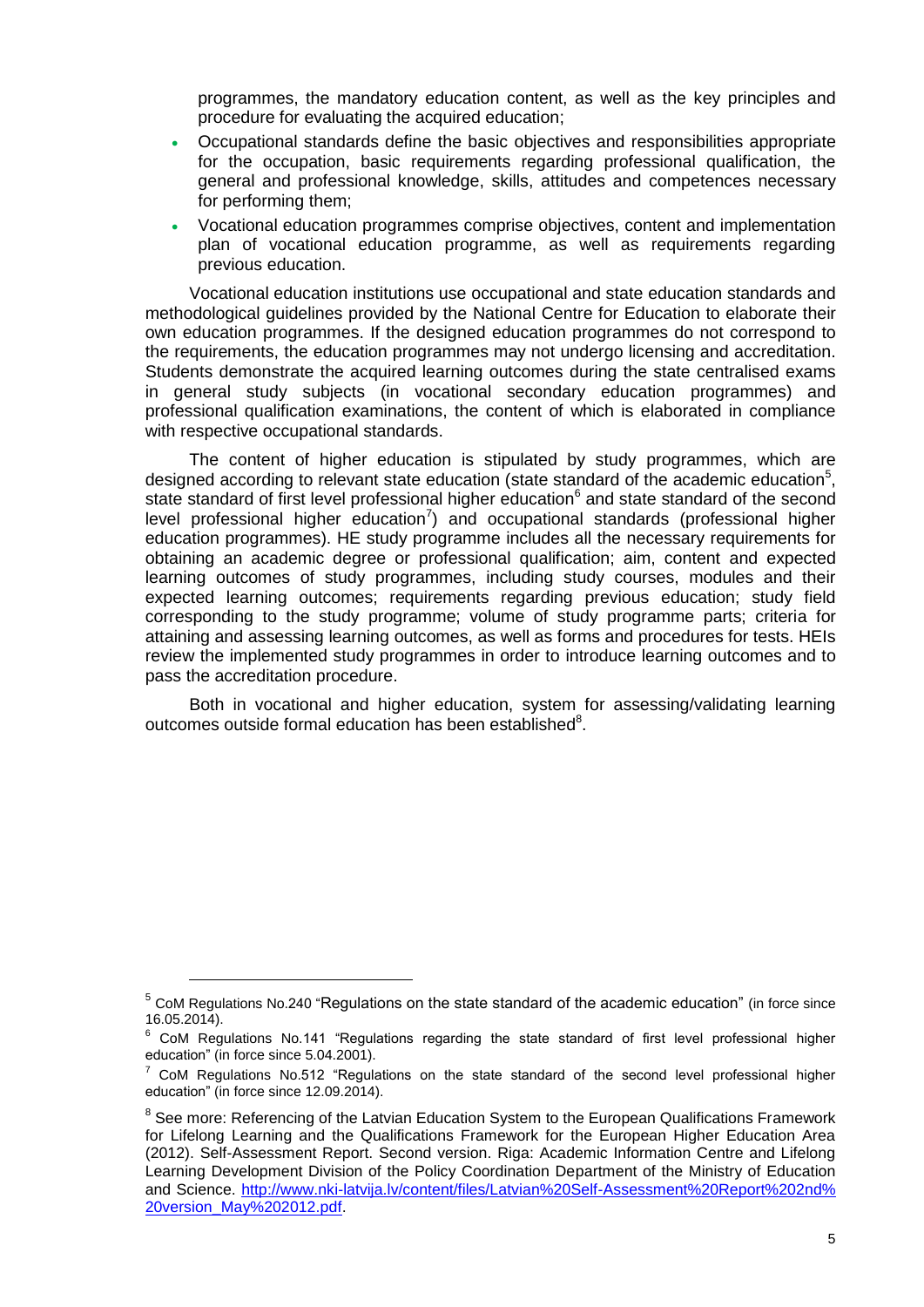programmes, the mandatory education content, as well as the key principles and procedure for evaluating the acquired education;

- Occupational standards define the basic objectives and responsibilities appropriate for the occupation, basic requirements regarding professional qualification, the general and professional knowledge, skills, attitudes and competences necessary for performing them;
- Vocational education programmes comprise objectives, content and implementation plan of vocational education programme, as well as requirements regarding previous education.

Vocational education institutions use occupational and state education standards and methodological guidelines provided by the National Centre for Education to elaborate their own education programmes. If the designed education programmes do not correspond to the requirements, the education programmes may not undergo licensing and accreditation. Students demonstrate the acquired learning outcomes during the state centralised exams in general study subjects (in vocational secondary education programmes) and professional qualification examinations, the content of which is elaborated in compliance with respective occupational standards.

The content of higher education is stipulated by study programmes, which are designed according to relevant state education (state standard of the academic education[5], state standard of first level professional higher education[6] and state standard of the second level professional higher education[7]) and occupational standards (professional higher education programmes). HE study programme includes all the necessary requirements for obtaining an academic degree or professional qualification; aim, content and expected learning outcomes of study programmes, including study courses, modules and their expected learning outcomes; requirements regarding previous education; study field corresponding to the study programme; volume of study programme parts; criteria for attaining and assessing learning outcomes, as well as forms and procedures for tests. HEIs review the implemented study programmes in order to introduce learning outcomes and to pass the accreditation procedure.

Both in vocational and higher education, system for assessing/validating learning outcomes outside formal education has been established[8].

---

[5] CoM Regulations No.240 "Regulations on the state standard of the academic education" (in force since 16.05.2014).

[6] CoM Regulations No.141 "Regulations regarding the state standard of first level professional higher education" (in force since 5.04.2001).

[7] CoM Regulations No.512 "Regulations on the state standard of the second level professional higher education" (in force since 12.09.2014).

[8] See more: Referencing of the Latvian Education System to the European Qualifications Framework for Lifelong Learning and the Qualifications Framework for the European Higher Education Area (2012). Self-Assessment Report. Second version. Riga: Academic Information Centre and Lifelong Learning Development Division of the Policy Coordination Department of the Ministry of Education and Science. http://www.nki-latvija.lv/content/files/Latvian%20Self-Assessment%20Report%202nd%20version_May%202012.pdf.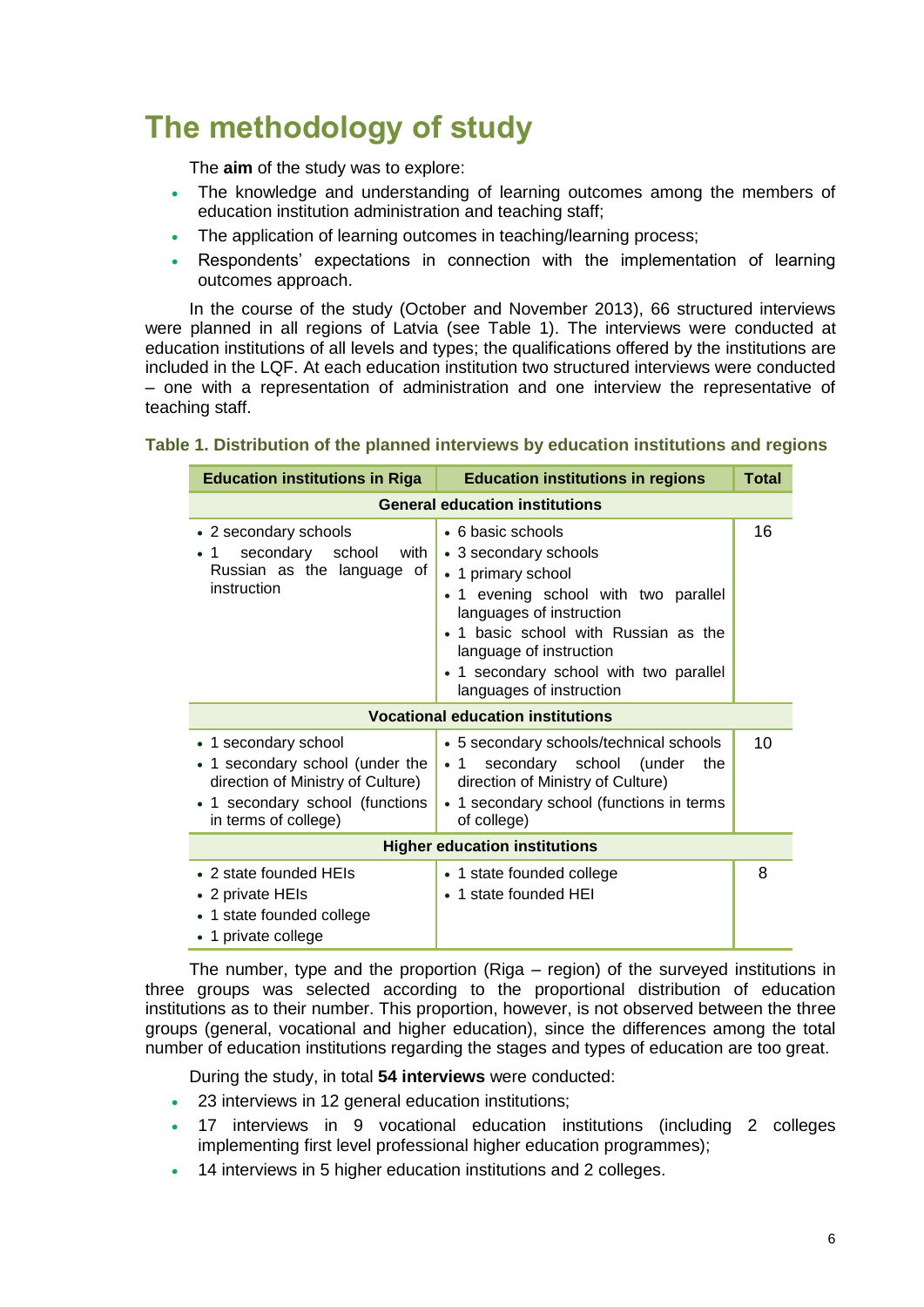# The methodology of study

The **aim** of the study was to explore:

- The knowledge and understanding of learning outcomes among the members of education institution administration and teaching staff;
- The application of learning outcomes in teaching/learning process;
- Respondents' expectations in connection with the implementation of learning outcomes approach.

In the course of the study (October and November 2013), 66 structured interviews were planned in all regions of Latvia (see Table 1). The interviews were conducted at education institutions of all levels and types; the qualifications offered by the institutions are included in the LQF. At each education institution two structured interviews were conducted – one with a representation of administration and one interview the representative of teaching staff.

**Table 1. Distribution of the planned interviews by education institutions and regions**

| Education institutions in Riga | Education institutions in regions | Total |
|---|---|---|
| **General education institutions** | | |
| • 2 secondary schools<br>• 1 secondary school with Russian as the language of instruction | • 6 basic schools<br>• 3 secondary schools<br>• 1 primary school<br>• 1 evening school with two parallel languages of instruction<br>• 1 basic school with Russian as the language of instruction<br>• 1 secondary school with two parallel languages of instruction | 16 |
| **Vocational education institutions** | | |
| • 1 secondary school<br>• 1 secondary school (under the direction of Ministry of Culture)<br>• 1 secondary school (functions in terms of college) | • 5 secondary schools/technical schools<br>• 1 secondary school (under the direction of Ministry of Culture)<br>• 1 secondary school (functions in terms of college) | 10 |
| **Higher education institutions** | | |
| • 2 state founded HEIs<br>• 2 private HEIs<br>• 1 state founded college<br>• 1 private college | • 1 state founded college<br>• 1 state founded HEI | 8 |

The number, type and the proportion (Riga – region) of the surveyed institutions in three groups was selected according to the proportional distribution of education institutions as to their number. This proportion, however, is not observed between the three groups (general, vocational and higher education), since the differences among the total number of education institutions regarding the stages and types of education are too great.

During the study, in total **54 interviews** were conducted:

- 23 interviews in 12 general education institutions;
- 17 interviews in 9 vocational education institutions (including 2 colleges implementing first level professional higher education programmes);
- 14 interviews in 5 higher education institutions and 2 colleges.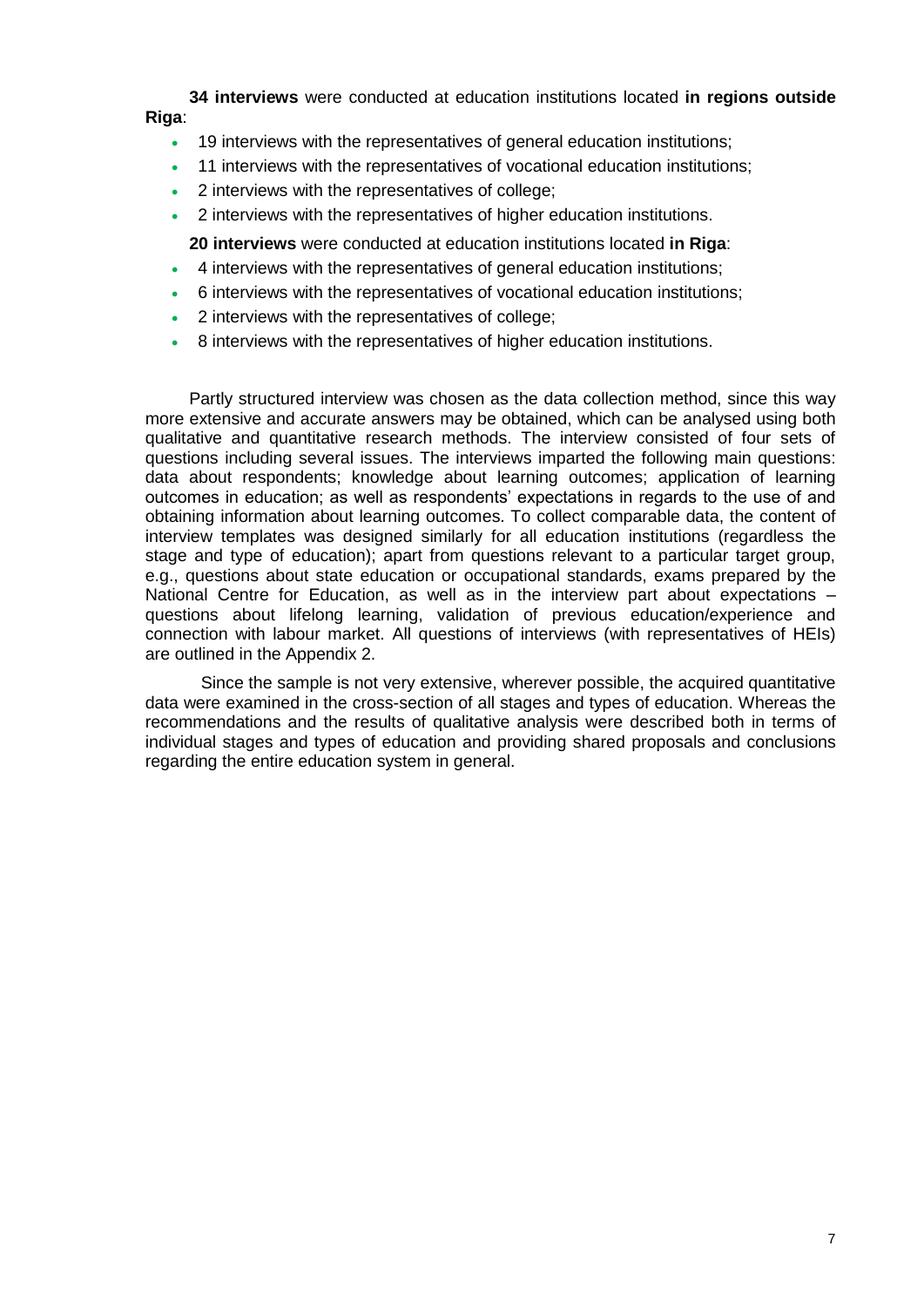**34 interviews** were conducted at education institutions located **in regions outside Riga**:

- 19 interviews with the representatives of general education institutions;
- 11 interviews with the representatives of vocational education institutions;
- 2 interviews with the representatives of college;
- 2 interviews with the representatives of higher education institutions.

**20 interviews** were conducted at education institutions located **in Riga**:

- 4 interviews with the representatives of general education institutions;
- 6 interviews with the representatives of vocational education institutions;
- 2 interviews with the representatives of college;
- 8 interviews with the representatives of higher education institutions.

Partly structured interview was chosen as the data collection method, since this way more extensive and accurate answers may be obtained, which can be analysed using both qualitative and quantitative research methods. The interview consisted of four sets of questions including several issues. The interviews imparted the following main questions: data about respondents; knowledge about learning outcomes; application of learning outcomes in education; as well as respondents' expectations in regards to the use of and obtaining information about learning outcomes. To collect comparable data, the content of interview templates was designed similarly for all education institutions (regardless the stage and type of education); apart from questions relevant to a particular target group, e.g., questions about state education or occupational standards, exams prepared by the National Centre for Education, as well as in the interview part about expectations – questions about lifelong learning, validation of previous education/experience and connection with labour market. All questions of interviews (with representatives of HEIs) are outlined in the Appendix 2.

Since the sample is not very extensive, wherever possible, the acquired quantitative data were examined in the cross-section of all stages and types of education. Whereas the recommendations and the results of qualitative analysis were described both in terms of individual stages and types of education and providing shared proposals and conclusions regarding the entire education system in general.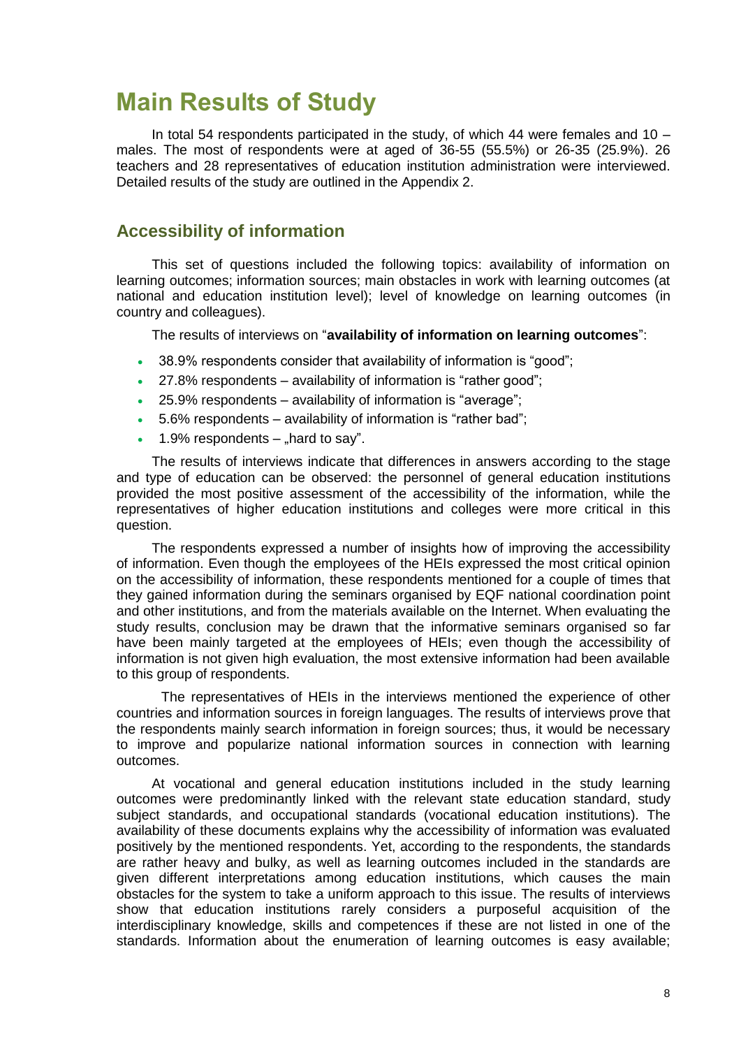# Main Results of Study

In total 54 respondents participated in the study, of which 44 were females and 10 – males. The most of respondents were at aged of 36-55 (55.5%) or 26-35 (25.9%). 26 teachers and 28 representatives of education institution administration were interviewed. Detailed results of the study are outlined in the Appendix 2.

## Accessibility of information

This set of questions included the following topics: availability of information on learning outcomes; information sources; main obstacles in work with learning outcomes (at national and education institution level); level of knowledge on learning outcomes (in country and colleagues).

The results of interviews on "**availability of information on learning outcomes**":

- 38.9% respondents consider that availability of information is "good";
- 27.8% respondents – availability of information is "rather good";
- 25.9% respondents – availability of information is "average";
- 5.6% respondents – availability of information is "rather bad";
- 1.9% respondents – „hard to say".

The results of interviews indicate that differences in answers according to the stage and type of education can be observed: the personnel of general education institutions provided the most positive assessment of the accessibility of the information, while the representatives of higher education institutions and colleges were more critical in this question.

The respondents expressed a number of insights how of improving the accessibility of information. Even though the employees of the HEIs expressed the most critical opinion on the accessibility of information, these respondents mentioned for a couple of times that they gained information during the seminars organised by EQF national coordination point and other institutions, and from the materials available on the Internet. When evaluating the study results, conclusion may be drawn that the informative seminars organised so far have been mainly targeted at the employees of HEIs; even though the accessibility of information is not given high evaluation, the most extensive information had been available to this group of respondents.

The representatives of HEIs in the interviews mentioned the experience of other countries and information sources in foreign languages. The results of interviews prove that the respondents mainly search information in foreign sources; thus, it would be necessary to improve and popularize national information sources in connection with learning outcomes.

At vocational and general education institutions included in the study learning outcomes were predominantly linked with the relevant state education standard, study subject standards, and occupational standards (vocational education institutions). The availability of these documents explains why the accessibility of information was evaluated positively by the mentioned respondents. Yet, according to the respondents, the standards are rather heavy and bulky, as well as learning outcomes included in the standards are given different interpretations among education institutions, which causes the main obstacles for the system to take a uniform approach to this issue. The results of interviews show that education institutions rarely considers a purposeful acquisition of the interdisciplinary knowledge, skills and competences if these are not listed in one of the standards. Information about the enumeration of learning outcomes is easy available;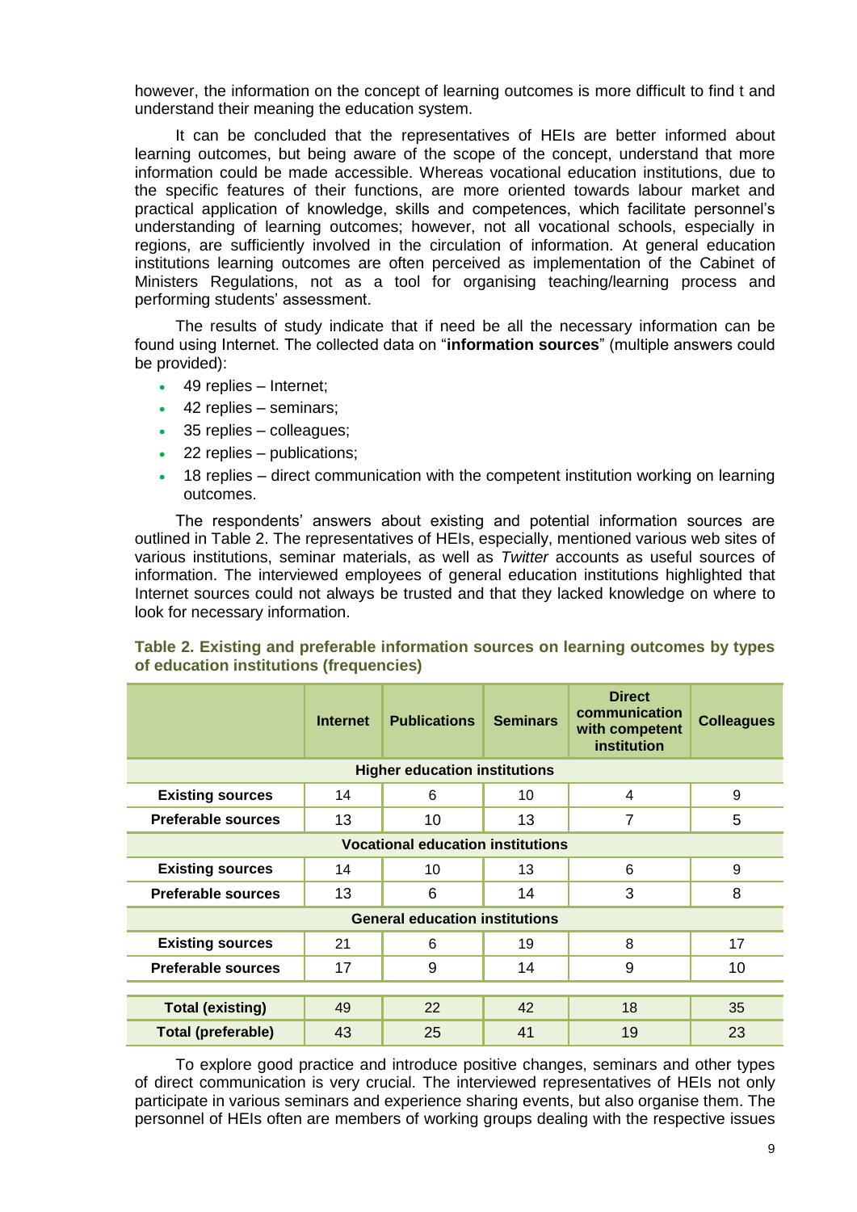however, the information on the concept of learning outcomes is more difficult to find t and understand their meaning the education system.

It can be concluded that the representatives of HEIs are better informed about learning outcomes, but being aware of the scope of the concept, understand that more information could be made accessible. Whereas vocational education institutions, due to the specific features of their functions, are more oriented towards labour market and practical application of knowledge, skills and competences, which facilitate personnel's understanding of learning outcomes; however, not all vocational schools, especially in regions, are sufficiently involved in the circulation of information. At general education institutions learning outcomes are often perceived as implementation of the Cabinet of Ministers Regulations, not as a tool for organising teaching/learning process and performing students' assessment.

The results of study indicate that if need be all the necessary information can be found using Internet. The collected data on "**information sources**" (multiple answers could be provided):

- 49 replies – Internet;
- 42 replies – seminars;
- 35 replies – colleagues;
- 22 replies – publications;
- 18 replies – direct communication with the competent institution working on learning outcomes.

The respondents' answers about existing and potential information sources are outlined in Table 2. The representatives of HEIs, especially, mentioned various web sites of various institutions, seminar materials, as well as *Twitter* accounts as useful sources of information. The interviewed employees of general education institutions highlighted that Internet sources could not always be trusted and that they lacked knowledge on where to look for necessary information.

**Table 2. Existing and preferable information sources on learning outcomes by types of education institutions (frequencies)**

| | Internet | Publications | Seminars | Direct communication with competent institution | Colleagues |
|---|---|---|---|---|---|
| **Higher education institutions** | | | | | |
| **Existing sources** | 14 | 6 | 10 | 4 | 9 |
| **Preferable sources** | 13 | 10 | 13 | 7 | 5 |
| **Vocational education institutions** | | | | | |
| **Existing sources** | 14 | 10 | 13 | 6 | 9 |
| **Preferable sources** | 13 | 6 | 14 | 3 | 8 |
| **General education institutions** | | | | | |
| **Existing sources** | 21 | 6 | 19 | 8 | 17 |
| **Preferable sources** | 17 | 9 | 14 | 9 | 10 |
| **Total (existing)** | 49 | 22 | 42 | 18 | 35 |
| **Total (preferable)** | 43 | 25 | 41 | 19 | 23 |

To explore good practice and introduce positive changes, seminars and other types of direct communication is very crucial. The interviewed representatives of HEIs not only participate in various seminars and experience sharing events, but also organise them. The personnel of HEIs often are members of working groups dealing with the respective issues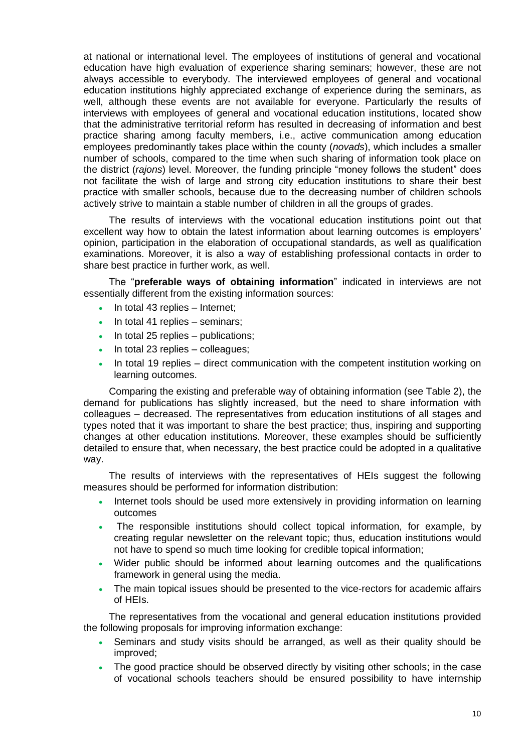at national or international level. The employees of institutions of general and vocational education have high evaluation of experience sharing seminars; however, these are not always accessible to everybody. The interviewed employees of general and vocational education institutions highly appreciated exchange of experience during the seminars, as well, although these events are not available for everyone. Particularly the results of interviews with employees of general and vocational education institutions, located show that the administrative territorial reform has resulted in decreasing of information and best practice sharing among faculty members, i.e., active communication among education employees predominantly takes place within the county (*novads*), which includes a smaller number of schools, compared to the time when such sharing of information took place on the district (*rajons*) level. Moreover, the funding principle "money follows the student" does not facilitate the wish of large and strong city education institutions to share their best practice with smaller schools, because due to the decreasing number of children schools actively strive to maintain a stable number of children in all the groups of grades.

The results of interviews with the vocational education institutions point out that excellent way how to obtain the latest information about learning outcomes is employers' opinion, participation in the elaboration of occupational standards, as well as qualification examinations. Moreover, it is also a way of establishing professional contacts in order to share best practice in further work, as well.

The "**preferable ways of obtaining information**" indicated in interviews are not essentially different from the existing information sources:

- In total 43 replies – Internet;
- In total 41 replies – seminars;
- In total 25 replies – publications;
- In total 23 replies – colleagues;
- In total 19 replies – direct communication with the competent institution working on learning outcomes.

Comparing the existing and preferable way of obtaining information (see Table 2), the demand for publications has slightly increased, but the need to share information with colleagues – decreased. The representatives from education institutions of all stages and types noted that it was important to share the best practice; thus, inspiring and supporting changes at other education institutions. Moreover, these examples should be sufficiently detailed to ensure that, when necessary, the best practice could be adopted in a qualitative way.

The results of interviews with the representatives of HEIs suggest the following measures should be performed for information distribution:

- Internet tools should be used more extensively in providing information on learning outcomes
- The responsible institutions should collect topical information, for example, by creating regular newsletter on the relevant topic; thus, education institutions would not have to spend so much time looking for credible topical information;
- Wider public should be informed about learning outcomes and the qualifications framework in general using the media.
- The main topical issues should be presented to the vice-rectors for academic affairs of HEIs.

The representatives from the vocational and general education institutions provided the following proposals for improving information exchange:

- Seminars and study visits should be arranged, as well as their quality should be improved;
- The good practice should be observed directly by visiting other schools; in the case of vocational schools teachers should be ensured possibility to have internship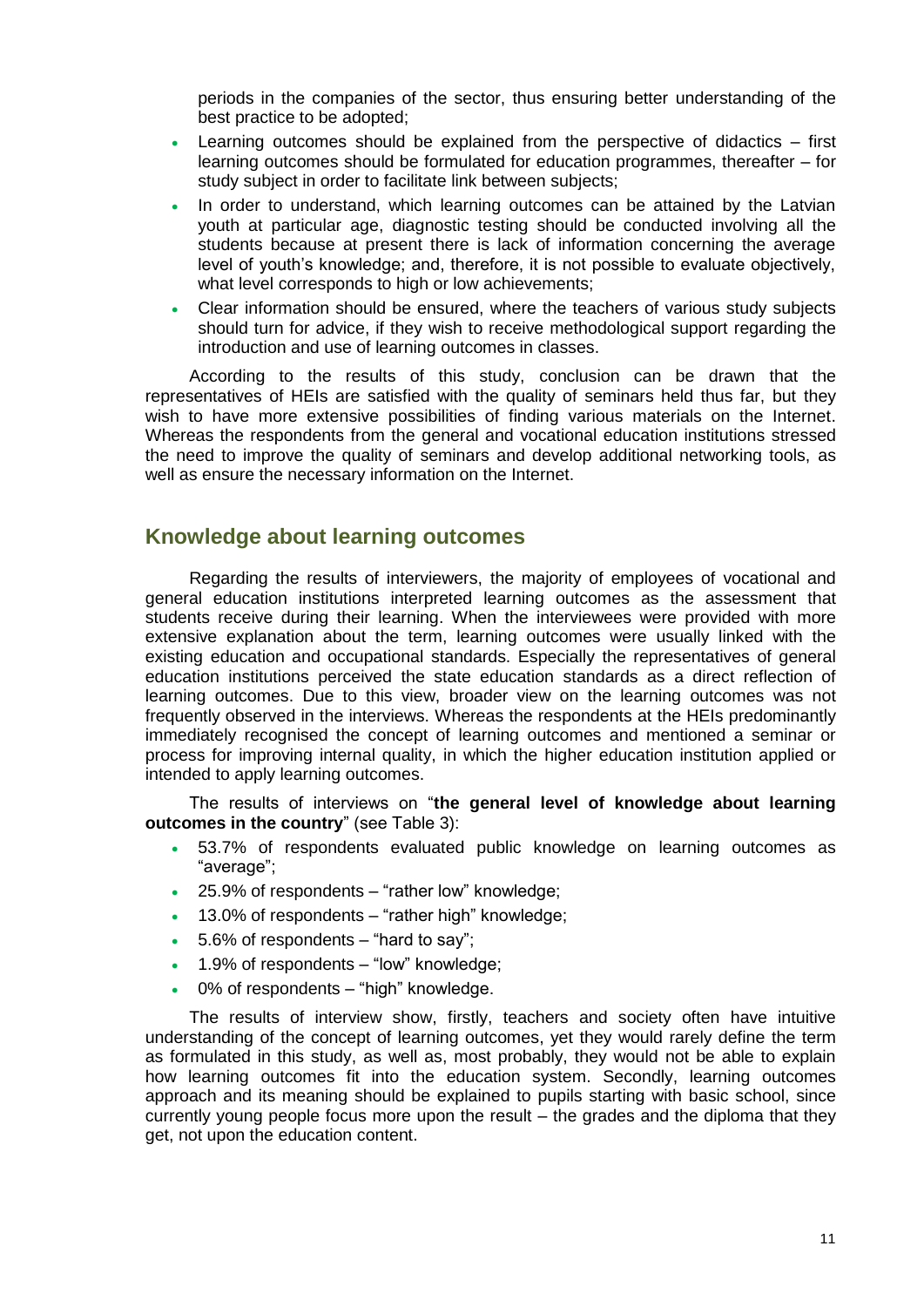periods in the companies of the sector, thus ensuring better understanding of the best practice to be adopted;

- Learning outcomes should be explained from the perspective of didactics – first learning outcomes should be formulated for education programmes, thereafter – for study subject in order to facilitate link between subjects;
- In order to understand, which learning outcomes can be attained by the Latvian youth at particular age, diagnostic testing should be conducted involving all the students because at present there is lack of information concerning the average level of youth's knowledge; and, therefore, it is not possible to evaluate objectively, what level corresponds to high or low achievements;
- Clear information should be ensured, where the teachers of various study subjects should turn for advice, if they wish to receive methodological support regarding the introduction and use of learning outcomes in classes.

According to the results of this study, conclusion can be drawn that the representatives of HEIs are satisfied with the quality of seminars held thus far, but they wish to have more extensive possibilities of finding various materials on the Internet. Whereas the respondents from the general and vocational education institutions stressed the need to improve the quality of seminars and develop additional networking tools, as well as ensure the necessary information on the Internet.

## Knowledge about learning outcomes

Regarding the results of interviewers, the majority of employees of vocational and general education institutions interpreted learning outcomes as the assessment that students receive during their learning. When the interviewees were provided with more extensive explanation about the term, learning outcomes were usually linked with the existing education and occupational standards. Especially the representatives of general education institutions perceived the state education standards as a direct reflection of learning outcomes. Due to this view, broader view on the learning outcomes was not frequently observed in the interviews. Whereas the respondents at the HEIs predominantly immediately recognised the concept of learning outcomes and mentioned a seminar or process for improving internal quality, in which the higher education institution applied or intended to apply learning outcomes.

The results of interviews on "**the general level of knowledge about learning outcomes in the country**" (see Table 3):

- 53.7% of respondents evaluated public knowledge on learning outcomes as "average";
- 25.9% of respondents – "rather low" knowledge;
- 13.0% of respondents – "rather high" knowledge;
- 5.6% of respondents – "hard to say";
- 1.9% of respondents – "low" knowledge;
- 0% of respondents – "high" knowledge.

The results of interview show, firstly, teachers and society often have intuitive understanding of the concept of learning outcomes, yet they would rarely define the term as formulated in this study, as well as, most probably, they would not be able to explain how learning outcomes fit into the education system. Secondly, learning outcomes approach and its meaning should be explained to pupils starting with basic school, since currently young people focus more upon the result – the grades and the diploma that they get, not upon the education content.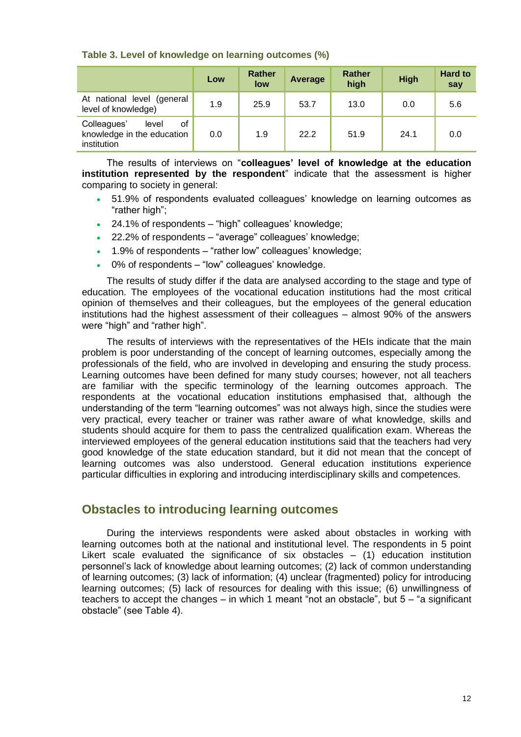**Table 3. Level of knowledge on learning outcomes (%)**

| | Low | Rather low | Average | Rather high | High | Hard to say |
|---|---|---|---|---|---|---|
| At national level (general level of knowledge) | 1.9 | 25.9 | 53.7 | 13.0 | 0.0 | 5.6 |
| Colleagues' level of knowledge in the education institution | 0.0 | 1.9 | 22.2 | 51.9 | 24.1 | 0.0 |

The results of interviews on "**colleagues' level of knowledge at the education institution represented by the respondent**" indicate that the assessment is higher comparing to society in general:

- 51.9% of respondents evaluated colleagues' knowledge on learning outcomes as "rather high";
- 24.1% of respondents – "high" colleagues' knowledge;
- 22.2% of respondents – "average" colleagues' knowledge;
- 1.9% of respondents – "rather low" colleagues' knowledge;
- 0% of respondents – "low" colleagues' knowledge.

The results of study differ if the data are analysed according to the stage and type of education. The employees of the vocational education institutions had the most critical opinion of themselves and their colleagues, but the employees of the general education institutions had the highest assessment of their colleagues – almost 90% of the answers were "high" and "rather high".

The results of interviews with the representatives of the HEIs indicate that the main problem is poor understanding of the concept of learning outcomes, especially among the professionals of the field, who are involved in developing and ensuring the study process. Learning outcomes have been defined for many study courses; however, not all teachers are familiar with the specific terminology of the learning outcomes approach. The respondents at the vocational education institutions emphasised that, although the understanding of the term "learning outcomes" was not always high, since the studies were very practical, every teacher or trainer was rather aware of what knowledge, skills and students should acquire for them to pass the centralized qualification exam. Whereas the interviewed employees of the general education institutions said that the teachers had very good knowledge of the state education standard, but it did not mean that the concept of learning outcomes was also understood. General education institutions experience particular difficulties in exploring and introducing interdisciplinary skills and competences.

## Obstacles to introducing learning outcomes

During the interviews respondents were asked about obstacles in working with learning outcomes both at the national and institutional level. The respondents in 5 point Likert scale evaluated the significance of six obstacles – (1) education institution personnel's lack of knowledge about learning outcomes; (2) lack of common understanding of learning outcomes; (3) lack of information; (4) unclear (fragmented) policy for introducing learning outcomes; (5) lack of resources for dealing with this issue; (6) unwillingness of teachers to accept the changes – in which 1 meant "not an obstacle", but 5 – "a significant obstacle" (see Table 4).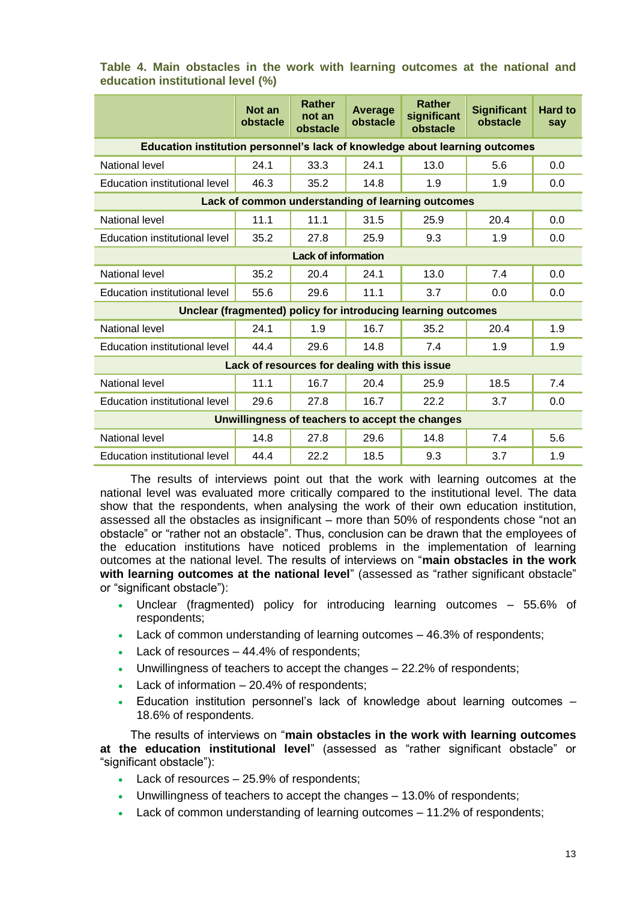**Table 4. Main obstacles in the work with learning outcomes at the national and education institutional level (%)**

| | Not an obstacle | Rather not an obstacle | Average obstacle | Rather significant obstacle | Significant obstacle | Hard to say |
|---|---|---|---|---|---|---|
| **Education institution personnel's lack of knowledge about learning outcomes** | | | | | | |
| National level | 24.1 | 33.3 | 24.1 | 13.0 | 5.6 | 0.0 |
| Education institutional level | 46.3 | 35.2 | 14.8 | 1.9 | 1.9 | 0.0 |
| **Lack of common understanding of learning outcomes** | | | | | | |
| National level | 11.1 | 11.1 | 31.5 | 25.9 | 20.4 | 0.0 |
| Education institutional level | 35.2 | 27.8 | 25.9 | 9.3 | 1.9 | 0.0 |
| **Lack of information** | | | | | | |
| National level | 35.2 | 20.4 | 24.1 | 13.0 | 7.4 | 0.0 |
| Education institutional level | 55.6 | 29.6 | 11.1 | 3.7 | 0.0 | 0.0 |
| **Unclear (fragmented) policy for introducing learning outcomes** | | | | | | |
| National level | 24.1 | 1.9 | 16.7 | 35.2 | 20.4 | 1.9 |
| Education institutional level | 44.4 | 29.6 | 14.8 | 7.4 | 1.9 | 1.9 |
| **Lack of resources for dealing with this issue** | | | | | | |
| National level | 11.1 | 16.7 | 20.4 | 25.9 | 18.5 | 7.4 |
| Education institutional level | 29.6 | 27.8 | 16.7 | 22.2 | 3.7 | 0.0 |
| **Unwillingness of teachers to accept the changes** | | | | | | |
| National level | 14.8 | 27.8 | 29.6 | 14.8 | 7.4 | 5.6 |
| Education institutional level | 44.4 | 22.2 | 18.5 | 9.3 | 3.7 | 1.9 |

The results of interviews point out that the work with learning outcomes at the national level was evaluated more critically compared to the institutional level. The data show that the respondents, when analysing the work of their own education institution, assessed all the obstacles as insignificant – more than 50% of respondents chose "not an obstacle" or "rather not an obstacle". Thus, conclusion can be drawn that the employees of the education institutions have noticed problems in the implementation of learning outcomes at the national level. The results of interviews on "**main obstacles in the work with learning outcomes at the national level**" (assessed as "rather significant obstacle" or "significant obstacle"):

- Unclear (fragmented) policy for introducing learning outcomes – 55.6% of respondents;
- Lack of common understanding of learning outcomes – 46.3% of respondents;
- Lack of resources – 44.4% of respondents;
- Unwillingness of teachers to accept the changes – 22.2% of respondents;
- Lack of information – 20.4% of respondents;
- Education institution personnel's lack of knowledge about learning outcomes – 18.6% of respondents.

The results of interviews on "**main obstacles in the work with learning outcomes at the education institutional level**" (assessed as "rather significant obstacle" or "significant obstacle"):

- Lack of resources – 25.9% of respondents;
- Unwillingness of teachers to accept the changes – 13.0% of respondents;
- Lack of common understanding of learning outcomes – 11.2% of respondents;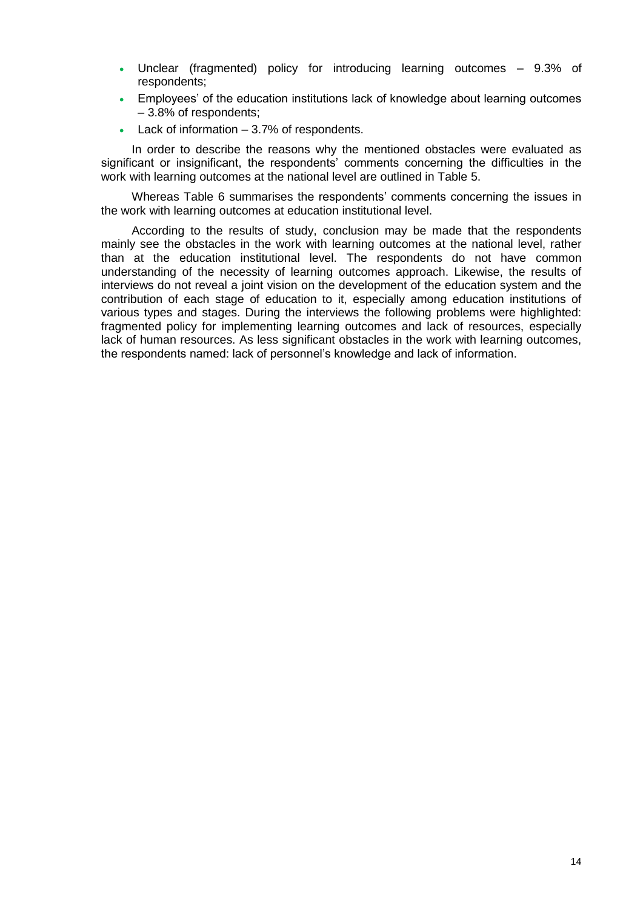- Unclear (fragmented) policy for introducing learning outcomes – 9.3% of respondents;
- Employees' of the education institutions lack of knowledge about learning outcomes – 3.8% of respondents;
- Lack of information – 3.7% of respondents.

In order to describe the reasons why the mentioned obstacles were evaluated as significant or insignificant, the respondents' comments concerning the difficulties in the work with learning outcomes at the national level are outlined in Table 5.

Whereas Table 6 summarises the respondents' comments concerning the issues in the work with learning outcomes at education institutional level.

According to the results of study, conclusion may be made that the respondents mainly see the obstacles in the work with learning outcomes at the national level, rather than at the education institutional level. The respondents do not have common understanding of the necessity of learning outcomes approach. Likewise, the results of interviews do not reveal a joint vision on the development of the education system and the contribution of each stage of education to it, especially among education institutions of various types and stages. During the interviews the following problems were highlighted: fragmented policy for implementing learning outcomes and lack of resources, especially lack of human resources. As less significant obstacles in the work with learning outcomes, the respondents named: lack of personnel's knowledge and lack of information.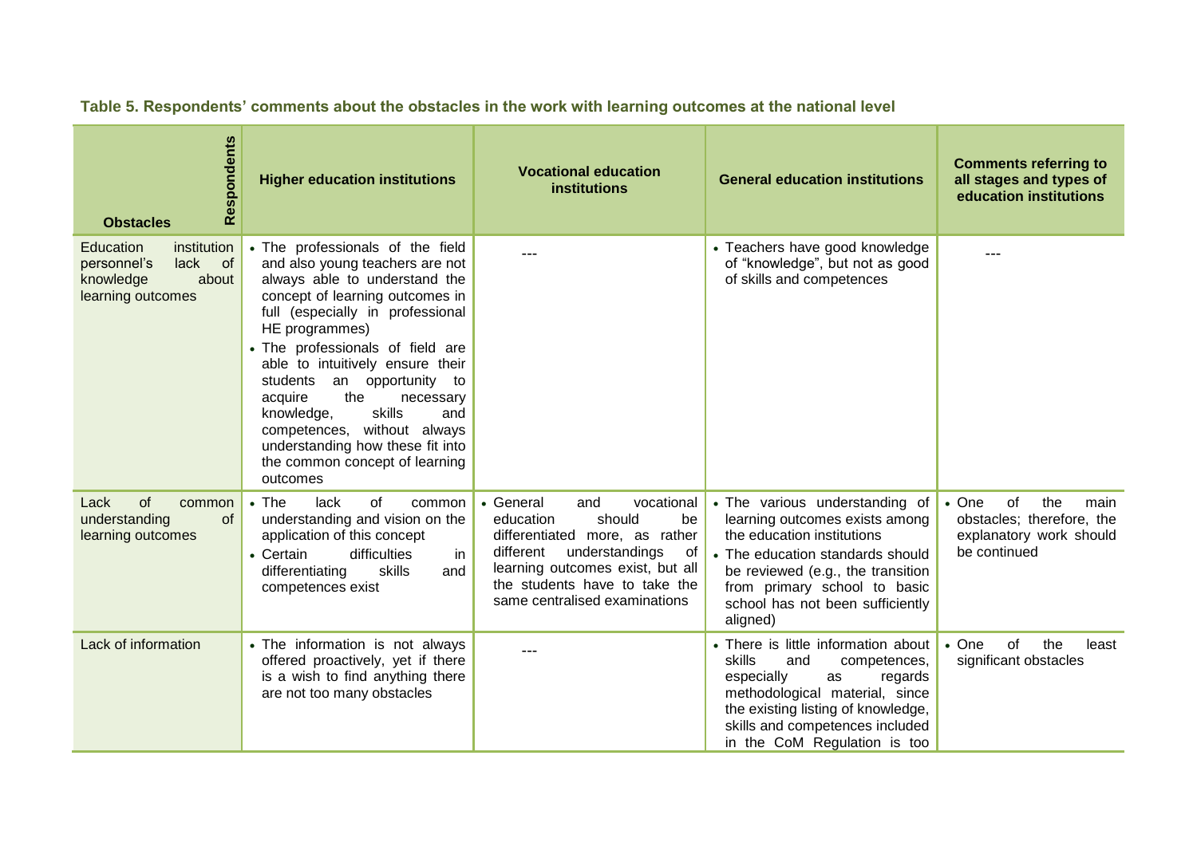**Table 5. Respondents' comments about the obstacles in the work with learning outcomes at the national level**

| Obstacles / Respondents | Higher education institutions | Vocational education institutions | General education institutions | Comments referring to all stages and types of education institutions |
|---|---|---|---|---|
| Education institution personnel's lack of knowledge about learning outcomes | • The professionals of the field and also young teachers are not always able to understand the concept of learning outcomes in full (especially in professional HE programmes)<br>• The professionals of field are able to intuitively ensure their students an opportunity to acquire the necessary knowledge, skills and competences, without always understanding how these fit into the common concept of learning outcomes | --- | • Teachers have good knowledge of "knowledge", but not as good of skills and competences | --- |
| Lack of common understanding of learning outcomes | • The lack of common understanding and vision on the application of this concept<br>• Certain difficulties in differentiating skills and competences exist | • General and vocational education should be differentiated more, as rather different understandings of learning outcomes exist, but all the students have to take the same centralised examinations | • The various understanding of learning outcomes exists among the education institutions<br>• The education standards should be reviewed (e.g., the transition from primary school to basic school has not been sufficiently aligned) | • One of the main obstacles; therefore, the explanatory work should be continued |
| Lack of information | • The information is not always offered proactively, yet if there is a wish to find anything there are not too many obstacles | --- | • There is little information about skills and competences, especially as regards methodological material, since the existing listing of knowledge, skills and competences included in the CoM Regulation is too | • One of the least significant obstacles |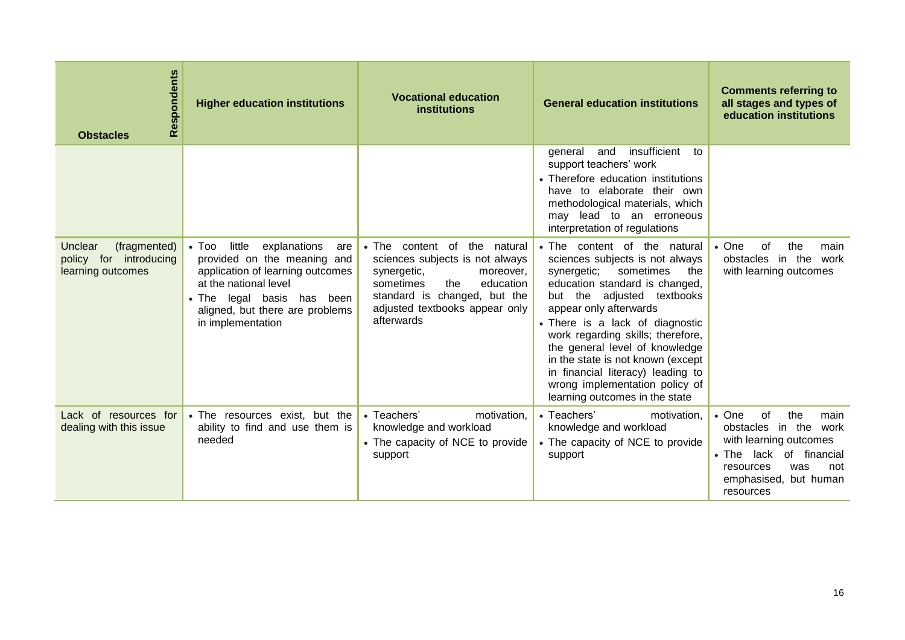| Obstacles / Respondents | Higher education institutions | Vocational education institutions | General education institutions | Comments referring to all stages and types of education institutions |
|---|---|---|---|---|
| | | | general and insufficient to support teachers' work<br>• Therefore education institutions have to elaborate their own methodological materials, which may lead to an erroneous interpretation of regulations | |
| Unclear (fragmented) policy for introducing learning outcomes | • Too little explanations are provided on the meaning and application of learning outcomes at the national level<br>• The legal basis has been aligned, but there are problems in implementation | • The content of the natural sciences subjects is not always synergetic, moreover, sometimes the education standard is changed, but the adjusted textbooks appear only afterwards | • The content of the natural sciences subjects is not always synergetic; sometimes the education standard is changed, but the adjusted textbooks appear only afterwards<br>• There is a lack of diagnostic work regarding skills; therefore, the general level of knowledge in the state is not known (except in financial literacy) leading to wrong implementation policy of learning outcomes in the state | • One of the main obstacles in the work with learning outcomes |
| Lack of resources for dealing with this issue | • The resources exist, but the ability to find and use them is needed | • Teachers' motivation, knowledge and workload<br>• The capacity of NCE to provide support | • Teachers' motivation, knowledge and workload<br>• The capacity of NCE to provide support | • One of the main obstacles in the work with learning outcomes<br>• The lack of financial resources was not emphasised, but human resources |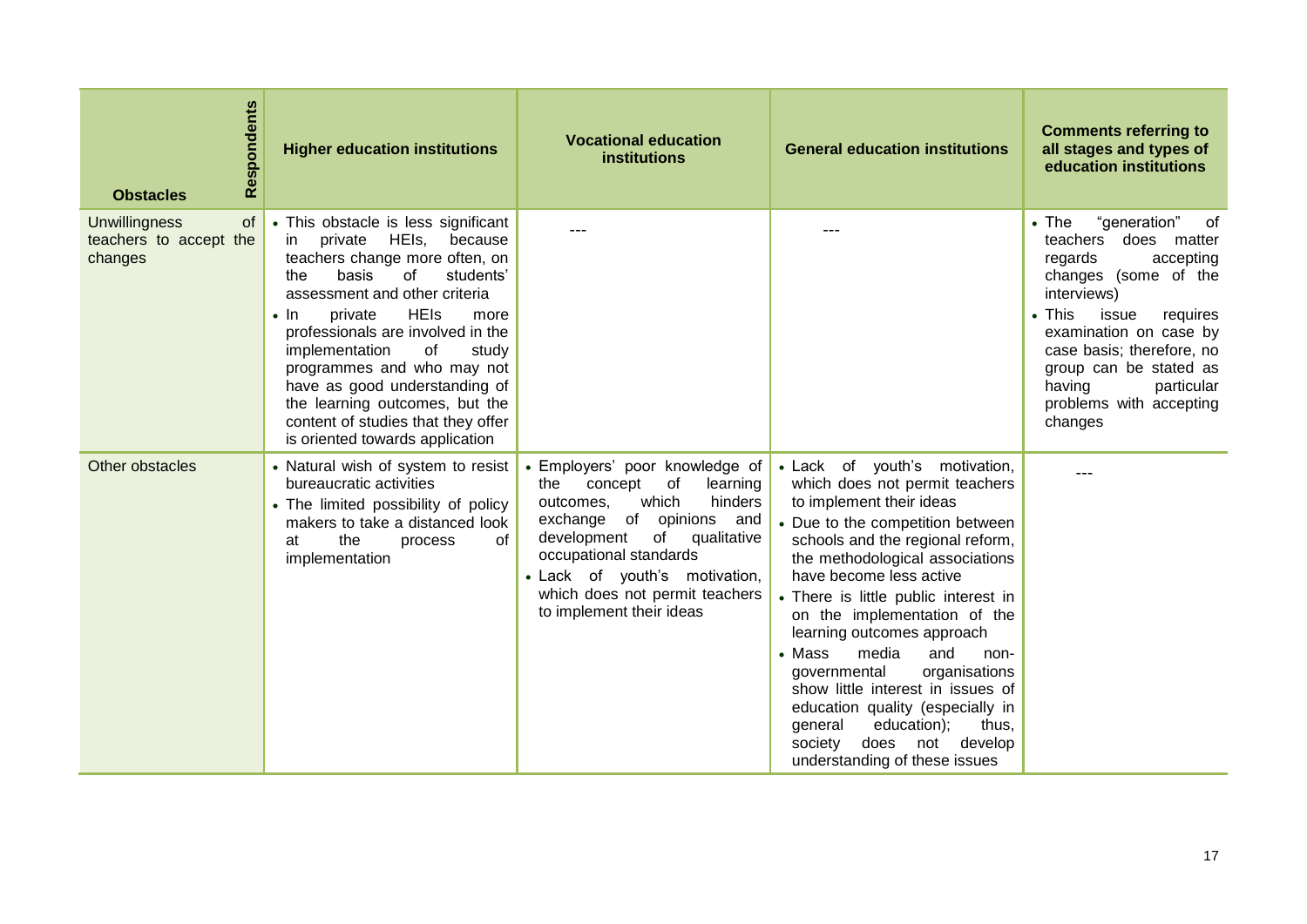| Obstacles / Respondents | Higher education institutions | Vocational education institutions | General education institutions | Comments referring to all stages and types of education institutions |
| --- | --- | --- | --- | --- |
| Unwillingness of teachers to accept the changes | • This obstacle is less significant in private HEIs, because teachers change more often, on the basis of students' assessment and other criteria<br>• In private HEIs more professionals are involved in the implementation of study programmes and who may not have as good understanding of the learning outcomes, but the content of studies that they offer is oriented towards application | --- | --- | • The "generation" of teachers does matter regards accepting changes (some of the interviews)<br>• This issue requires examination on case by case basis; therefore, no group can be stated as having particular problems with accepting changes |
| Other obstacles | • Natural wish of system to resist bureaucratic activities<br>• The limited possibility of policy makers to take a distanced look at the process of implementation | • Employers' poor knowledge of the concept of learning outcomes, which hinders exchange of opinions and development of qualitative occupational standards<br>• Lack of youth's motivation, which does not permit teachers to implement their ideas | • Lack of youth's motivation, which does not permit teachers to implement their ideas<br>• Due to the competition between schools and the regional reform, the methodological associations have become less active<br>• There is little public interest in on the implementation of the learning outcomes approach<br>• Mass media and non-governmental organisations show little interest in issues of education quality (especially in general education); thus, society does not develop understanding of these issues | --- |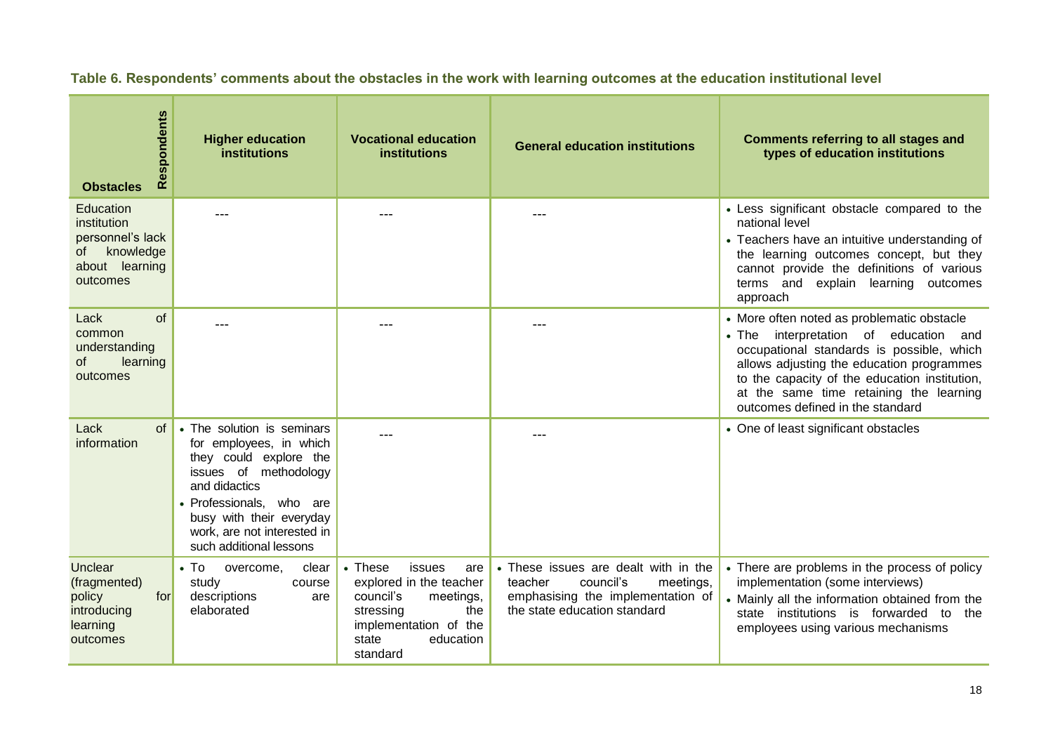**Table 6. Respondents' comments about the obstacles in the work with learning outcomes at the education institutional level**

| Obstacles / Respondents | Higher education institutions | Vocational education institutions | General education institutions | Comments referring to all stages and types of education institutions |
|---|---|---|---|---|
| Education institution personnel's lack of knowledge about learning outcomes | --- | --- | --- | • Less significant obstacle compared to the national level<br>• Teachers have an intuitive understanding of the learning outcomes concept, but they cannot provide the definitions of various terms and explain learning outcomes approach |
| Lack of common understanding of learning outcomes | --- | --- | --- | • More often noted as problematic obstacle<br>• The interpretation of education and occupational standards is possible, which allows adjusting the education programmes to the capacity of the education institution, at the same time retaining the learning outcomes defined in the standard |
| Lack of information | • The solution is seminars for employees, in which they could explore the issues of methodology and didactics<br>• Professionals, who are busy with their everyday work, are not interested in such additional lessons | --- | --- | • One of least significant obstacles |
| Unclear (fragmented) policy for introducing learning outcomes | • To overcome, clear study course descriptions are elaborated | • These issues are explored in the teacher council's meetings, stressing the implementation of the state education standard | • These issues are dealt with in the teacher council's meetings, emphasising the implementation of the state education standard | • There are problems in the process of policy implementation (some interviews)<br>• Mainly all the information obtained from the state institutions is forwarded to the employees using various mechanisms |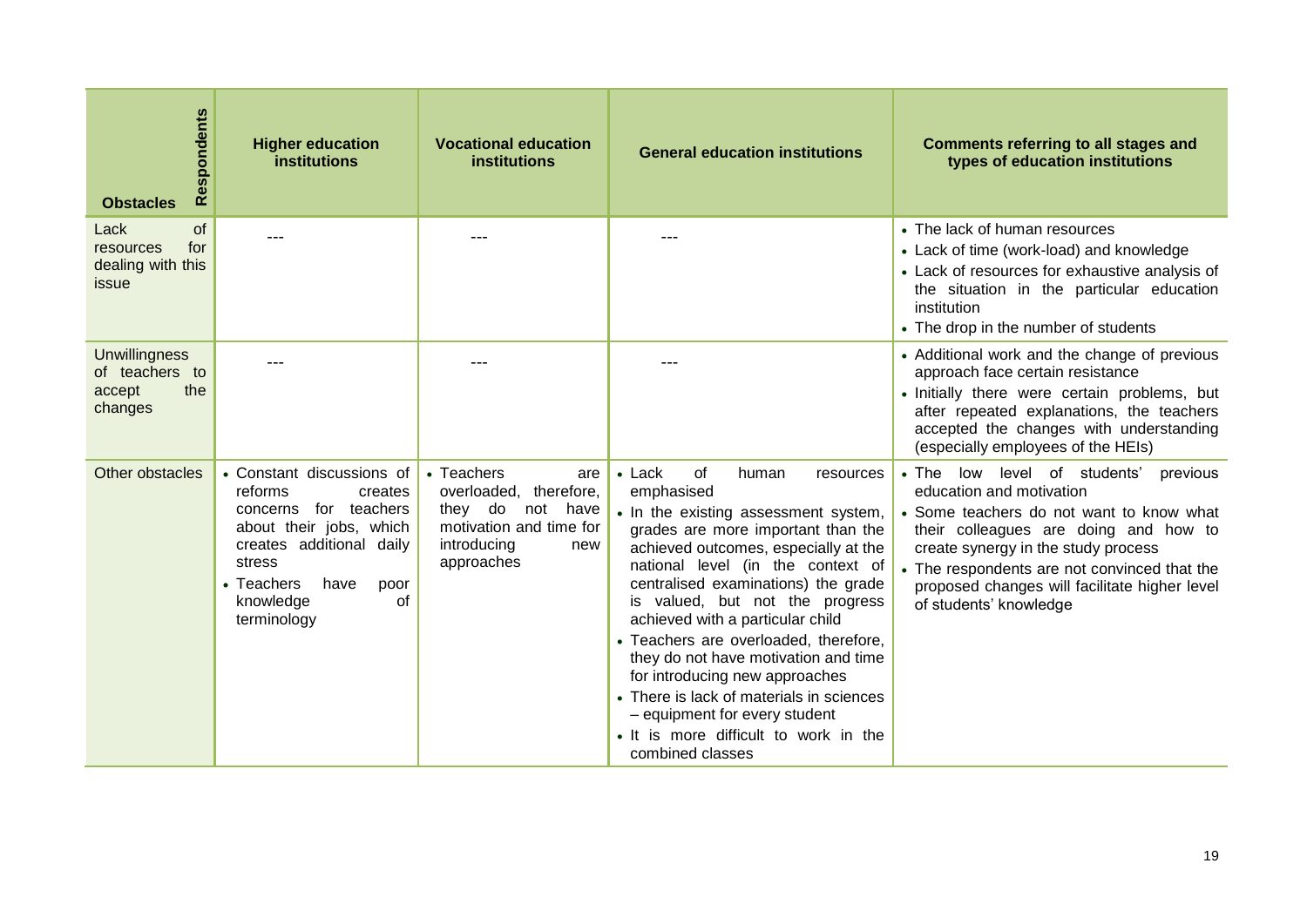| Obstacles / Respondents | Higher education institutions | Vocational education institutions | General education institutions | Comments referring to all stages and types of education institutions |
|---|---|---|---|---|
| Lack of resources for dealing with this issue | --- | --- | --- | • The lack of human resources<br>• Lack of time (work-load) and knowledge<br>• Lack of resources for exhaustive analysis of the situation in the particular education institution<br>• The drop in the number of students |
| Unwillingness of teachers to accept the changes | --- | --- | --- | • Additional work and the change of previous approach face certain resistance<br>• Initially there were certain problems, but after repeated explanations, the teachers accepted the changes with understanding (especially employees of the HEIs) |
| Other obstacles | • Constant discussions of reforms creates concerns for teachers about their jobs, which creates additional daily stress<br>• Teachers have poor knowledge of terminology | • Teachers are overloaded, therefore, they do not have motivation and time for introducing new approaches | • Lack of human resources emphasised<br>• In the existing assessment system, grades are more important than the achieved outcomes, especially at the national level (in the context of centralised examinations) the grade is valued, but not the progress achieved with a particular child<br>• Teachers are overloaded, therefore, they do not have motivation and time for introducing new approaches<br>• There is lack of materials in sciences – equipment for every student<br>• It is more difficult to work in the combined classes | • The low level of students' previous education and motivation<br>• Some teachers do not want to know what their colleagues are doing and how to create synergy in the study process<br>• The respondents are not convinced that the proposed changes will facilitate higher level of students' knowledge |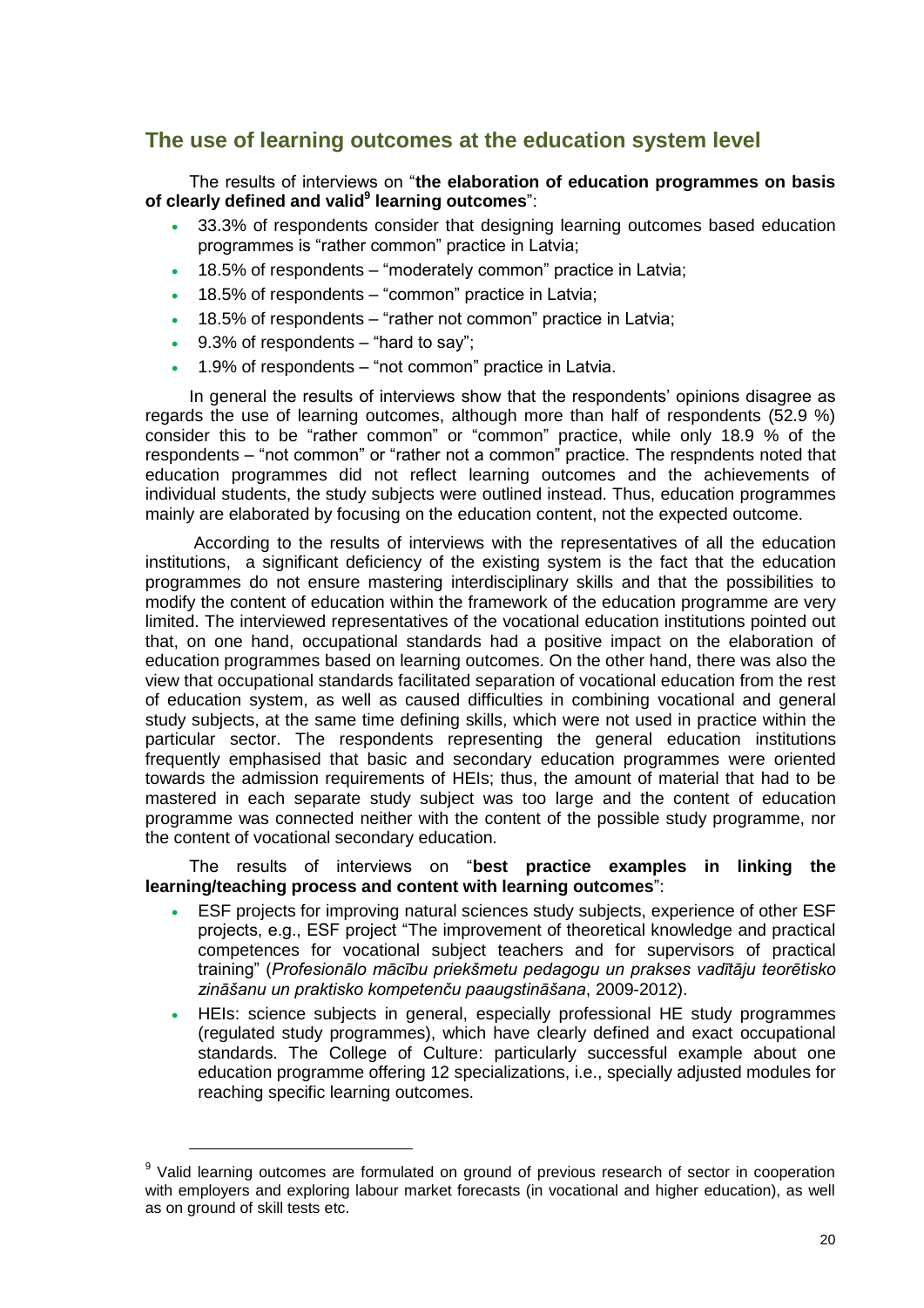## The use of learning outcomes at the education system level

The results of interviews on "**the elaboration of education programmes on basis of clearly defined and valid[9] learning outcomes**":

- 33.3% of respondents consider that designing learning outcomes based education programmes is "rather common" practice in Latvia;
- 18.5% of respondents – "moderately common" practice in Latvia;
- 18.5% of respondents – "common" practice in Latvia;
- 18.5% of respondents – "rather not common" practice in Latvia;
- 9.3% of respondents – "hard to say";
- 1.9% of respondents – "not common" practice in Latvia.

In general the results of interviews show that the respondents' opinions disagree as regards the use of learning outcomes, although more than half of respondents (52.9 %) consider this to be "rather common" or "common" practice, while only 18.9 % of the respondents – "not common" or "rather not a common" practice. The respndents noted that education programmes did not reflect learning outcomes and the achievements of individual students, the study subjects were outlined instead. Thus, education programmes mainly are elaborated by focusing on the education content, not the expected outcome.

According to the results of interviews with the representatives of all the education institutions, a significant deficiency of the existing system is the fact that the education programmes do not ensure mastering interdisciplinary skills and that the possibilities to modify the content of education within the framework of the education programme are very limited. The interviewed representatives of the vocational education institutions pointed out that, on one hand, occupational standards had a positive impact on the elaboration of education programmes based on learning outcomes. On the other hand, there was also the view that occupational standards facilitated separation of vocational education from the rest of education system, as well as caused difficulties in combining vocational and general study subjects, at the same time defining skills, which were not used in practice within the particular sector. The respondents representing the general education institutions frequently emphasised that basic and secondary education programmes were oriented towards the admission requirements of HEIs; thus, the amount of material that had to be mastered in each separate study subject was too large and the content of education programme was connected neither with the content of the possible study programme, nor the content of vocational secondary education.

The results of interviews on "**best practice examples in linking the learning/teaching process and content with learning outcomes**":

- ESF projects for improving natural sciences study subjects, experience of other ESF projects, e.g., ESF project "The improvement of theoretical knowledge and practical competences for vocational subject teachers and for supervisors of practical training" (*Profesionālo mācību priekšmetu pedagogu un prakses vadītāju teorētisko zināšanu un praktisko kompetenču paaugstināšana*, 2009-2012).
- HEIs: science subjects in general, especially professional HE study programmes (regulated study programmes), which have clearly defined and exact occupational standards. The College of Culture: particularly successful example about one education programme offering 12 specializations, i.e., specially adjusted modules for reaching specific learning outcomes.

[9] Valid learning outcomes are formulated on ground of previous research of sector in cooperation with employers and exploring labour market forecasts (in vocational and higher education), as well as on ground of skill tests etc.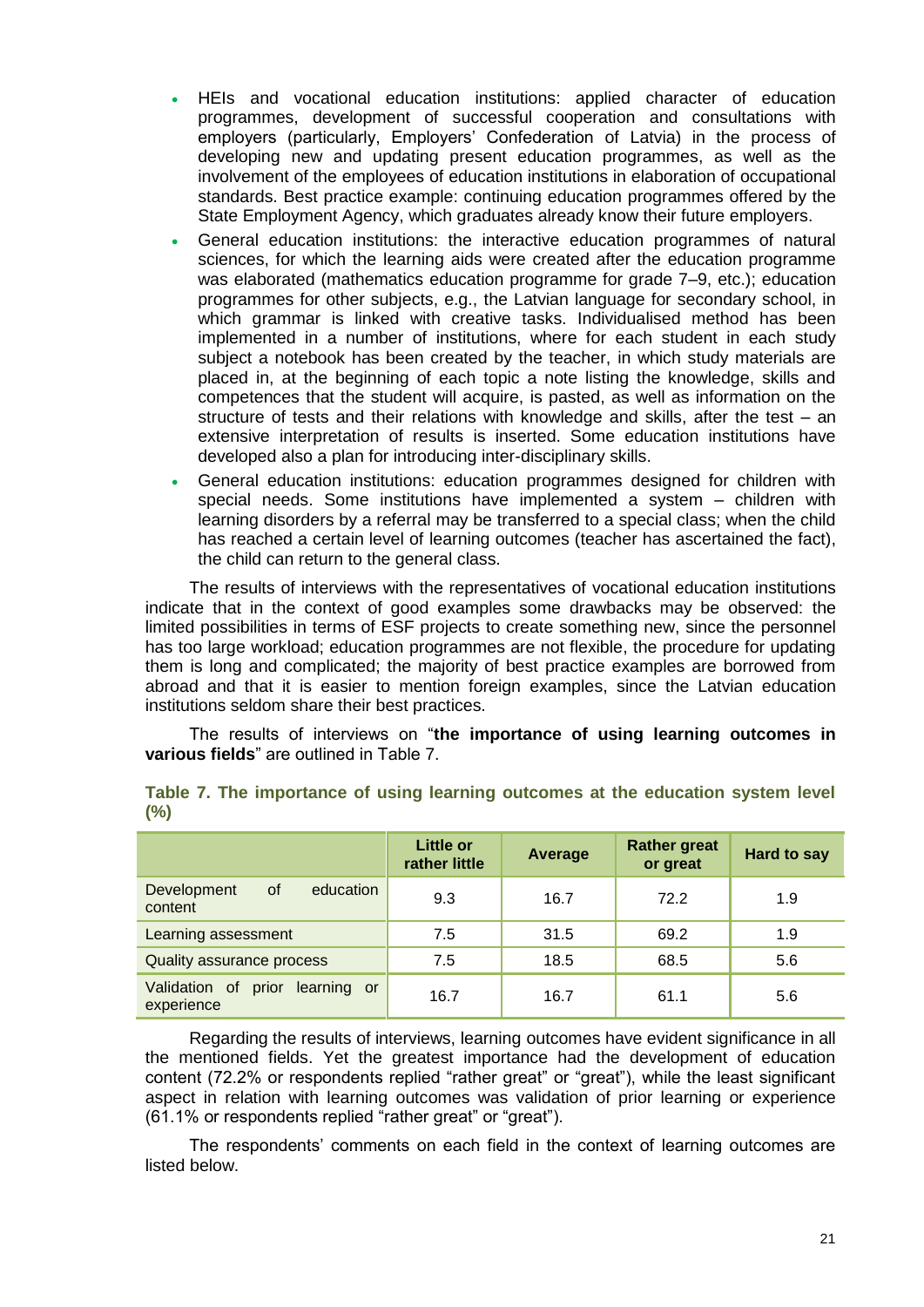- HEIs and vocational education institutions: applied character of education programmes, development of successful cooperation and consultations with employers (particularly, Employers' Confederation of Latvia) in the process of developing new and updating present education programmes, as well as the involvement of the employees of education institutions in elaboration of occupational standards. Best practice example: continuing education programmes offered by the State Employment Agency, which graduates already know their future employers.
- General education institutions: the interactive education programmes of natural sciences, for which the learning aids were created after the education programme was elaborated (mathematics education programme for grade 7–9, etc.); education programmes for other subjects, e.g., the Latvian language for secondary school, in which grammar is linked with creative tasks. Individualised method has been implemented in a number of institutions, where for each student in each study subject a notebook has been created by the teacher, in which study materials are placed in, at the beginning of each topic a note listing the knowledge, skills and competences that the student will acquire, is pasted, as well as information on the structure of tests and their relations with knowledge and skills, after the test – an extensive interpretation of results is inserted. Some education institutions have developed also a plan for introducing inter-disciplinary skills.
- General education institutions: education programmes designed for children with special needs. Some institutions have implemented a system – children with learning disorders by a referral may be transferred to a special class; when the child has reached a certain level of learning outcomes (teacher has ascertained the fact), the child can return to the general class.

The results of interviews with the representatives of vocational education institutions indicate that in the context of good examples some drawbacks may be observed: the limited possibilities in terms of ESF projects to create something new, since the personnel has too large workload; education programmes are not flexible, the procedure for updating them is long and complicated; the majority of best practice examples are borrowed from abroad and that it is easier to mention foreign examples, since the Latvian education institutions seldom share their best practices.

The results of interviews on "**the importance of using learning outcomes in various fields**" are outlined in Table 7.

**Table 7. The importance of using learning outcomes at the education system level (%)**

| | Little or rather little | Average | Rather great or great | Hard to say |
|---|---|---|---|---|
| Development of education content | 9.3 | 16.7 | 72.2 | 1.9 |
| Learning assessment | 7.5 | 31.5 | 69.2 | 1.9 |
| Quality assurance process | 7.5 | 18.5 | 68.5 | 5.6 |
| Validation of prior learning or experience | 16.7 | 16.7 | 61.1 | 5.6 |

Regarding the results of interviews, learning outcomes have evident significance in all the mentioned fields. Yet the greatest importance had the development of education content (72.2% or respondents replied "rather great" or "great"), while the least significant aspect in relation with learning outcomes was validation of prior learning or experience (61.1% or respondents replied "rather great" or "great").

The respondents' comments on each field in the context of learning outcomes are listed below.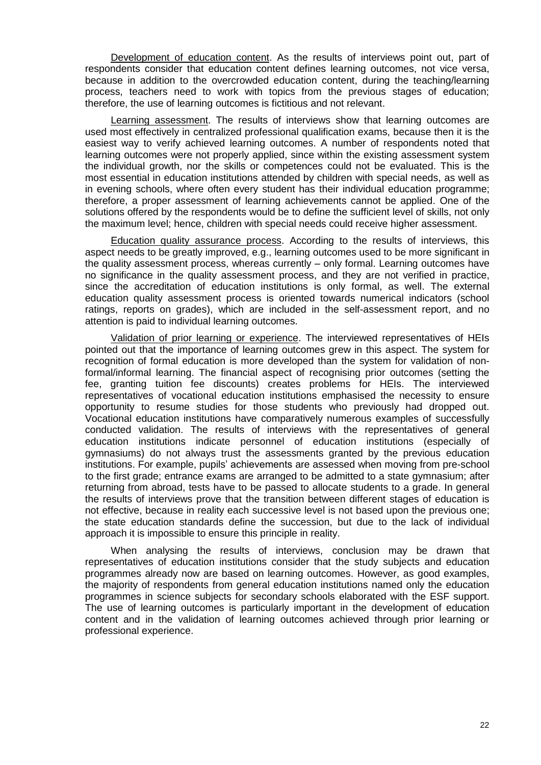<u>Development of education content</u>. As the results of interviews point out, part of respondents consider that education content defines learning outcomes, not vice versa, because in addition to the overcrowded education content, during the teaching/learning process, teachers need to work with topics from the previous stages of education; therefore, the use of learning outcomes is fictitious and not relevant.

<u>Learning assessment</u>. The results of interviews show that learning outcomes are used most effectively in centralized professional qualification exams, because then it is the easiest way to verify achieved learning outcomes. A number of respondents noted that learning outcomes were not properly applied, since within the existing assessment system the individual growth, nor the skills or competences could not be evaluated. This is the most essential in education institutions attended by children with special needs, as well as in evening schools, where often every student has their individual education programme; therefore, a proper assessment of learning achievements cannot be applied. One of the solutions offered by the respondents would be to define the sufficient level of skills, not only the maximum level; hence, children with special needs could receive higher assessment.

<u>Education quality assurance process</u>. According to the results of interviews, this aspect needs to be greatly improved, e.g., learning outcomes used to be more significant in the quality assessment process, whereas currently – only formal. Learning outcomes have no significance in the quality assessment process, and they are not verified in practice, since the accreditation of education institutions is only formal, as well. The external education quality assessment process is oriented towards numerical indicators (school ratings, reports on grades), which are included in the self-assessment report, and no attention is paid to individual learning outcomes.

<u>Validation of prior learning or experience</u>. The interviewed representatives of HEIs pointed out that the importance of learning outcomes grew in this aspect. The system for recognition of formal education is more developed than the system for validation of non-formal/informal learning. The financial aspect of recognising prior outcomes (setting the fee, granting tuition fee discounts) creates problems for HEIs. The interviewed representatives of vocational education institutions emphasised the necessity to ensure opportunity to resume studies for those students who previously had dropped out. Vocational education institutions have comparatively numerous examples of successfully conducted validation. The results of interviews with the representatives of general education institutions indicate personnel of education institutions (especially of gymnasiums) do not always trust the assessments granted by the previous education institutions. For example, pupils' achievements are assessed when moving from pre-school to the first grade; entrance exams are arranged to be admitted to a state gymnasium; after returning from abroad, tests have to be passed to allocate students to a grade. In general the results of interviews prove that the transition between different stages of education is not effective, because in reality each successive level is not based upon the previous one; the state education standards define the succession, but due to the lack of individual approach it is impossible to ensure this principle in reality.

When analysing the results of interviews, conclusion may be drawn that representatives of education institutions consider that the study subjects and education programmes already now are based on learning outcomes. However, as good examples, the majority of respondents from general education institutions named only the education programmes in science subjects for secondary schools elaborated with the ESF support. The use of learning outcomes is particularly important in the development of education content and in the validation of learning outcomes achieved through prior learning or professional experience.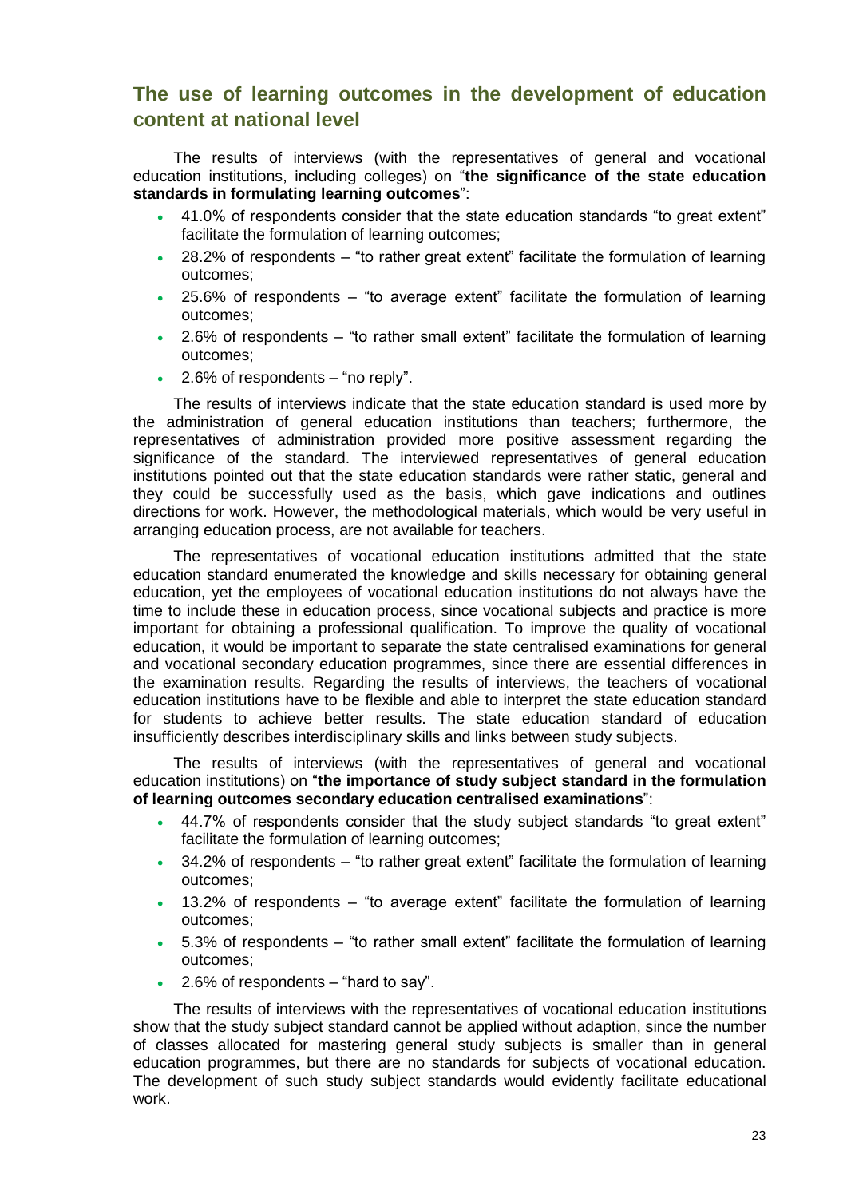## The use of learning outcomes in the development of education content at national level

The results of interviews (with the representatives of general and vocational education institutions, including colleges) on "**the significance of the state education standards in formulating learning outcomes**":

- 41.0% of respondents consider that the state education standards "to great extent" facilitate the formulation of learning outcomes;
- 28.2% of respondents – "to rather great extent" facilitate the formulation of learning outcomes;
- 25.6% of respondents – "to average extent" facilitate the formulation of learning outcomes;
- 2.6% of respondents – "to rather small extent" facilitate the formulation of learning outcomes;
- 2.6% of respondents – "no reply".

The results of interviews indicate that the state education standard is used more by the administration of general education institutions than teachers; furthermore, the representatives of administration provided more positive assessment regarding the significance of the standard. The interviewed representatives of general education institutions pointed out that the state education standards were rather static, general and they could be successfully used as the basis, which gave indications and outlines directions for work. However, the methodological materials, which would be very useful in arranging education process, are not available for teachers.

The representatives of vocational education institutions admitted that the state education standard enumerated the knowledge and skills necessary for obtaining general education, yet the employees of vocational education institutions do not always have the time to include these in education process, since vocational subjects and practice is more important for obtaining a professional qualification. To improve the quality of vocational education, it would be important to separate the state centralised examinations for general and vocational secondary education programmes, since there are essential differences in the examination results. Regarding the results of interviews, the teachers of vocational education institutions have to be flexible and able to interpret the state education standard for students to achieve better results. The state education standard of education insufficiently describes interdisciplinary skills and links between study subjects.

The results of interviews (with the representatives of general and vocational education institutions) on "**the importance of study subject standard in the formulation of learning outcomes secondary education centralised examinations**":

- 44.7% of respondents consider that the study subject standards "to great extent" facilitate the formulation of learning outcomes;
- 34.2% of respondents – "to rather great extent" facilitate the formulation of learning outcomes;
- 13.2% of respondents – "to average extent" facilitate the formulation of learning outcomes;
- 5.3% of respondents – "to rather small extent" facilitate the formulation of learning outcomes;
- 2.6% of respondents – "hard to say".

The results of interviews with the representatives of vocational education institutions show that the study subject standard cannot be applied without adaption, since the number of classes allocated for mastering general study subjects is smaller than in general education programmes, but there are no standards for subjects of vocational education. The development of such study subject standards would evidently facilitate educational work.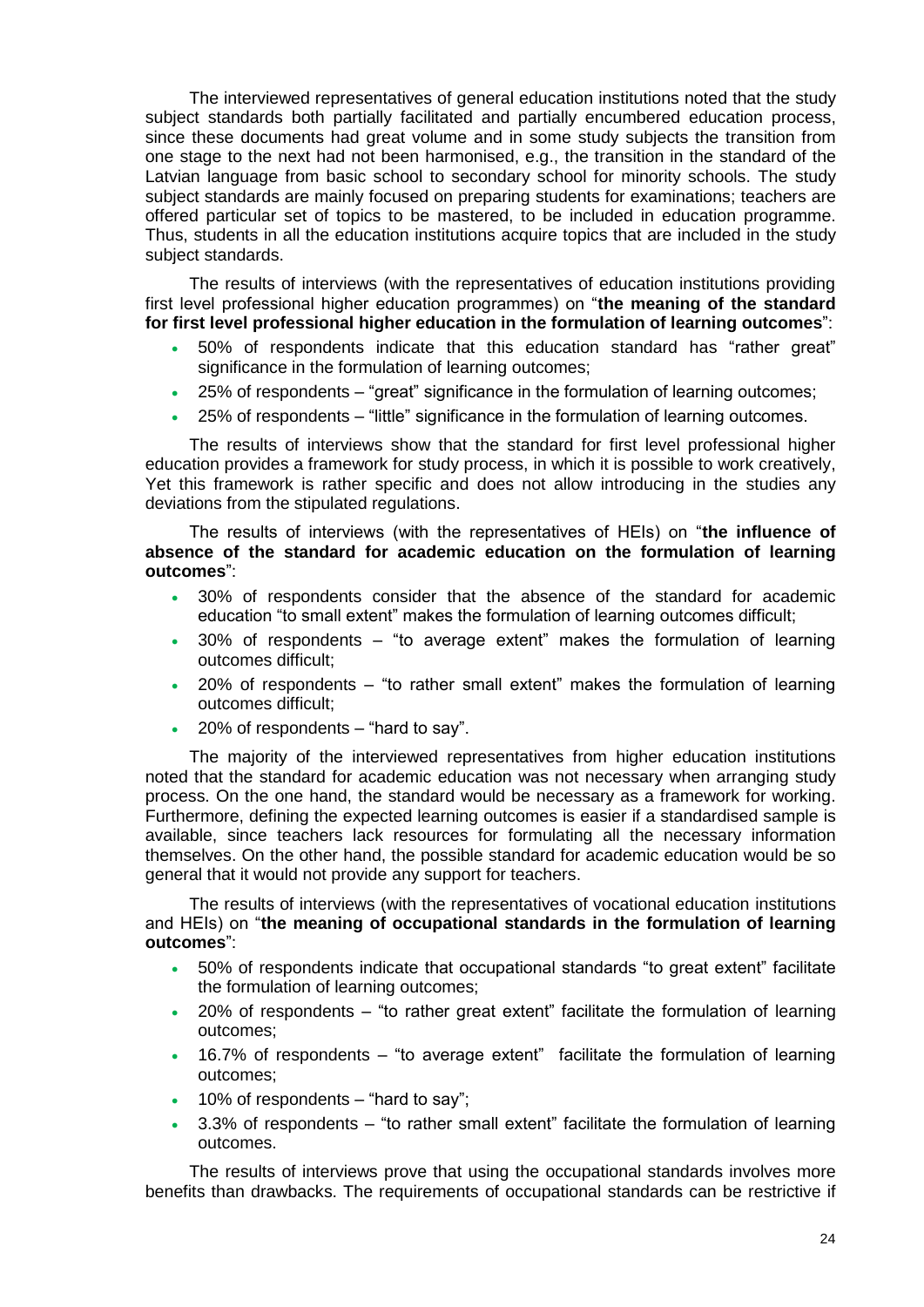The interviewed representatives of general education institutions noted that the study subject standards both partially facilitated and partially encumbered education process, since these documents had great volume and in some study subjects the transition from one stage to the next had not been harmonised, e.g., the transition in the standard of the Latvian language from basic school to secondary school for minority schools. The study subject standards are mainly focused on preparing students for examinations; teachers are offered particular set of topics to be mastered, to be included in education programme. Thus, students in all the education institutions acquire topics that are included in the study subject standards.

The results of interviews (with the representatives of education institutions providing first level professional higher education programmes) on "**the meaning of the standard for first level professional higher education in the formulation of learning outcomes**":

- 50% of respondents indicate that this education standard has "rather great" significance in the formulation of learning outcomes;
- 25% of respondents – "great" significance in the formulation of learning outcomes;
- 25% of respondents – "little" significance in the formulation of learning outcomes.

The results of interviews show that the standard for first level professional higher education provides a framework for study process, in which it is possible to work creatively, Yet this framework is rather specific and does not allow introducing in the studies any deviations from the stipulated regulations.

The results of interviews (with the representatives of HEIs) on "**the influence of absence of the standard for academic education on the formulation of learning outcomes**":

- 30% of respondents consider that the absence of the standard for academic education "to small extent" makes the formulation of learning outcomes difficult;
- 30% of respondents – "to average extent" makes the formulation of learning outcomes difficult;
- 20% of respondents – "to rather small extent" makes the formulation of learning outcomes difficult;
- 20% of respondents – "hard to say".

The majority of the interviewed representatives from higher education institutions noted that the standard for academic education was not necessary when arranging study process. On the one hand, the standard would be necessary as a framework for working. Furthermore, defining the expected learning outcomes is easier if a standardised sample is available, since teachers lack resources for formulating all the necessary information themselves. On the other hand, the possible standard for academic education would be so general that it would not provide any support for teachers.

The results of interviews (with the representatives of vocational education institutions and HEIs) on "**the meaning of occupational standards in the formulation of learning outcomes**":

- 50% of respondents indicate that occupational standards "to great extent" facilitate the formulation of learning outcomes;
- 20% of respondents – "to rather great extent" facilitate the formulation of learning outcomes;
- 16.7% of respondents – "to average extent" facilitate the formulation of learning outcomes;
- 10% of respondents – "hard to say";
- 3.3% of respondents – "to rather small extent" facilitate the formulation of learning outcomes.

The results of interviews prove that using the occupational standards involves more benefits than drawbacks. The requirements of occupational standards can be restrictive if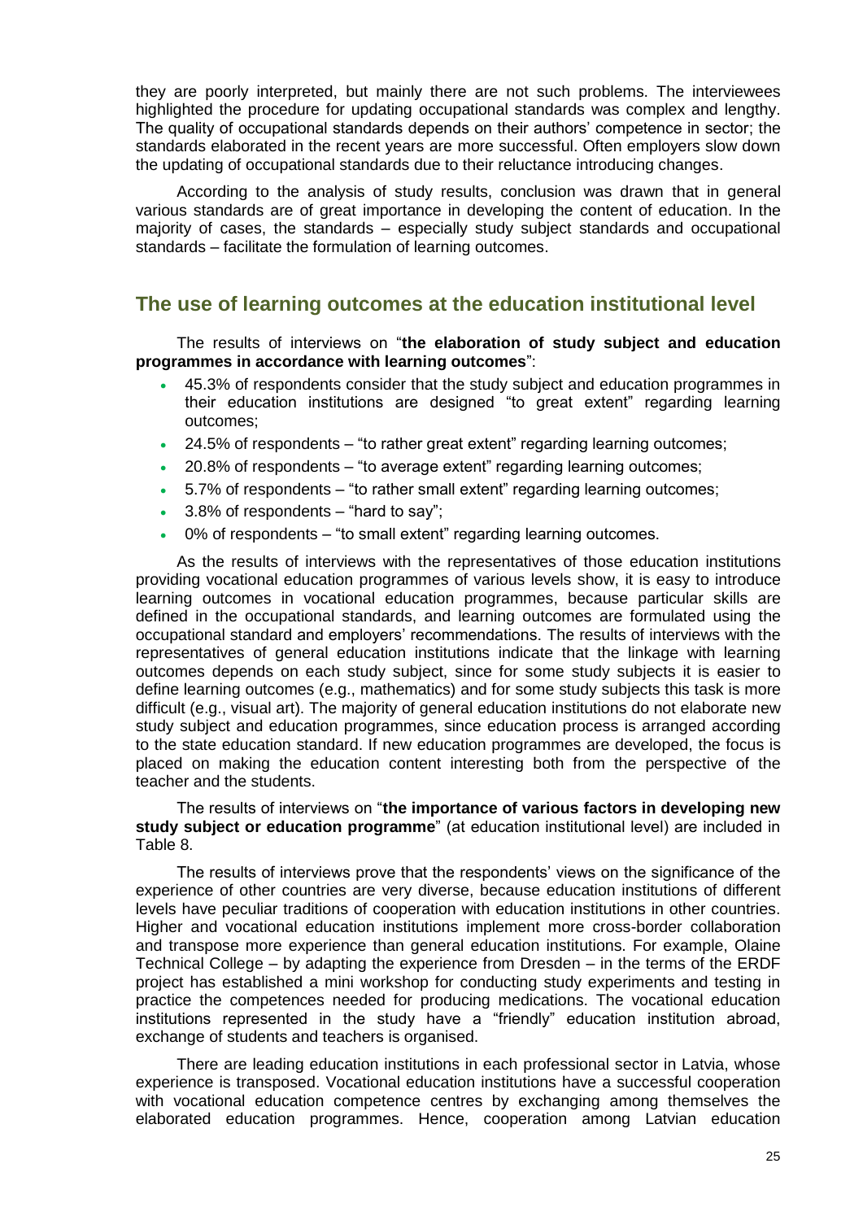they are poorly interpreted, but mainly there are not such problems. The interviewees highlighted the procedure for updating occupational standards was complex and lengthy. The quality of occupational standards depends on their authors' competence in sector; the standards elaborated in the recent years are more successful. Often employers slow down the updating of occupational standards due to their reluctance introducing changes.

According to the analysis of study results, conclusion was drawn that in general various standards are of great importance in developing the content of education. In the majority of cases, the standards – especially study subject standards and occupational standards – facilitate the formulation of learning outcomes.

## The use of learning outcomes at the education institutional level

The results of interviews on "**the elaboration of study subject and education programmes in accordance with learning outcomes**":

- 45.3% of respondents consider that the study subject and education programmes in their education institutions are designed "to great extent" regarding learning outcomes;
- 24.5% of respondents – "to rather great extent" regarding learning outcomes;
- 20.8% of respondents – "to average extent" regarding learning outcomes;
- 5.7% of respondents – "to rather small extent" regarding learning outcomes;
- 3.8% of respondents – "hard to say";
- 0% of respondents – "to small extent" regarding learning outcomes.

As the results of interviews with the representatives of those education institutions providing vocational education programmes of various levels show, it is easy to introduce learning outcomes in vocational education programmes, because particular skills are defined in the occupational standards, and learning outcomes are formulated using the occupational standard and employers' recommendations. The results of interviews with the representatives of general education institutions indicate that the linkage with learning outcomes depends on each study subject, since for some study subjects it is easier to define learning outcomes (e.g., mathematics) and for some study subjects this task is more difficult (e.g., visual art). The majority of general education institutions do not elaborate new study subject and education programmes, since education process is arranged according to the state education standard. If new education programmes are developed, the focus is placed on making the education content interesting both from the perspective of the teacher and the students.

The results of interviews on "**the importance of various factors in developing new study subject or education programme**" (at education institutional level) are included in Table 8.

The results of interviews prove that the respondents' views on the significance of the experience of other countries are very diverse, because education institutions of different levels have peculiar traditions of cooperation with education institutions in other countries. Higher and vocational education institutions implement more cross-border collaboration and transpose more experience than general education institutions. For example, Olaine Technical College – by adapting the experience from Dresden – in the terms of the ERDF project has established a mini workshop for conducting study experiments and testing in practice the competences needed for producing medications. The vocational education institutions represented in the study have a "friendly" education institution abroad, exchange of students and teachers is organised.

There are leading education institutions in each professional sector in Latvia, whose experience is transposed. Vocational education institutions have a successful cooperation with vocational education competence centres by exchanging among themselves the elaborated education programmes. Hence, cooperation among Latvian education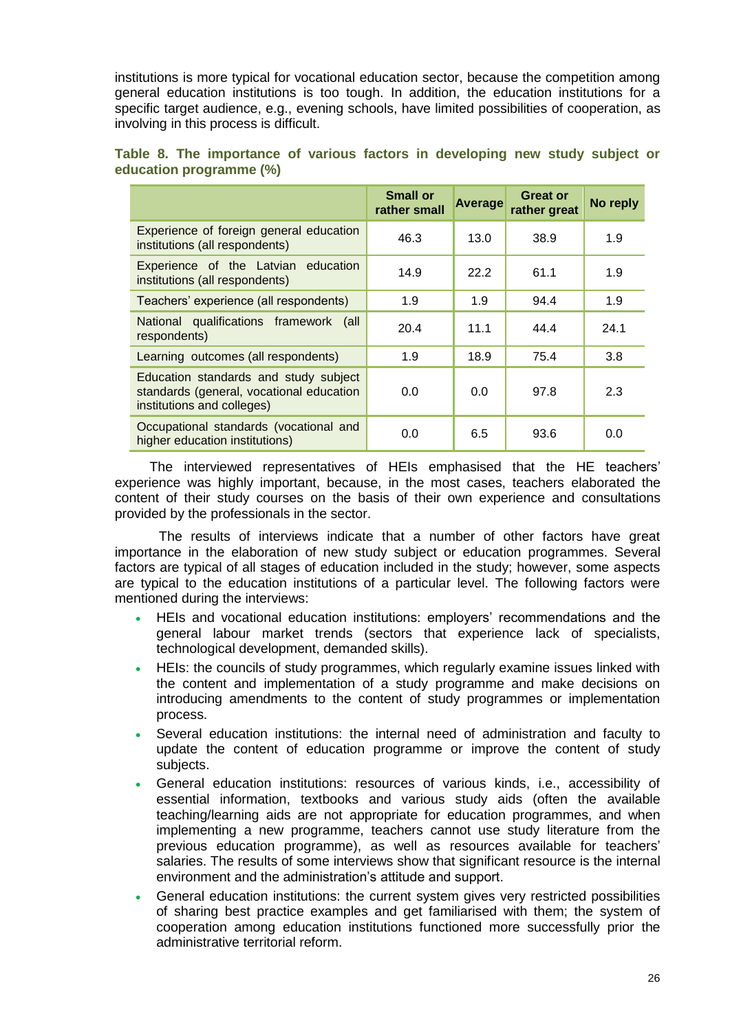institutions is more typical for vocational education sector, because the competition among general education institutions is too tough. In addition, the education institutions for a specific target audience, e.g., evening schools, have limited possibilities of cooperation, as involving in this process is difficult.

**Table 8. The importance of various factors in developing new study subject or education programme (%)**

| | Small or rather small | Average | Great or rather great | No reply |
|---|---|---|---|---|
| Experience of foreign general education institutions (all respondents) | 46.3 | 13.0 | 38.9 | 1.9 |
| Experience of the Latvian education institutions (all respondents) | 14.9 | 22.2 | 61.1 | 1.9 |
| Teachers' experience (all respondents) | 1.9 | 1.9 | 94.4 | 1.9 |
| National qualifications framework (all respondents) | 20.4 | 11.1 | 44.4 | 24.1 |
| Learning outcomes (all respondents) | 1.9 | 18.9 | 75.4 | 3.8 |
| Education standards and study subject standards (general, vocational education institutions and colleges) | 0.0 | 0.0 | 97.8 | 2.3 |
| Occupational standards (vocational and higher education institutions) | 0.0 | 6.5 | 93.6 | 0.0 |

The interviewed representatives of HEIs emphasised that the HE teachers' experience was highly important, because, in the most cases, teachers elaborated the content of their study courses on the basis of their own experience and consultations provided by the professionals in the sector.

The results of interviews indicate that a number of other factors have great importance in the elaboration of new study subject or education programmes. Several factors are typical of all stages of education included in the study; however, some aspects are typical to the education institutions of a particular level. The following factors were mentioned during the interviews:

- HEIs and vocational education institutions: employers' recommendations and the general labour market trends (sectors that experience lack of specialists, technological development, demanded skills).
- HEIs: the councils of study programmes, which regularly examine issues linked with the content and implementation of a study programme and make decisions on introducing amendments to the content of study programmes or implementation process.
- Several education institutions: the internal need of administration and faculty to update the content of education programme or improve the content of study subjects.
- General education institutions: resources of various kinds, i.e., accessibility of essential information, textbooks and various study aids (often the available teaching/learning aids are not appropriate for education programmes, and when implementing a new programme, teachers cannot use study literature from the previous education programme), as well as resources available for teachers' salaries. The results of some interviews show that significant resource is the internal environment and the administration's attitude and support.
- General education institutions: the current system gives very restricted possibilities of sharing best practice examples and get familiarised with them; the system of cooperation among education institutions functioned more successfully prior the administrative territorial reform.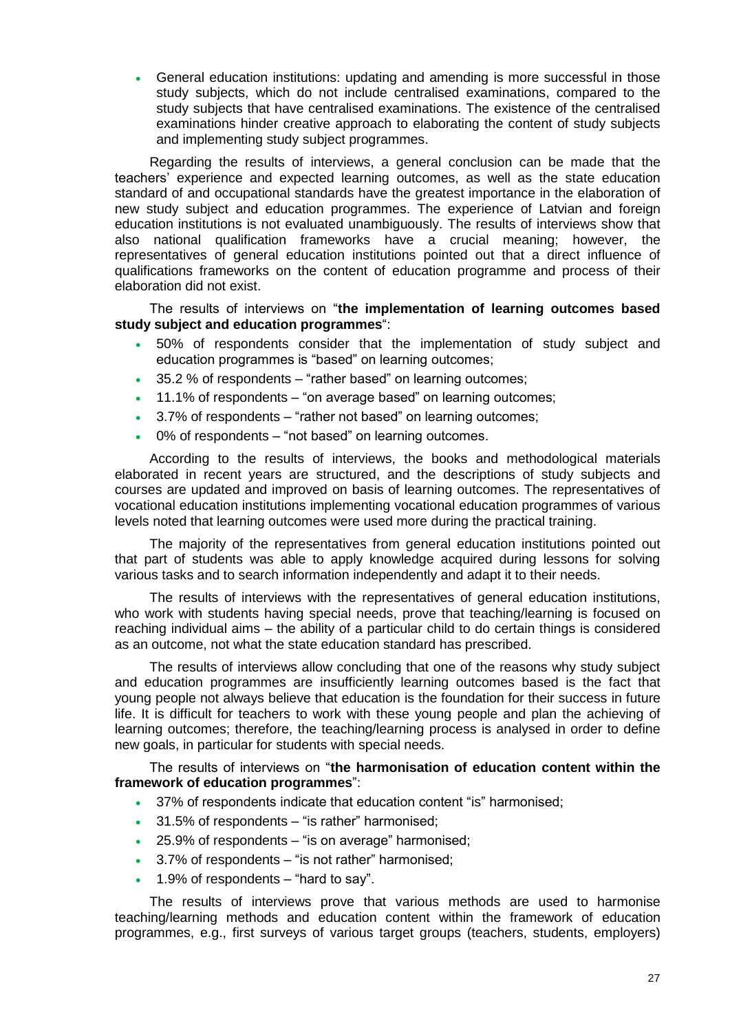- General education institutions: updating and amending is more successful in those study subjects, which do not include centralised examinations, compared to the study subjects that have centralised examinations. The existence of the centralised examinations hinder creative approach to elaborating the content of study subjects and implementing study subject programmes.

Regarding the results of interviews, a general conclusion can be made that the teachers' experience and expected learning outcomes, as well as the state education standard of and occupational standards have the greatest importance in the elaboration of new study subject and education programmes. The experience of Latvian and foreign education institutions is not evaluated unambiguously. The results of interviews show that also national qualification frameworks have a crucial meaning; however, the representatives of general education institutions pointed out that a direct influence of qualifications frameworks on the content of education programme and process of their elaboration did not exist.

The results of interviews on "**the implementation of learning outcomes based study subject and education programmes**":

- 50% of respondents consider that the implementation of study subject and education programmes is "based" on learning outcomes;
- 35.2 % of respondents – "rather based" on learning outcomes;
- 11.1% of respondents – "on average based" on learning outcomes;
- 3.7% of respondents – "rather not based" on learning outcomes;
- 0% of respondents – "not based" on learning outcomes.

According to the results of interviews, the books and methodological materials elaborated in recent years are structured, and the descriptions of study subjects and courses are updated and improved on basis of learning outcomes. The representatives of vocational education institutions implementing vocational education programmes of various levels noted that learning outcomes were used more during the practical training.

The majority of the representatives from general education institutions pointed out that part of students was able to apply knowledge acquired during lessons for solving various tasks and to search information independently and adapt it to their needs.

The results of interviews with the representatives of general education institutions, who work with students having special needs, prove that teaching/learning is focused on reaching individual aims – the ability of a particular child to do certain things is considered as an outcome, not what the state education standard has prescribed.

The results of interviews allow concluding that one of the reasons why study subject and education programmes are insufficiently learning outcomes based is the fact that young people not always believe that education is the foundation for their success in future life. It is difficult for teachers to work with these young people and plan the achieving of learning outcomes; therefore, the teaching/learning process is analysed in order to define new goals, in particular for students with special needs.

The results of interviews on "**the harmonisation of education content within the framework of education programmes**":

- 37% of respondents indicate that education content "is" harmonised;
- 31.5% of respondents – "is rather" harmonised;
- 25.9% of respondents – "is on average" harmonised;
- 3.7% of respondents – "is not rather" harmonised;
- 1.9% of respondents – "hard to say".

The results of interviews prove that various methods are used to harmonise teaching/learning methods and education content within the framework of education programmes, e.g., first surveys of various target groups (teachers, students, employers)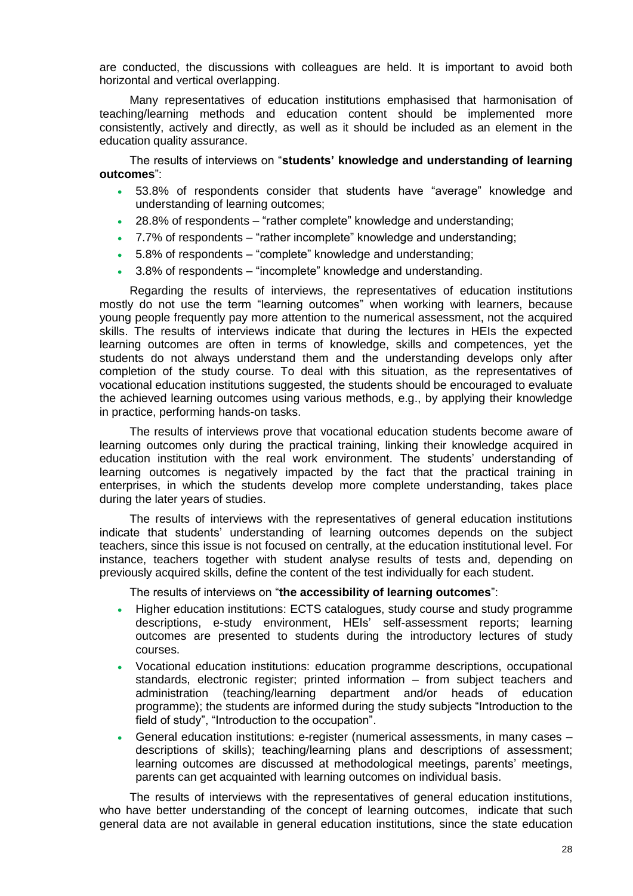are conducted, the discussions with colleagues are held. It is important to avoid both horizontal and vertical overlapping.

Many representatives of education institutions emphasised that harmonisation of teaching/learning methods and education content should be implemented more consistently, actively and directly, as well as it should be included as an element in the education quality assurance.

The results of interviews on "**students' knowledge and understanding of learning outcomes**":

- 53.8% of respondents consider that students have "average" knowledge and understanding of learning outcomes;
- 28.8% of respondents – "rather complete" knowledge and understanding;
- 7.7% of respondents – "rather incomplete" knowledge and understanding;
- 5.8% of respondents – "complete" knowledge and understanding;
- 3.8% of respondents – "incomplete" knowledge and understanding.

Regarding the results of interviews, the representatives of education institutions mostly do not use the term "learning outcomes" when working with learners, because young people frequently pay more attention to the numerical assessment, not the acquired skills. The results of interviews indicate that during the lectures in HEIs the expected learning outcomes are often in terms of knowledge, skills and competences, yet the students do not always understand them and the understanding develops only after completion of the study course. To deal with this situation, as the representatives of vocational education institutions suggested, the students should be encouraged to evaluate the achieved learning outcomes using various methods, e.g., by applying their knowledge in practice, performing hands-on tasks.

The results of interviews prove that vocational education students become aware of learning outcomes only during the practical training, linking their knowledge acquired in education institution with the real work environment. The students' understanding of learning outcomes is negatively impacted by the fact that the practical training in enterprises, in which the students develop more complete understanding, takes place during the later years of studies.

The results of interviews with the representatives of general education institutions indicate that students' understanding of learning outcomes depends on the subject teachers, since this issue is not focused on centrally, at the education institutional level. For instance, teachers together with student analyse results of tests and, depending on previously acquired skills, define the content of the test individually for each student.

The results of interviews on "**the accessibility of learning outcomes**":

- Higher education institutions: ECTS catalogues, study course and study programme descriptions, e-study environment, HEIs' self-assessment reports; learning outcomes are presented to students during the introductory lectures of study courses.
- Vocational education institutions: education programme descriptions, occupational standards, electronic register; printed information – from subject teachers and administration (teaching/learning department and/or heads of education programme); the students are informed during the study subjects "Introduction to the field of study", "Introduction to the occupation".
- General education institutions: e-register (numerical assessments, in many cases – descriptions of skills); teaching/learning plans and descriptions of assessment; learning outcomes are discussed at methodological meetings, parents' meetings, parents can get acquainted with learning outcomes on individual basis.

The results of interviews with the representatives of general education institutions, who have better understanding of the concept of learning outcomes, indicate that such general data are not available in general education institutions, since the state education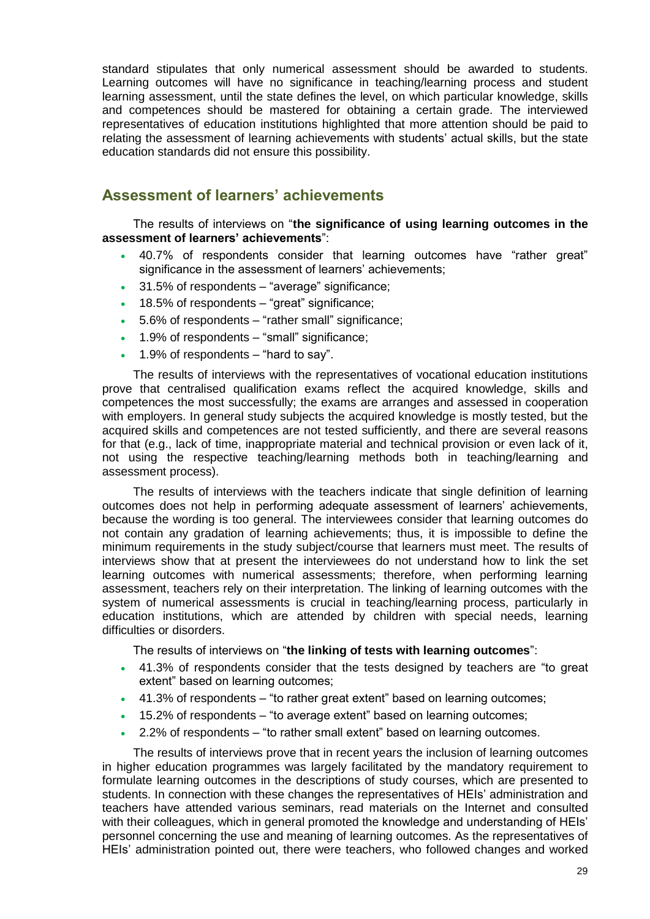standard stipulates that only numerical assessment should be awarded to students. Learning outcomes will have no significance in teaching/learning process and student learning assessment, until the state defines the level, on which particular knowledge, skills and competences should be mastered for obtaining a certain grade. The interviewed representatives of education institutions highlighted that more attention should be paid to relating the assessment of learning achievements with students' actual skills, but the state education standards did not ensure this possibility.

## Assessment of learners' achievements

The results of interviews on "**the significance of using learning outcomes in the assessment of learners' achievements**":

- 40.7% of respondents consider that learning outcomes have "rather great" significance in the assessment of learners' achievements;
- 31.5% of respondents – "average" significance;
- 18.5% of respondents – "great" significance;
- 5.6% of respondents – "rather small" significance;
- 1.9% of respondents – "small" significance;
- 1.9% of respondents – "hard to say".

The results of interviews with the representatives of vocational education institutions prove that centralised qualification exams reflect the acquired knowledge, skills and competences the most successfully; the exams are arranges and assessed in cooperation with employers. In general study subjects the acquired knowledge is mostly tested, but the acquired skills and competences are not tested sufficiently, and there are several reasons for that (e.g., lack of time, inappropriate material and technical provision or even lack of it, not using the respective teaching/learning methods both in teaching/learning and assessment process).

The results of interviews with the teachers indicate that single definition of learning outcomes does not help in performing adequate assessment of learners' achievements, because the wording is too general. The interviewees consider that learning outcomes do not contain any gradation of learning achievements; thus, it is impossible to define the minimum requirements in the study subject/course that learners must meet. The results of interviews show that at present the interviewees do not understand how to link the set learning outcomes with numerical assessments; therefore, when performing learning assessment, teachers rely on their interpretation. The linking of learning outcomes with the system of numerical assessments is crucial in teaching/learning process, particularly in education institutions, which are attended by children with special needs, learning difficulties or disorders.

The results of interviews on "**the linking of tests with learning outcomes**":

- 41.3% of respondents consider that the tests designed by teachers are "to great extent" based on learning outcomes;
- 41.3% of respondents – "to rather great extent" based on learning outcomes;
- 15.2% of respondents – "to average extent" based on learning outcomes;
- 2.2% of respondents – "to rather small extent" based on learning outcomes.

The results of interviews prove that in recent years the inclusion of learning outcomes in higher education programmes was largely facilitated by the mandatory requirement to formulate learning outcomes in the descriptions of study courses, which are presented to students. In connection with these changes the representatives of HEIs' administration and teachers have attended various seminars, read materials on the Internet and consulted with their colleagues, which in general promoted the knowledge and understanding of HEIs' personnel concerning the use and meaning of learning outcomes. As the representatives of HEIs' administration pointed out, there were teachers, who followed changes and worked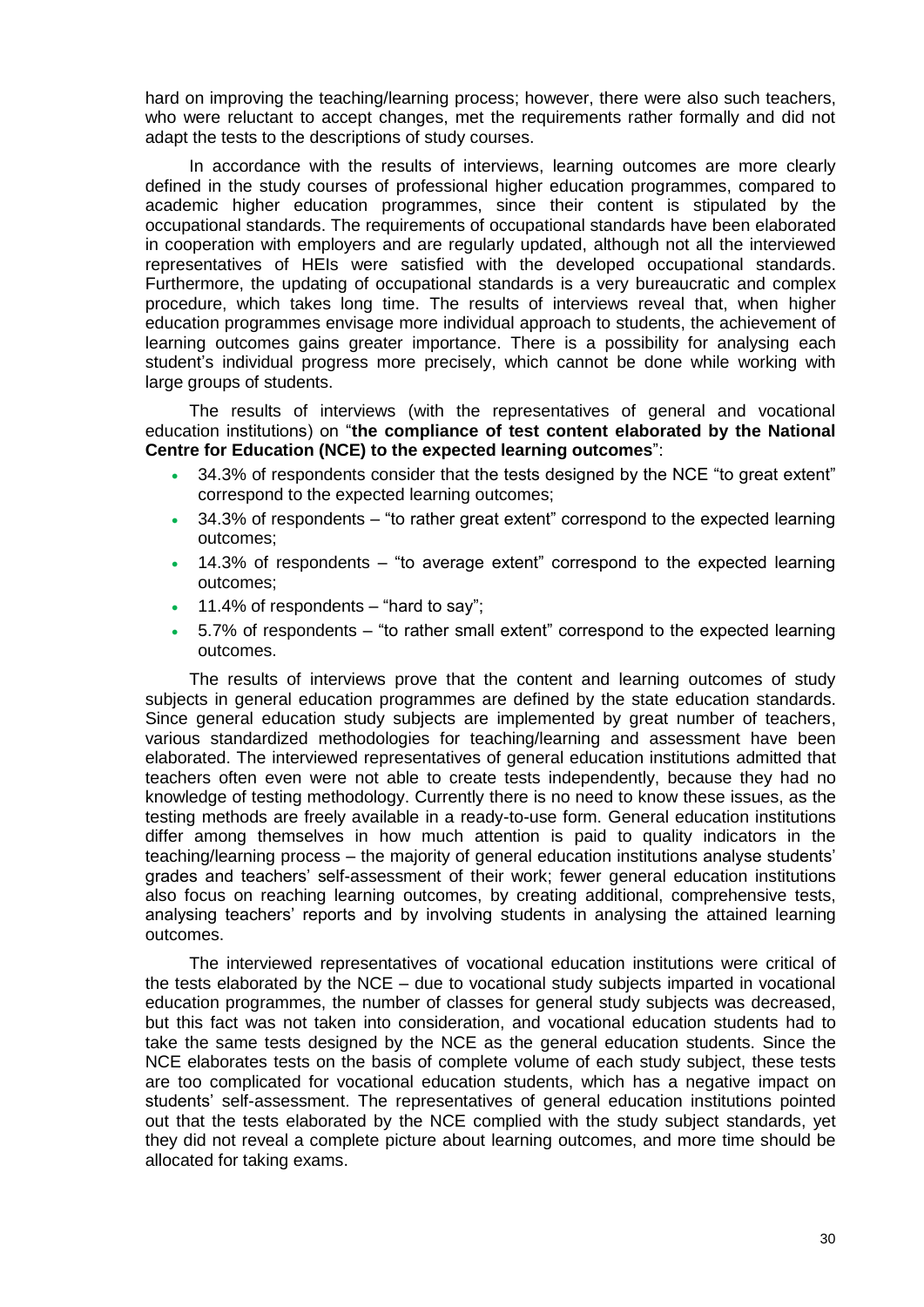hard on improving the teaching/learning process; however, there were also such teachers, who were reluctant to accept changes, met the requirements rather formally and did not adapt the tests to the descriptions of study courses.

In accordance with the results of interviews, learning outcomes are more clearly defined in the study courses of professional higher education programmes, compared to academic higher education programmes, since their content is stipulated by the occupational standards. The requirements of occupational standards have been elaborated in cooperation with employers and are regularly updated, although not all the interviewed representatives of HEIs were satisfied with the developed occupational standards. Furthermore, the updating of occupational standards is a very bureaucratic and complex procedure, which takes long time. The results of interviews reveal that, when higher education programmes envisage more individual approach to students, the achievement of learning outcomes gains greater importance. There is a possibility for analysing each student's individual progress more precisely, which cannot be done while working with large groups of students.

The results of interviews (with the representatives of general and vocational education institutions) on "**the compliance of test content elaborated by the National Centre for Education (NCE) to the expected learning outcomes**":

- 34.3% of respondents consider that the tests designed by the NCE "to great extent" correspond to the expected learning outcomes;
- 34.3% of respondents – "to rather great extent" correspond to the expected learning outcomes;
- 14.3% of respondents – "to average extent" correspond to the expected learning outcomes;
- 11.4% of respondents – "hard to say";
- 5.7% of respondents – "to rather small extent" correspond to the expected learning outcomes.

The results of interviews prove that the content and learning outcomes of study subjects in general education programmes are defined by the state education standards. Since general education study subjects are implemented by great number of teachers, various standardized methodologies for teaching/learning and assessment have been elaborated. The interviewed representatives of general education institutions admitted that teachers often even were not able to create tests independently, because they had no knowledge of testing methodology. Currently there is no need to know these issues, as the testing methods are freely available in a ready-to-use form. General education institutions differ among themselves in how much attention is paid to quality indicators in the teaching/learning process – the majority of general education institutions analyse students' grades and teachers' self-assessment of their work; fewer general education institutions also focus on reaching learning outcomes, by creating additional, comprehensive tests, analysing teachers' reports and by involving students in analysing the attained learning outcomes.

The interviewed representatives of vocational education institutions were critical of the tests elaborated by the NCE – due to vocational study subjects imparted in vocational education programmes, the number of classes for general study subjects was decreased, but this fact was not taken into consideration, and vocational education students had to take the same tests designed by the NCE as the general education students. Since the NCE elaborates tests on the basis of complete volume of each study subject, these tests are too complicated for vocational education students, which has a negative impact on students' self-assessment. The representatives of general education institutions pointed out that the tests elaborated by the NCE complied with the study subject standards, yet they did not reveal a complete picture about learning outcomes, and more time should be allocated for taking exams.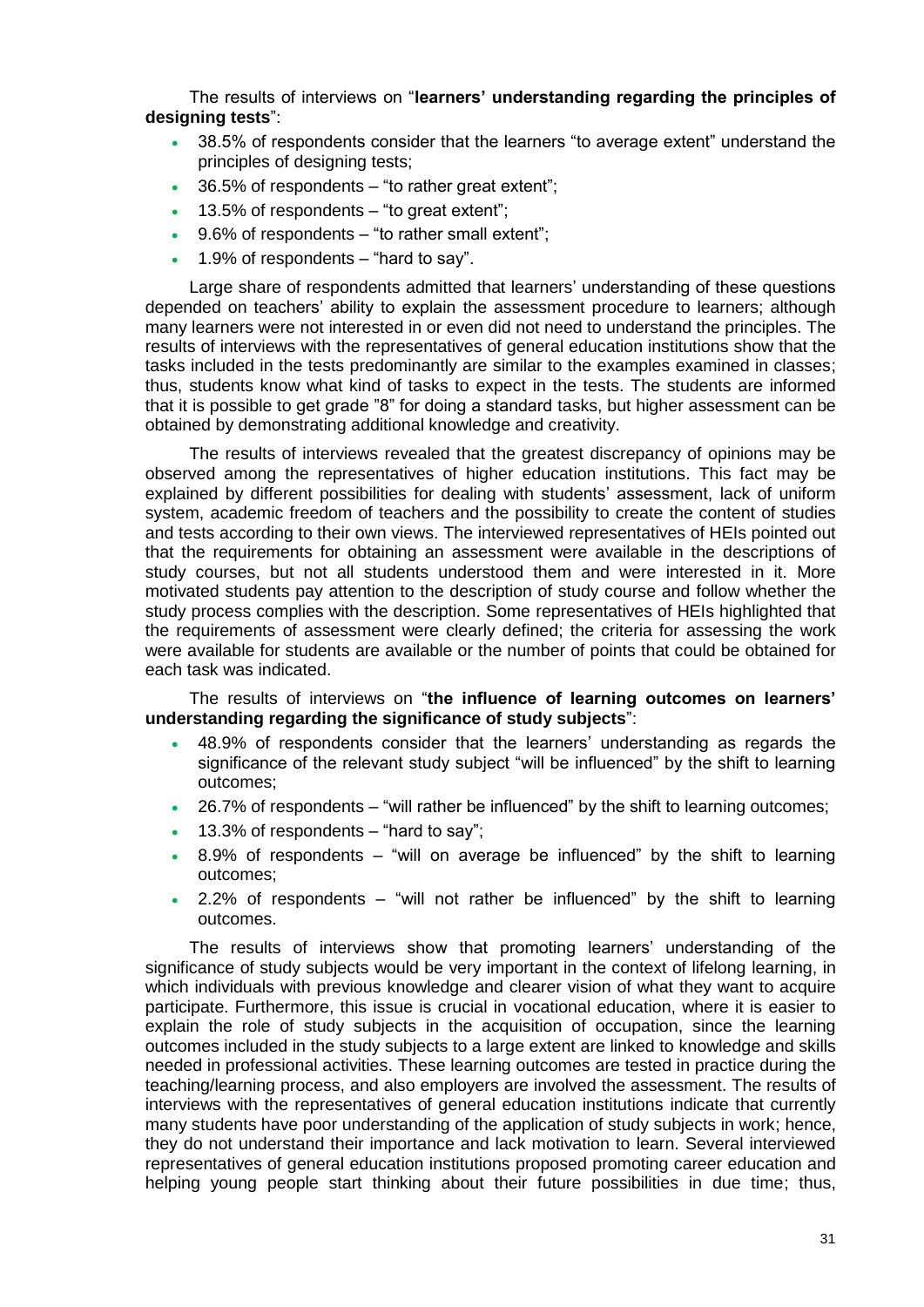The results of interviews on "**learners' understanding regarding the principles of designing tests**":

- 38.5% of respondents consider that the learners "to average extent" understand the principles of designing tests;
- 36.5% of respondents – "to rather great extent";
- 13.5% of respondents – "to great extent";
- 9.6% of respondents – "to rather small extent";
- 1.9% of respondents – "hard to say".

Large share of respondents admitted that learners' understanding of these questions depended on teachers' ability to explain the assessment procedure to learners; although many learners were not interested in or even did not need to understand the principles. The results of interviews with the representatives of general education institutions show that the tasks included in the tests predominantly are similar to the examples examined in classes; thus, students know what kind of tasks to expect in the tests. The students are informed that it is possible to get grade "8" for doing a standard tasks, but higher assessment can be obtained by demonstrating additional knowledge and creativity.

The results of interviews revealed that the greatest discrepancy of opinions may be observed among the representatives of higher education institutions. This fact may be explained by different possibilities for dealing with students' assessment, lack of uniform system, academic freedom of teachers and the possibility to create the content of studies and tests according to their own views. The interviewed representatives of HEIs pointed out that the requirements for obtaining an assessment were available in the descriptions of study courses, but not all students understood them and were interested in it. More motivated students pay attention to the description of study course and follow whether the study process complies with the description. Some representatives of HEIs highlighted that the requirements of assessment were clearly defined; the criteria for assessing the work were available for students are available or the number of points that could be obtained for each task was indicated.

The results of interviews on "**the influence of learning outcomes on learners' understanding regarding the significance of study subjects**":

- 48.9% of respondents consider that the learners' understanding as regards the significance of the relevant study subject "will be influenced" by the shift to learning outcomes;
- 26.7% of respondents – "will rather be influenced" by the shift to learning outcomes;
- 13.3% of respondents – "hard to say";
- 8.9% of respondents – "will on average be influenced" by the shift to learning outcomes;
- 2.2% of respondents – "will not rather be influenced" by the shift to learning outcomes.

The results of interviews show that promoting learners' understanding of the significance of study subjects would be very important in the context of lifelong learning, in which individuals with previous knowledge and clearer vision of what they want to acquire participate. Furthermore, this issue is crucial in vocational education, where it is easier to explain the role of study subjects in the acquisition of occupation, since the learning outcomes included in the study subjects to a large extent are linked to knowledge and skills needed in professional activities. These learning outcomes are tested in practice during the teaching/learning process, and also employers are involved the assessment. The results of interviews with the representatives of general education institutions indicate that currently many students have poor understanding of the application of study subjects in work; hence, they do not understand their importance and lack motivation to learn. Several interviewed representatives of general education institutions proposed promoting career education and helping young people start thinking about their future possibilities in due time; thus,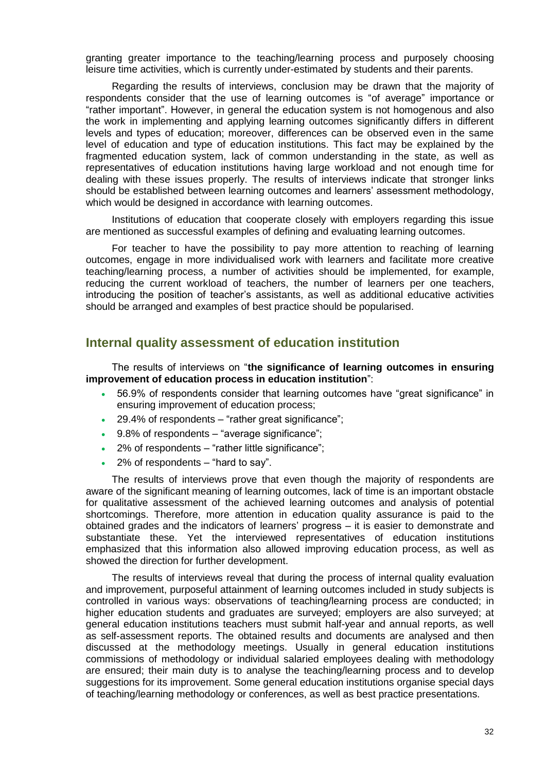granting greater importance to the teaching/learning process and purposely choosing leisure time activities, which is currently under-estimated by students and their parents.

Regarding the results of interviews, conclusion may be drawn that the majority of respondents consider that the use of learning outcomes is "of average" importance or "rather important". However, in general the education system is not homogenous and also the work in implementing and applying learning outcomes significantly differs in different levels and types of education; moreover, differences can be observed even in the same level of education and type of education institutions. This fact may be explained by the fragmented education system, lack of common understanding in the state, as well as representatives of education institutions having large workload and not enough time for dealing with these issues properly. The results of interviews indicate that stronger links should be established between learning outcomes and learners' assessment methodology, which would be designed in accordance with learning outcomes.

Institutions of education that cooperate closely with employers regarding this issue are mentioned as successful examples of defining and evaluating learning outcomes.

For teacher to have the possibility to pay more attention to reaching of learning outcomes, engage in more individualised work with learners and facilitate more creative teaching/learning process, a number of activities should be implemented, for example, reducing the current workload of teachers, the number of learners per one teachers, introducing the position of teacher's assistants, as well as additional educative activities should be arranged and examples of best practice should be popularised.

## Internal quality assessment of education institution

The results of interviews on "**the significance of learning outcomes in ensuring improvement of education process in education institution**":

- 56.9% of respondents consider that learning outcomes have "great significance" in ensuring improvement of education process;
- 29.4% of respondents – "rather great significance";
- 9.8% of respondents – "average significance";
- 2% of respondents – "rather little significance";
- 2% of respondents – "hard to say".

The results of interviews prove that even though the majority of respondents are aware of the significant meaning of learning outcomes, lack of time is an important obstacle for qualitative assessment of the achieved learning outcomes and analysis of potential shortcomings. Therefore, more attention in education quality assurance is paid to the obtained grades and the indicators of learners' progress – it is easier to demonstrate and substantiate these. Yet the interviewed representatives of education institutions emphasized that this information also allowed improving education process, as well as showed the direction for further development.

The results of interviews reveal that during the process of internal quality evaluation and improvement, purposeful attainment of learning outcomes included in study subjects is controlled in various ways: observations of teaching/learning process are conducted; in higher education students and graduates are surveyed; employers are also surveyed; at general education institutions teachers must submit half-year and annual reports, as well as self-assessment reports. The obtained results and documents are analysed and then discussed at the methodology meetings. Usually in general education institutions commissions of methodology or individual salaried employees dealing with methodology are ensured; their main duty is to analyse the teaching/learning process and to develop suggestions for its improvement. Some general education institutions organise special days of teaching/learning methodology or conferences, as well as best practice presentations.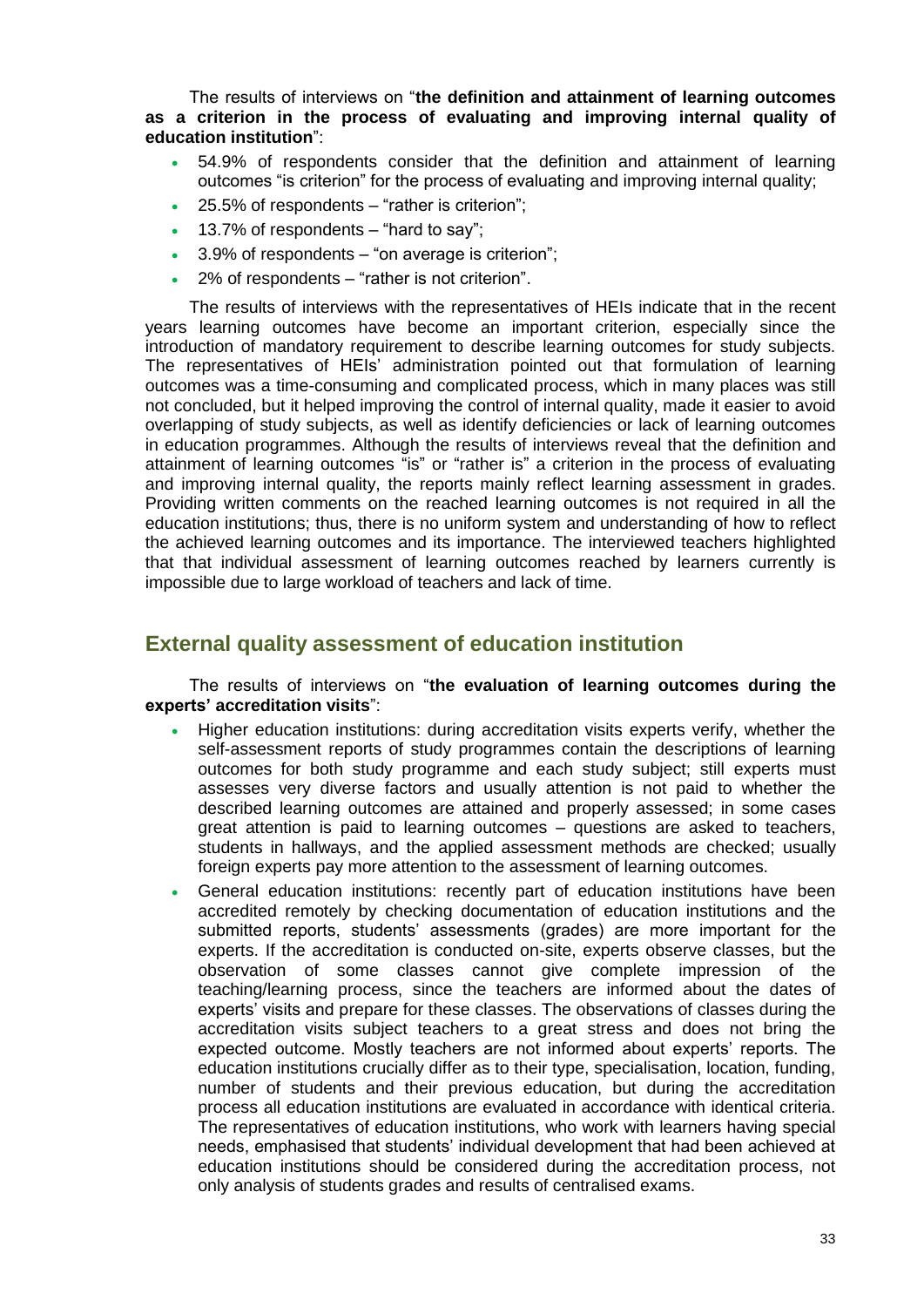The results of interviews on "**the definition and attainment of learning outcomes as a criterion in the process of evaluating and improving internal quality of education institution**":

- 54.9% of respondents consider that the definition and attainment of learning outcomes "is criterion" for the process of evaluating and improving internal quality;
- 25.5% of respondents – "rather is criterion";
- 13.7% of respondents – "hard to say";
- 3.9% of respondents – "on average is criterion";
- 2% of respondents – "rather is not criterion".

The results of interviews with the representatives of HEIs indicate that in the recent years learning outcomes have become an important criterion, especially since the introduction of mandatory requirement to describe learning outcomes for study subjects. The representatives of HEIs' administration pointed out that formulation of learning outcomes was a time-consuming and complicated process, which in many places was still not concluded, but it helped improving the control of internal quality, made it easier to avoid overlapping of study subjects, as well as identify deficiencies or lack of learning outcomes in education programmes. Although the results of interviews reveal that the definition and attainment of learning outcomes "is" or "rather is" a criterion in the process of evaluating and improving internal quality, the reports mainly reflect learning assessment in grades. Providing written comments on the reached learning outcomes is not required in all the education institutions; thus, there is no uniform system and understanding of how to reflect the achieved learning outcomes and its importance. The interviewed teachers highlighted that that individual assessment of learning outcomes reached by learners currently is impossible due to large workload of teachers and lack of time.

## External quality assessment of education institution

The results of interviews on "**the evaluation of learning outcomes during the experts' accreditation visits**":

- Higher education institutions: during accreditation visits experts verify, whether the self-assessment reports of study programmes contain the descriptions of learning outcomes for both study programme and each study subject; still experts must assesses very diverse factors and usually attention is not paid to whether the described learning outcomes are attained and properly assessed; in some cases great attention is paid to learning outcomes – questions are asked to teachers, students in hallways, and the applied assessment methods are checked; usually foreign experts pay more attention to the assessment of learning outcomes.
- General education institutions: recently part of education institutions have been accredited remotely by checking documentation of education institutions and the submitted reports, students' assessments (grades) are more important for the experts. If the accreditation is conducted on-site, experts observe classes, but the observation of some classes cannot give complete impression of the teaching/learning process, since the teachers are informed about the dates of experts' visits and prepare for these classes. The observations of classes during the accreditation visits subject teachers to a great stress and does not bring the expected outcome. Mostly teachers are not informed about experts' reports. The education institutions crucially differ as to their type, specialisation, location, funding, number of students and their previous education, but during the accreditation process all education institutions are evaluated in accordance with identical criteria. The representatives of education institutions, who work with learners having special needs, emphasised that students' individual development that had been achieved at education institutions should be considered during the accreditation process, not only analysis of students grades and results of centralised exams.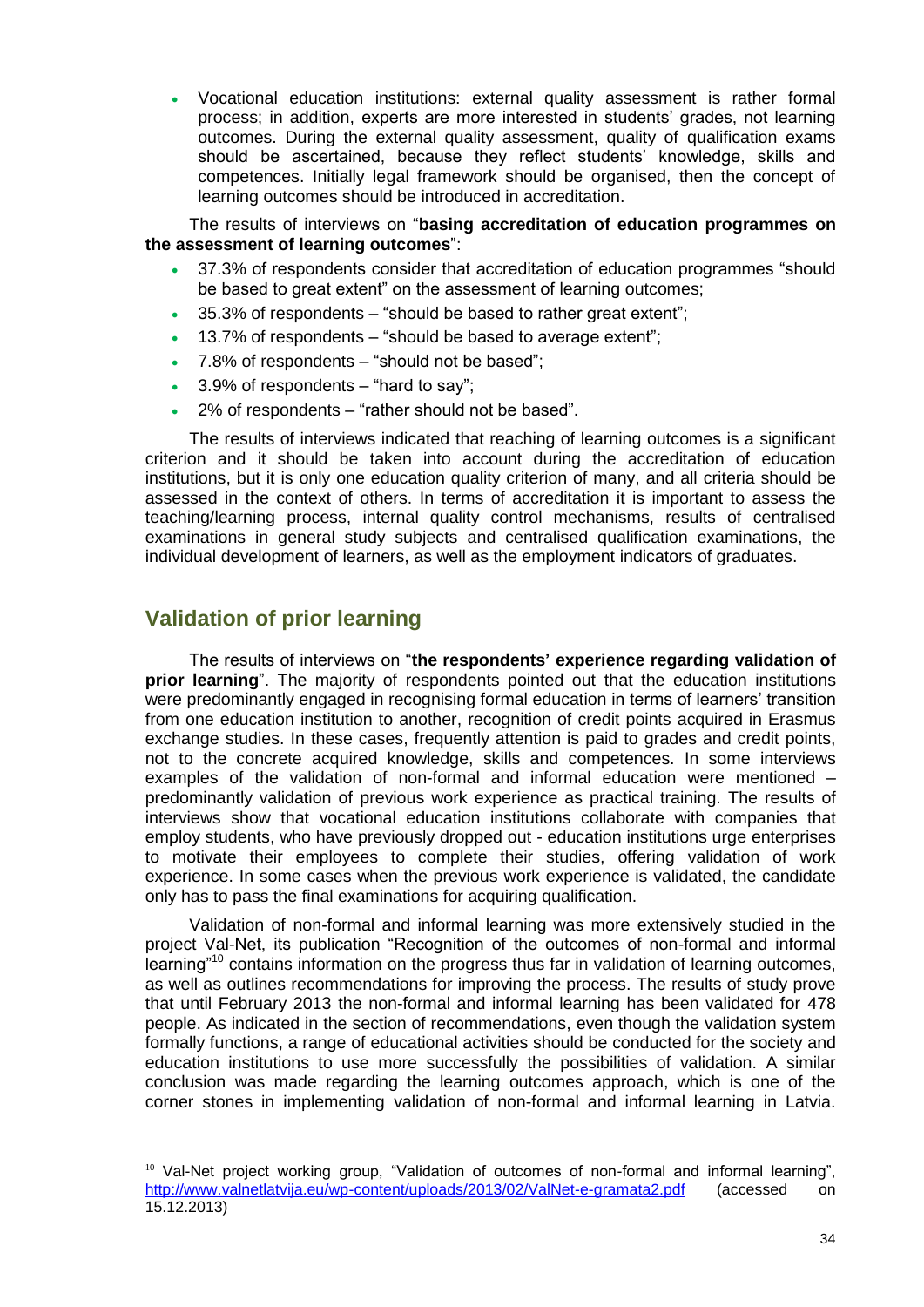- Vocational education institutions: external quality assessment is rather formal process; in addition, experts are more interested in students' grades, not learning outcomes. During the external quality assessment, quality of qualification exams should be ascertained, because they reflect students' knowledge, skills and competences. Initially legal framework should be organised, then the concept of learning outcomes should be introduced in accreditation.

The results of interviews on "**basing accreditation of education programmes on the assessment of learning outcomes**":

- 37.3% of respondents consider that accreditation of education programmes "should be based to great extent" on the assessment of learning outcomes;
- 35.3% of respondents – "should be based to rather great extent";
- 13.7% of respondents – "should be based to average extent";
- 7.8% of respondents – "should not be based";
- 3.9% of respondents – "hard to say";
- 2% of respondents – "rather should not be based".

The results of interviews indicated that reaching of learning outcomes is a significant criterion and it should be taken into account during the accreditation of education institutions, but it is only one education quality criterion of many, and all criteria should be assessed in the context of others. In terms of accreditation it is important to assess the teaching/learning process, internal quality control mechanisms, results of centralised examinations in general study subjects and centralised qualification examinations, the individual development of learners, as well as the employment indicators of graduates.

## Validation of prior learning

The results of interviews on "**the respondents' experience regarding validation of prior learning**". The majority of respondents pointed out that the education institutions were predominantly engaged in recognising formal education in terms of learners' transition from one education institution to another, recognition of credit points acquired in Erasmus exchange studies. In these cases, frequently attention is paid to grades and credit points, not to the concrete acquired knowledge, skills and competences. In some interviews examples of the validation of non-formal and informal education were mentioned – predominantly validation of previous work experience as practical training. The results of interviews show that vocational education institutions collaborate with companies that employ students, who have previously dropped out - education institutions urge enterprises to motivate their employees to complete their studies, offering validation of work experience. In some cases when the previous work experience is validated, the candidate only has to pass the final examinations for acquiring qualification.

Validation of non-formal and informal learning was more extensively studied in the project Val-Net, its publication "Recognition of the outcomes of non-formal and informal learning"[10] contains information on the progress thus far in validation of learning outcomes, as well as outlines recommendations for improving the process. The results of study prove that until February 2013 the non-formal and informal learning has been validated for 478 people. As indicated in the section of recommendations, even though the validation system formally functions, a range of educational activities should be conducted for the society and education institutions to use more successfully the possibilities of validation. A similar conclusion was made regarding the learning outcomes approach, which is one of the corner stones in implementing validation of non-formal and informal learning in Latvia.

[10] Val-Net project working group, "Validation of outcomes of non-formal and informal learning", http://www.valnetlatvija.eu/wp-content/uploads/2013/02/ValNet-e-gramata2.pdf (accessed on 15.12.2013)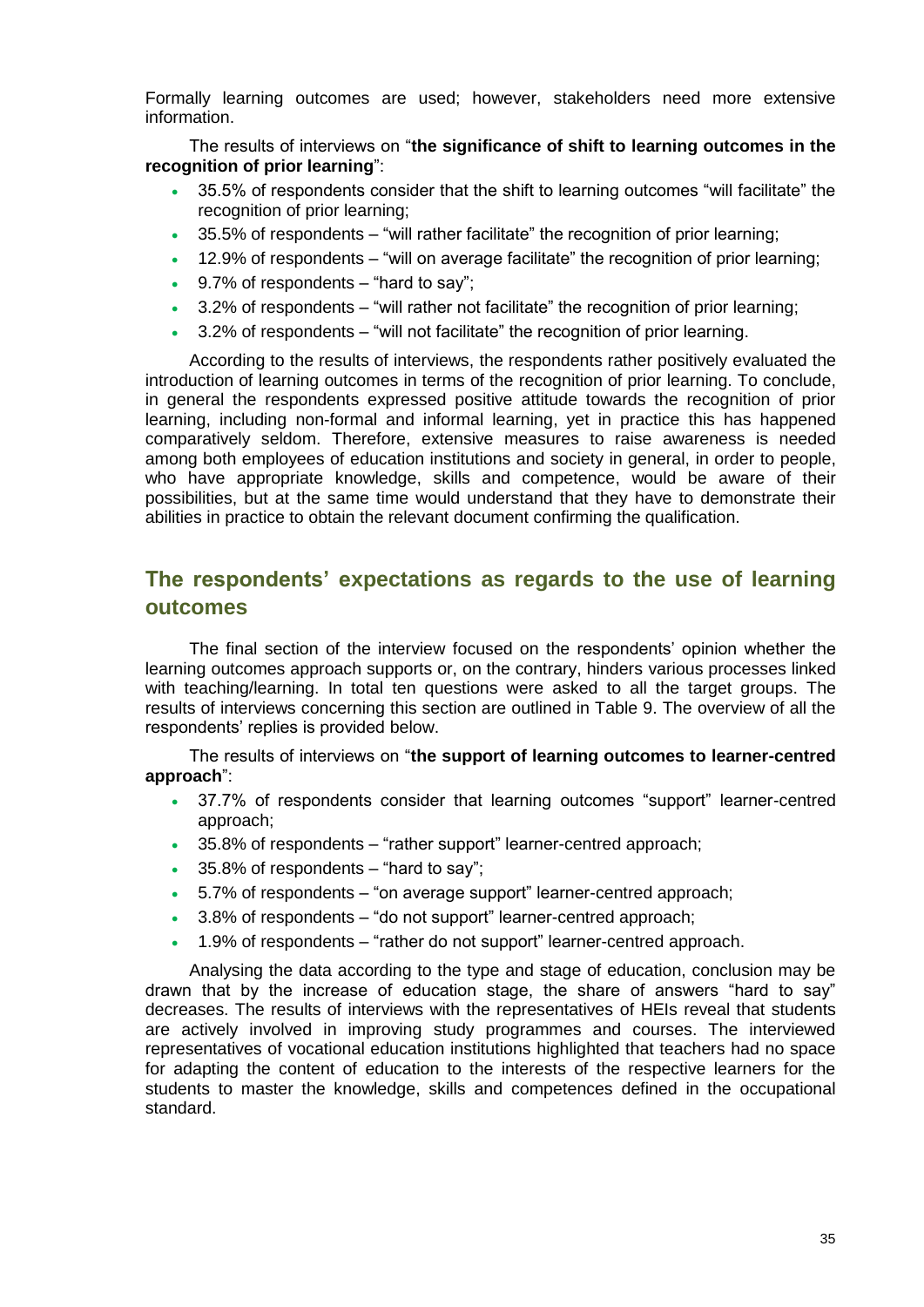Formally learning outcomes are used; however, stakeholders need more extensive information.

The results of interviews on "**the significance of shift to learning outcomes in the recognition of prior learning**":

- 35.5% of respondents consider that the shift to learning outcomes "will facilitate" the recognition of prior learning;
- 35.5% of respondents – "will rather facilitate" the recognition of prior learning;
- 12.9% of respondents – "will on average facilitate" the recognition of prior learning;
- 9.7% of respondents – "hard to say";
- 3.2% of respondents – "will rather not facilitate" the recognition of prior learning;
- 3.2% of respondents – "will not facilitate" the recognition of prior learning.

According to the results of interviews, the respondents rather positively evaluated the introduction of learning outcomes in terms of the recognition of prior learning. To conclude, in general the respondents expressed positive attitude towards the recognition of prior learning, including non-formal and informal learning, yet in practice this has happened comparatively seldom. Therefore, extensive measures to raise awareness is needed among both employees of education institutions and society in general, in order to people, who have appropriate knowledge, skills and competence, would be aware of their possibilities, but at the same time would understand that they have to demonstrate their abilities in practice to obtain the relevant document confirming the qualification.

## The respondents' expectations as regards to the use of learning outcomes

The final section of the interview focused on the respondents' opinion whether the learning outcomes approach supports or, on the contrary, hinders various processes linked with teaching/learning. In total ten questions were asked to all the target groups. The results of interviews concerning this section are outlined in Table 9. The overview of all the respondents' replies is provided below.

The results of interviews on "**the support of learning outcomes to learner-centred approach**":

- 37.7% of respondents consider that learning outcomes "support" learner-centred approach;
- 35.8% of respondents – "rather support" learner-centred approach;
- 35.8% of respondents – "hard to say";
- 5.7% of respondents – "on average support" learner-centred approach;
- 3.8% of respondents – "do not support" learner-centred approach;
- 1.9% of respondents – "rather do not support" learner-centred approach.

Analysing the data according to the type and stage of education, conclusion may be drawn that by the increase of education stage, the share of answers "hard to say" decreases. The results of interviews with the representatives of HEIs reveal that students are actively involved in improving study programmes and courses. The interviewed representatives of vocational education institutions highlighted that teachers had no space for adapting the content of education to the interests of the respective learners for the students to master the knowledge, skills and competences defined in the occupational standard.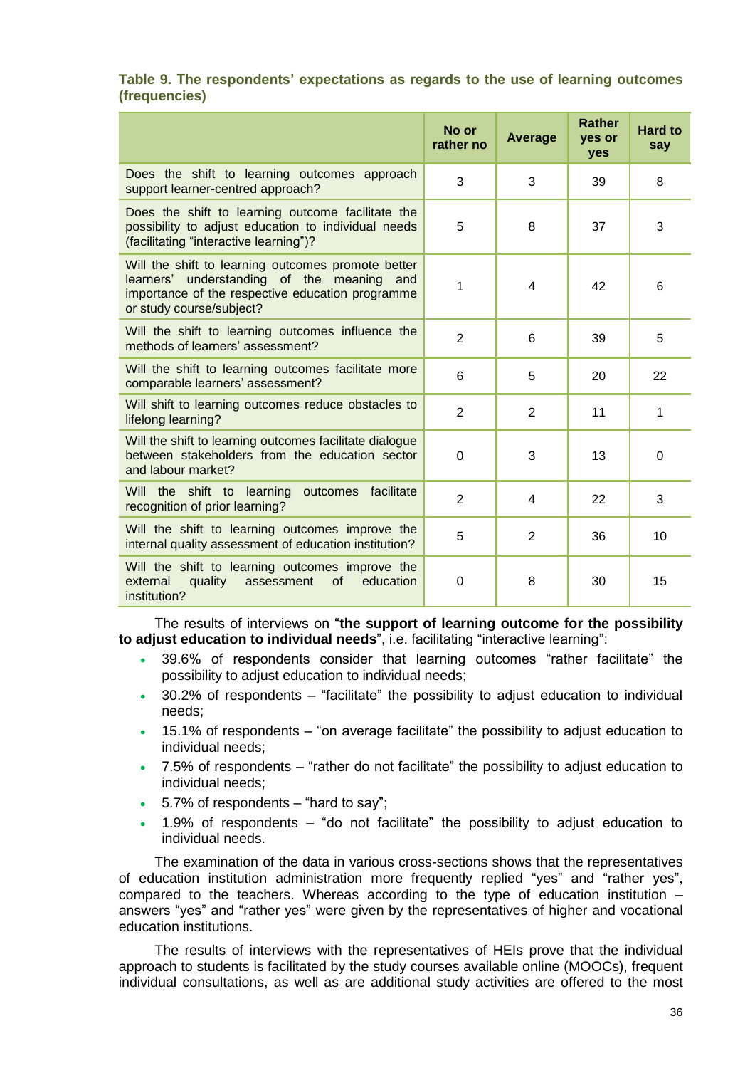**Table 9. The respondents' expectations as regards to the use of learning outcomes (frequencies)**

| | No or rather no | Average | Rather yes or yes | Hard to say |
|---|---|---|---|---|
| Does the shift to learning outcomes approach support learner-centred approach? | 3 | 3 | 39 | 8 |
| Does the shift to learning outcome facilitate the possibility to adjust education to individual needs (facilitating "interactive learning")? | 5 | 8 | 37 | 3 |
| Will the shift to learning outcomes promote better learners' understanding of the meaning and importance of the respective education programme or study course/subject? | 1 | 4 | 42 | 6 |
| Will the shift to learning outcomes influence the methods of learners' assessment? | 2 | 6 | 39 | 5 |
| Will the shift to learning outcomes facilitate more comparable learners' assessment? | 6 | 5 | 20 | 22 |
| Will shift to learning outcomes reduce obstacles to lifelong learning? | 2 | 2 | 11 | 1 |
| Will the shift to learning outcomes facilitate dialogue between stakeholders from the education sector and labour market? | 0 | 3 | 13 | 0 |
| Will the shift to learning outcomes facilitate recognition of prior learning? | 2 | 4 | 22 | 3 |
| Will the shift to learning outcomes improve the internal quality assessment of education institution? | 5 | 2 | 36 | 10 |
| Will the shift to learning outcomes improve the external quality assessment of education institution? | 0 | 8 | 30 | 15 |

The results of interviews on "**the support of learning outcome for the possibility to adjust education to individual needs**", i.e. facilitating "interactive learning":

- 39.6% of respondents consider that learning outcomes "rather facilitate" the possibility to adjust education to individual needs;
- 30.2% of respondents – "facilitate" the possibility to adjust education to individual needs;
- 15.1% of respondents – "on average facilitate" the possibility to adjust education to individual needs;
- 7.5% of respondents – "rather do not facilitate" the possibility to adjust education to individual needs;
- 5.7% of respondents – "hard to say";
- 1.9% of respondents – "do not facilitate" the possibility to adjust education to individual needs.

The examination of the data in various cross-sections shows that the representatives of education institution administration more frequently replied "yes" and "rather yes", compared to the teachers. Whereas according to the type of education institution – answers "yes" and "rather yes" were given by the representatives of higher and vocational education institutions.

The results of interviews with the representatives of HEIs prove that the individual approach to students is facilitated by the study courses available online (MOOCs), frequent individual consultations, as well as are additional study activities are offered to the most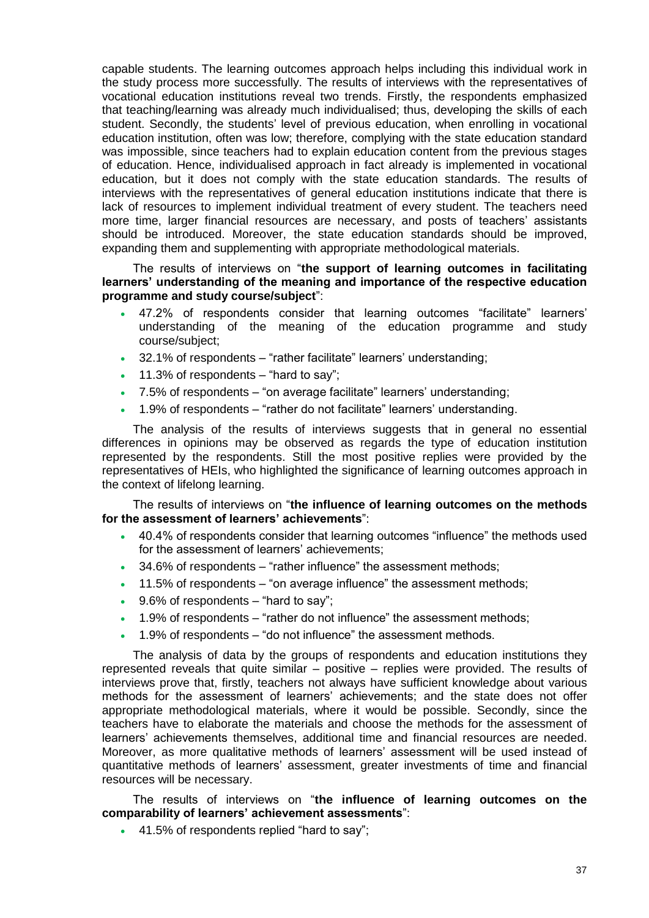capable students. The learning outcomes approach helps including this individual work in the study process more successfully. The results of interviews with the representatives of vocational education institutions reveal two trends. Firstly, the respondents emphasized that teaching/learning was already much individualised; thus, developing the skills of each student. Secondly, the students' level of previous education, when enrolling in vocational education institution, often was low; therefore, complying with the state education standard was impossible, since teachers had to explain education content from the previous stages of education. Hence, individualised approach in fact already is implemented in vocational education, but it does not comply with the state education standards. The results of interviews with the representatives of general education institutions indicate that there is lack of resources to implement individual treatment of every student. The teachers need more time, larger financial resources are necessary, and posts of teachers' assistants should be introduced. Moreover, the state education standards should be improved, expanding them and supplementing with appropriate methodological materials.

The results of interviews on "**the support of learning outcomes in facilitating learners' understanding of the meaning and importance of the respective education programme and study course/subject**":

- 47.2% of respondents consider that learning outcomes "facilitate" learners' understanding of the meaning of the education programme and study course/subject;
- 32.1% of respondents – "rather facilitate" learners' understanding;
- 11.3% of respondents – "hard to say";
- 7.5% of respondents – "on average facilitate" learners' understanding;
- 1.9% of respondents – "rather do not facilitate" learners' understanding.

The analysis of the results of interviews suggests that in general no essential differences in opinions may be observed as regards the type of education institution represented by the respondents. Still the most positive replies were provided by the representatives of HEIs, who highlighted the significance of learning outcomes approach in the context of lifelong learning.

The results of interviews on "**the influence of learning outcomes on the methods for the assessment of learners' achievements**":

- 40.4% of respondents consider that learning outcomes "influence" the methods used for the assessment of learners' achievements;
- 34.6% of respondents – "rather influence" the assessment methods;
- 11.5% of respondents – "on average influence" the assessment methods;
- 9.6% of respondents – "hard to say";
- 1.9% of respondents – "rather do not influence" the assessment methods;
- 1.9% of respondents – "do not influence" the assessment methods.

The analysis of data by the groups of respondents and education institutions they represented reveals that quite similar – positive – replies were provided. The results of interviews prove that, firstly, teachers not always have sufficient knowledge about various methods for the assessment of learners' achievements; and the state does not offer appropriate methodological materials, where it would be possible. Secondly, since the teachers have to elaborate the materials and choose the methods for the assessment of learners' achievements themselves, additional time and financial resources are needed. Moreover, as more qualitative methods of learners' assessment will be used instead of quantitative methods of learners' assessment, greater investments of time and financial resources will be necessary.

The results of interviews on "**the influence of learning outcomes on the comparability of learners' achievement assessments**":

- 41.5% of respondents replied "hard to say";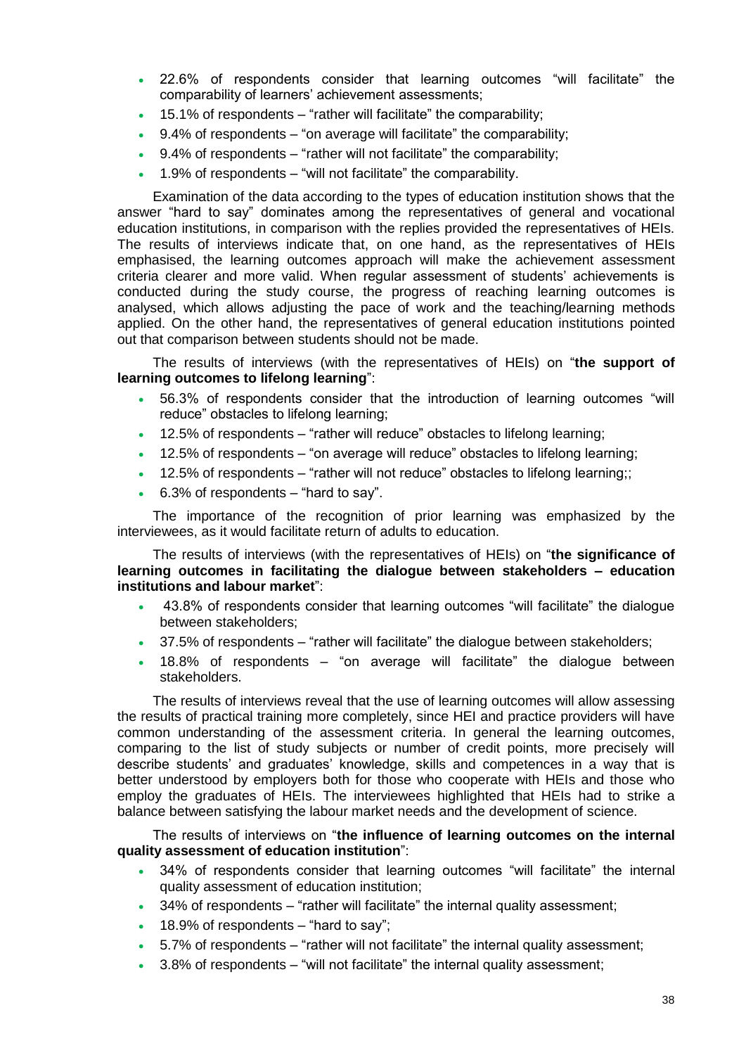- 22.6% of respondents consider that learning outcomes “will facilitate” the comparability of learners' achievement assessments;
- 15.1% of respondents – “rather will facilitate” the comparability;
- 9.4% of respondents – “on average will facilitate” the comparability;
- 9.4% of respondents – “rather will not facilitate” the comparability;
- 1.9% of respondents – “will not facilitate” the comparability.

Examination of the data according to the types of education institution shows that the answer “hard to say” dominates among the representatives of general and vocational education institutions, in comparison with the replies provided the representatives of HEIs. The results of interviews indicate that, on one hand, as the representatives of HEIs emphasised, the learning outcomes approach will make the achievement assessment criteria clearer and more valid. When regular assessment of students' achievements is conducted during the study course, the progress of reaching learning outcomes is analysed, which allows adjusting the pace of work and the teaching/learning methods applied. On the other hand, the representatives of general education institutions pointed out that comparison between students should not be made.

The results of interviews (with the representatives of HEIs) on “**the support of learning outcomes to lifelong learning**”:

- 56.3% of respondents consider that the introduction of learning outcomes “will reduce” obstacles to lifelong learning;
- 12.5% of respondents – “rather will reduce” obstacles to lifelong learning;
- 12.5% of respondents – “on average will reduce” obstacles to lifelong learning;
- 12.5% of respondents – “rather will not reduce” obstacles to lifelong learning;;
- 6.3% of respondents – “hard to say”.

The importance of the recognition of prior learning was emphasized by the interviewees, as it would facilitate return of adults to education.

The results of interviews (with the representatives of HEIs) on “**the significance of learning outcomes in facilitating the dialogue between stakeholders – education institutions and labour market**”:

- 43.8% of respondents consider that learning outcomes “will facilitate” the dialogue between stakeholders;
- 37.5% of respondents – “rather will facilitate” the dialogue between stakeholders;
- 18.8% of respondents – “on average will facilitate” the dialogue between stakeholders.

The results of interviews reveal that the use of learning outcomes will allow assessing the results of practical training more completely, since HEI and practice providers will have common understanding of the assessment criteria. In general the learning outcomes, comparing to the list of study subjects or number of credit points, more precisely will describe students' and graduates' knowledge, skills and competences in a way that is better understood by employers both for those who cooperate with HEIs and those who employ the graduates of HEIs. The interviewees highlighted that HEIs had to strike a balance between satisfying the labour market needs and the development of science.

The results of interviews on “**the influence of learning outcomes on the internal quality assessment of education institution**”:

- 34% of respondents consider that learning outcomes “will facilitate” the internal quality assessment of education institution;
- 34% of respondents – “rather will facilitate” the internal quality assessment;
- 18.9% of respondents – “hard to say”;
- 5.7% of respondents – “rather will not facilitate” the internal quality assessment;
- 3.8% of respondents – “will not facilitate” the internal quality assessment;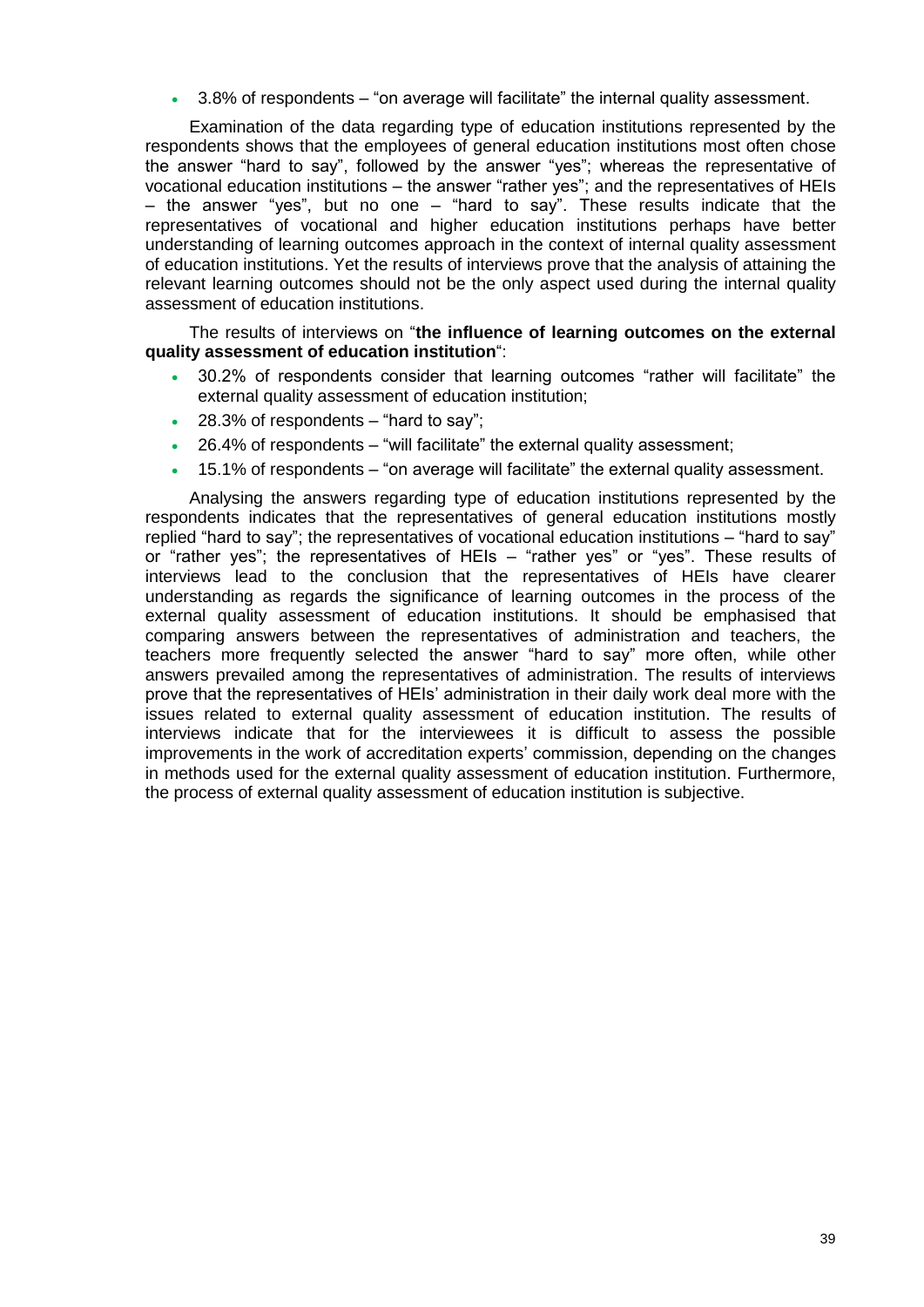- 3.8% of respondents – "on average will facilitate" the internal quality assessment.

Examination of the data regarding type of education institutions represented by the respondents shows that the employees of general education institutions most often chose the answer "hard to say", followed by the answer "yes"; whereas the representative of vocational education institutions – the answer "rather yes"; and the representatives of HEIs – the answer "yes", but no one – "hard to say". These results indicate that the representatives of vocational and higher education institutions perhaps have better understanding of learning outcomes approach in the context of internal quality assessment of education institutions. Yet the results of interviews prove that the analysis of attaining the relevant learning outcomes should not be the only aspect used during the internal quality assessment of education institutions.

The results of interviews on "**the influence of learning outcomes on the external quality assessment of education institution**":

- 30.2% of respondents consider that learning outcomes "rather will facilitate" the external quality assessment of education institution;
- 28.3% of respondents – "hard to say";
- 26.4% of respondents – "will facilitate" the external quality assessment;
- 15.1% of respondents – "on average will facilitate" the external quality assessment.

Analysing the answers regarding type of education institutions represented by the respondents indicates that the representatives of general education institutions mostly replied "hard to say"; the representatives of vocational education institutions – "hard to say" or "rather yes"; the representatives of HEIs – "rather yes" or "yes". These results of interviews lead to the conclusion that the representatives of HEIs have clearer understanding as regards the significance of learning outcomes in the process of the external quality assessment of education institutions. It should be emphasised that comparing answers between the representatives of administration and teachers, the teachers more frequently selected the answer "hard to say" more often, while other answers prevailed among the representatives of administration. The results of interviews prove that the representatives of HEIs' administration in their daily work deal more with the issues related to external quality assessment of education institution. The results of interviews indicate that for the interviewees it is difficult to assess the possible improvements in the work of accreditation experts' commission, depending on the changes in methods used for the external quality assessment of education institution. Furthermore, the process of external quality assessment of education institution is subjective.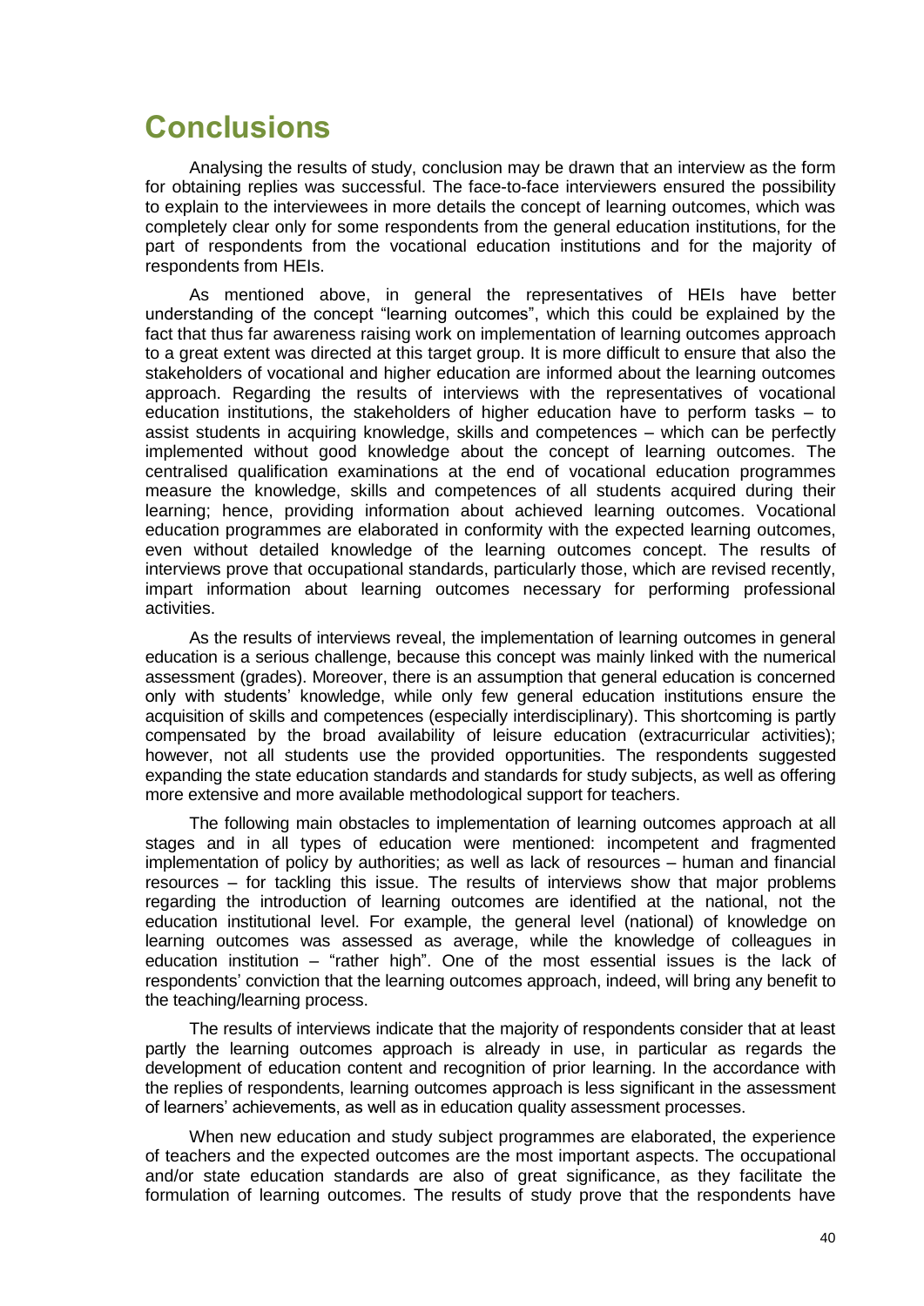# Conclusions

Analysing the results of study, conclusion may be drawn that an interview as the form for obtaining replies was successful. The face-to-face interviewers ensured the possibility to explain to the interviewees in more details the concept of learning outcomes, which was completely clear only for some respondents from the general education institutions, for the part of respondents from the vocational education institutions and for the majority of respondents from HEIs.

As mentioned above, in general the representatives of HEIs have better understanding of the concept "learning outcomes", which this could be explained by the fact that thus far awareness raising work on implementation of learning outcomes approach to a great extent was directed at this target group. It is more difficult to ensure that also the stakeholders of vocational and higher education are informed about the learning outcomes approach. Regarding the results of interviews with the representatives of vocational education institutions, the stakeholders of higher education have to perform tasks – to assist students in acquiring knowledge, skills and competences – which can be perfectly implemented without good knowledge about the concept of learning outcomes. The centralised qualification examinations at the end of vocational education programmes measure the knowledge, skills and competences of all students acquired during their learning; hence, providing information about achieved learning outcomes. Vocational education programmes are elaborated in conformity with the expected learning outcomes, even without detailed knowledge of the learning outcomes concept. The results of interviews prove that occupational standards, particularly those, which are revised recently, impart information about learning outcomes necessary for performing professional activities.

As the results of interviews reveal, the implementation of learning outcomes in general education is a serious challenge, because this concept was mainly linked with the numerical assessment (grades). Moreover, there is an assumption that general education is concerned only with students' knowledge, while only few general education institutions ensure the acquisition of skills and competences (especially interdisciplinary). This shortcoming is partly compensated by the broad availability of leisure education (extracurricular activities); however, not all students use the provided opportunities. The respondents suggested expanding the state education standards and standards for study subjects, as well as offering more extensive and more available methodological support for teachers.

The following main obstacles to implementation of learning outcomes approach at all stages and in all types of education were mentioned: incompetent and fragmented implementation of policy by authorities; as well as lack of resources – human and financial resources – for tackling this issue. The results of interviews show that major problems regarding the introduction of learning outcomes are identified at the national, not the education institutional level. For example, the general level (national) of knowledge on learning outcomes was assessed as average, while the knowledge of colleagues in education institution – "rather high". One of the most essential issues is the lack of respondents' conviction that the learning outcomes approach, indeed, will bring any benefit to the teaching/learning process.

The results of interviews indicate that the majority of respondents consider that at least partly the learning outcomes approach is already in use, in particular as regards the development of education content and recognition of prior learning. In the accordance with the replies of respondents, learning outcomes approach is less significant in the assessment of learners' achievements, as well as in education quality assessment processes.

When new education and study subject programmes are elaborated, the experience of teachers and the expected outcomes are the most important aspects. The occupational and/or state education standards are also of great significance, as they facilitate the formulation of learning outcomes. The results of study prove that the respondents have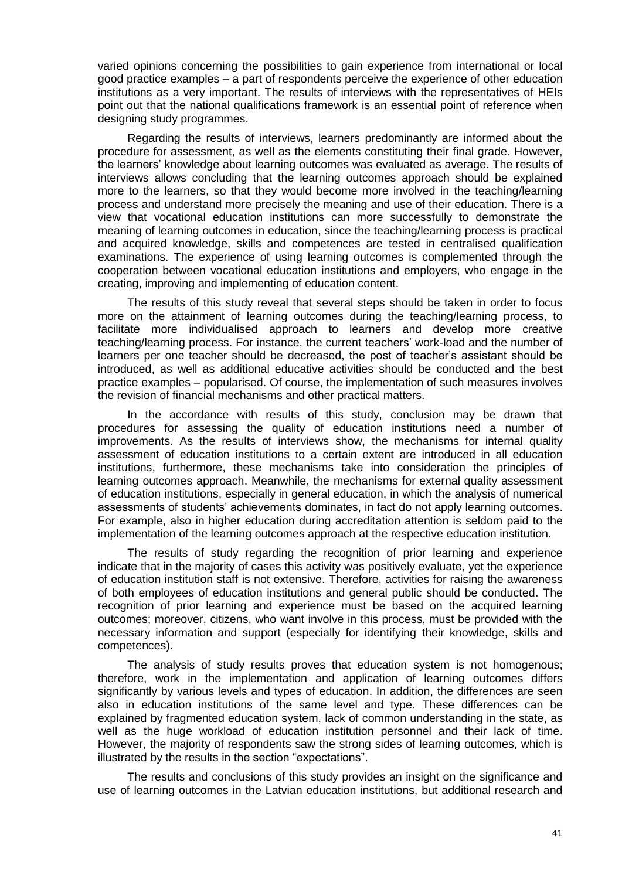varied opinions concerning the possibilities to gain experience from international or local good practice examples – a part of respondents perceive the experience of other education institutions as a very important. The results of interviews with the representatives of HEIs point out that the national qualifications framework is an essential point of reference when designing study programmes.

Regarding the results of interviews, learners predominantly are informed about the procedure for assessment, as well as the elements constituting their final grade. However, the learners' knowledge about learning outcomes was evaluated as average. The results of interviews allows concluding that the learning outcomes approach should be explained more to the learners, so that they would become more involved in the teaching/learning process and understand more precisely the meaning and use of their education. There is a view that vocational education institutions can more successfully to demonstrate the meaning of learning outcomes in education, since the teaching/learning process is practical and acquired knowledge, skills and competences are tested in centralised qualification examinations. The experience of using learning outcomes is complemented through the cooperation between vocational education institutions and employers, who engage in the creating, improving and implementing of education content.

The results of this study reveal that several steps should be taken in order to focus more on the attainment of learning outcomes during the teaching/learning process, to facilitate more individualised approach to learners and develop more creative teaching/learning process. For instance, the current teachers' work-load and the number of learners per one teacher should be decreased, the post of teacher's assistant should be introduced, as well as additional educative activities should be conducted and the best practice examples – popularised. Of course, the implementation of such measures involves the revision of financial mechanisms and other practical matters.

In the accordance with results of this study, conclusion may be drawn that procedures for assessing the quality of education institutions need a number of improvements. As the results of interviews show, the mechanisms for internal quality assessment of education institutions to a certain extent are introduced in all education institutions, furthermore, these mechanisms take into consideration the principles of learning outcomes approach. Meanwhile, the mechanisms for external quality assessment of education institutions, especially in general education, in which the analysis of numerical assessments of students' achievements dominates, in fact do not apply learning outcomes. For example, also in higher education during accreditation attention is seldom paid to the implementation of the learning outcomes approach at the respective education institution.

The results of study regarding the recognition of prior learning and experience indicate that in the majority of cases this activity was positively evaluate, yet the experience of education institution staff is not extensive. Therefore, activities for raising the awareness of both employees of education institutions and general public should be conducted. The recognition of prior learning and experience must be based on the acquired learning outcomes; moreover, citizens, who want involve in this process, must be provided with the necessary information and support (especially for identifying their knowledge, skills and competences).

The analysis of study results proves that education system is not homogenous; therefore, work in the implementation and application of learning outcomes differs significantly by various levels and types of education. In addition, the differences are seen also in education institutions of the same level and type. These differences can be explained by fragmented education system, lack of common understanding in the state, as well as the huge workload of education institution personnel and their lack of time. However, the majority of respondents saw the strong sides of learning outcomes, which is illustrated by the results in the section "expectations".

The results and conclusions of this study provides an insight on the significance and use of learning outcomes in the Latvian education institutions, but additional research and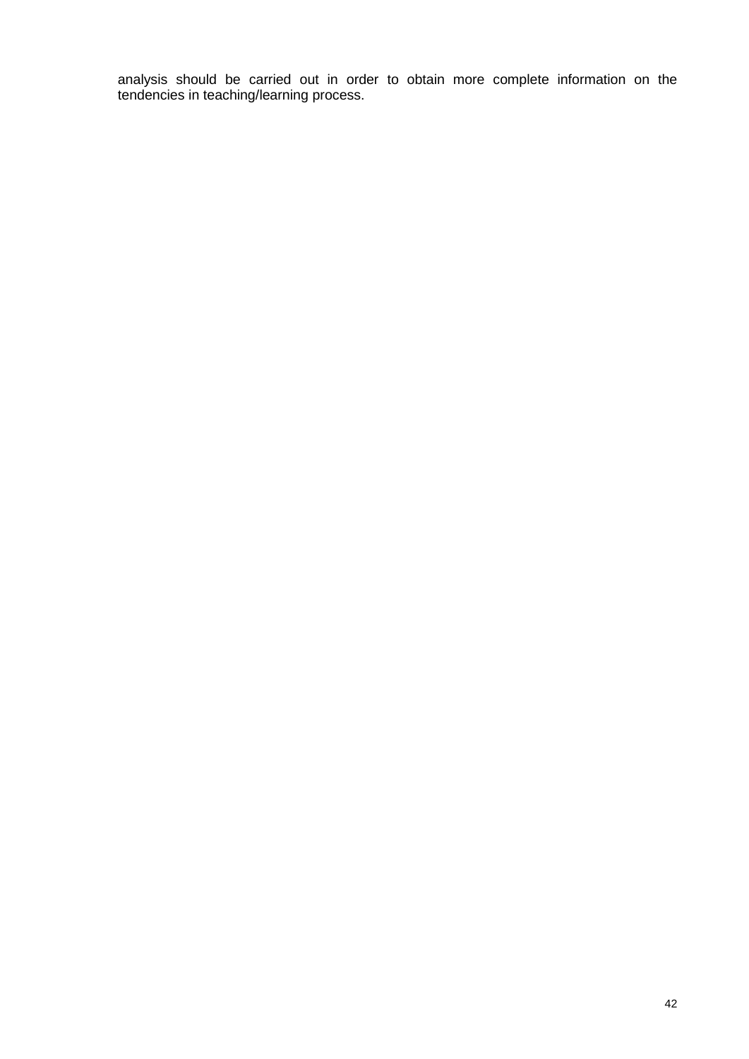analysis should be carried out in order to obtain more complete information on the tendencies in teaching/learning process.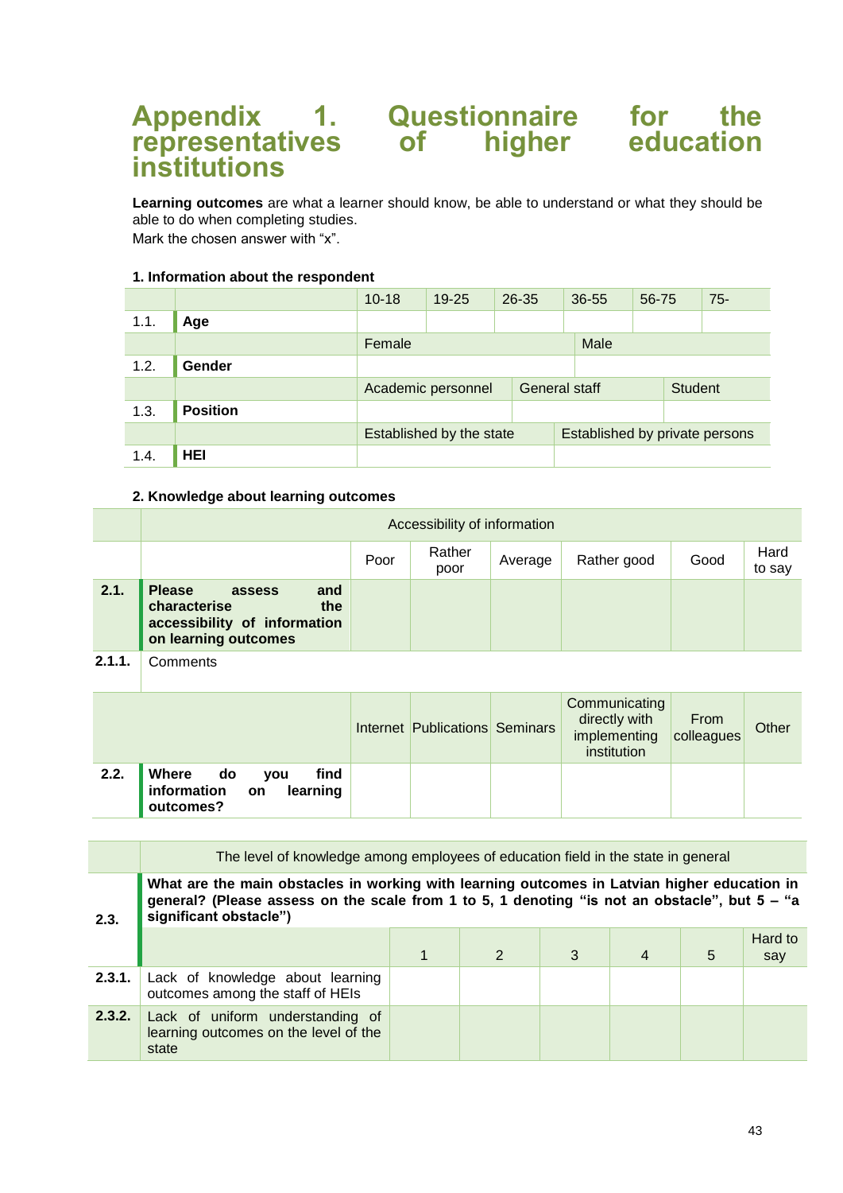# Appendix 1. Questionnaire for the representatives of higher education institutions

**Learning outcomes** are what a learner should know, be able to understand or what they should be able to do when completing studies.
Mark the chosen answer with "x".

**1. Information about the respondent**

| | | 10-18 | 19-25 | 26-35 | 36-55 | 56-75 | 75- |
|---|---|---|---|---|---|---|---|
| 1.1. | **Age** | | | | | | |

| | | Female | Male |
|---|---|---|---|
| 1.2. | **Gender** | | |

| | | Academic personnel | General staff | Student |
|---|---|---|---|---|
| 1.3. | **Position** | | | |

| | | Established by the state | Established by private persons |
|---|---|---|---|
| 1.4. | **HEI** | | |

**2. Knowledge about learning outcomes**

| | Accessibility of information | | | | | | |
|---|---|---|---|---|---|---|---|
| | | Poor | Rather poor | Average | Rather good | Good | Hard to say |
| **2.1.** | **Please assess and characterise the accessibility of information on learning outcomes** | | | | | | |
| **2.1.1.** | Comments | | | | | | |

| | | Internet | Publications | Seminars | Communicating directly with implementing institution | From colleagues | Other |
|---|---|---|---|---|---|---|---|
| **2.2.** | **Where do you find information on learning outcomes?** | | | | | | |

| | The level of knowledge among employees of education field in the state in general | | | | | | |
|---|---|---|---|---|---|---|---|
| **2.3.** | **What are the main obstacles in working with learning outcomes in Latvian higher education in general? (Please assess on the scale from 1 to 5, 1 denoting "is not an obstacle", but 5 – "a significant obstacle")** | | | | | | |
| | | 1 | 2 | 3 | 4 | 5 | Hard to say |
| **2.3.1.** | Lack of knowledge about learning outcomes among the staff of HEIs | | | | | | |
| **2.3.2.** | Lack of uniform understanding of learning outcomes on the level of the state | | | | | | |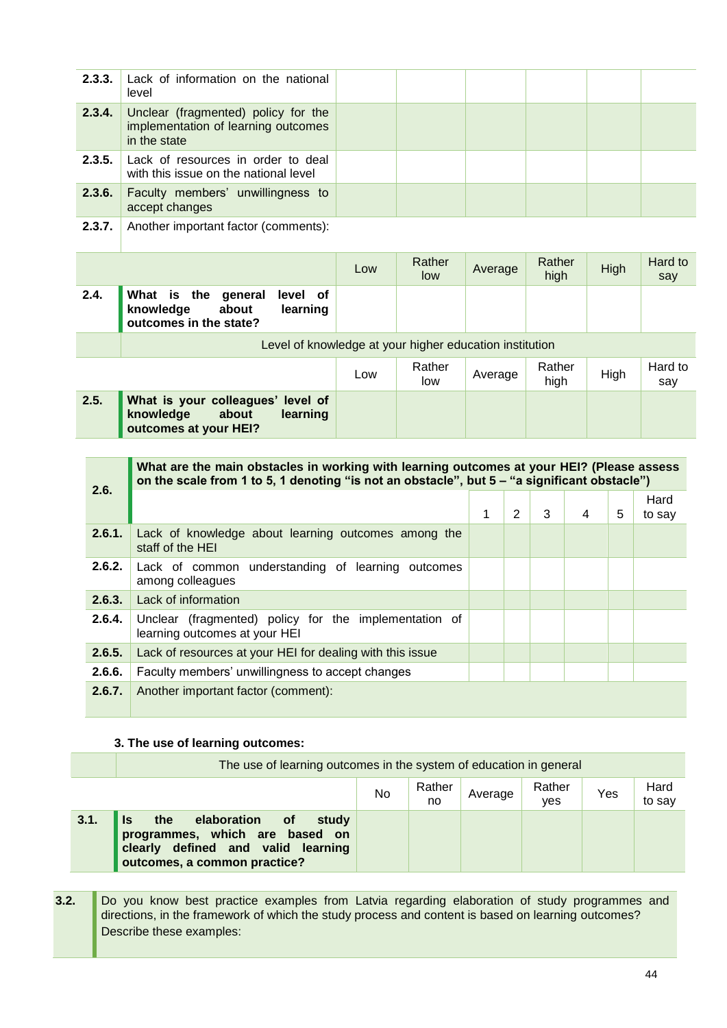| | | | | | | | |
|---|---|---|---|---|---|---|---|
| **2.3.3.** | Lack of information on the national level | | | | | | |
| **2.3.4.** | Unclear (fragmented) policy for the implementation of learning outcomes in the state | | | | | | |
| **2.3.5.** | Lack of resources in order to deal with this issue on the national level | | | | | | |
| **2.3.6.** | Faculty members' unwillingness to accept changes | | | | | | |
| **2.3.7.** | Another important factor (comments): | | | | | | |

| | | Low | Rather low | Average | Rather high | High | Hard to say |
|---|---|---|---|---|---|---|---|
| **2.4.** | **What is the general level of knowledge about learning outcomes in the state?** | | | | | | |

| | Level of knowledge at your higher education institution | | | | | | |
|---|---|---|---|---|---|---|---|
| | | Low | Rather low | Average | Rather high | High | Hard to say |
| **2.5.** | **What is your colleagues' level of knowledge about learning outcomes at your HEI?** | | | | | | |

| **2.6.** | **What are the main obstacles in working with learning outcomes at your HEI? (Please assess on the scale from 1 to 5, 1 denoting "is not an obstacle", but 5 – "a significant obstacle")** | | | | | | |
|---|---|---|---|---|---|---|---|
| | | 1 | 2 | 3 | 4 | 5 | Hard to say |
| **2.6.1.** | Lack of knowledge about learning outcomes among the staff of the HEI | | | | | | |
| **2.6.2.** | Lack of common understanding of learning outcomes among colleagues | | | | | | |
| **2.6.3.** | Lack of information | | | | | | |
| **2.6.4.** | Unclear (fragmented) policy for the implementation of learning outcomes at your HEI | | | | | | |
| **2.6.5.** | Lack of resources at your HEI for dealing with this issue | | | | | | |
| **2.6.6.** | Faculty members' unwillingness to accept changes | | | | | | |
| **2.6.7.** | Another important factor (comment): | | | | | | |

**3. The use of learning outcomes:**

| | The use of learning outcomes in the system of education in general | | | | | | |
|---|---|---|---|---|---|---|---|
| | | No | Rather no | Average | Rather yes | Yes | Hard to say |
| **3.1.** | **Is the elaboration of study programmes, which are based on clearly defined and valid learning outcomes, a common practice?** | | | | | | |

| | |
|---|---|
| **3.2.** | Do you know best practice examples from Latvia regarding elaboration of study programmes and directions, in the framework of which the study process and content is based on learning outcomes? Describe these examples: |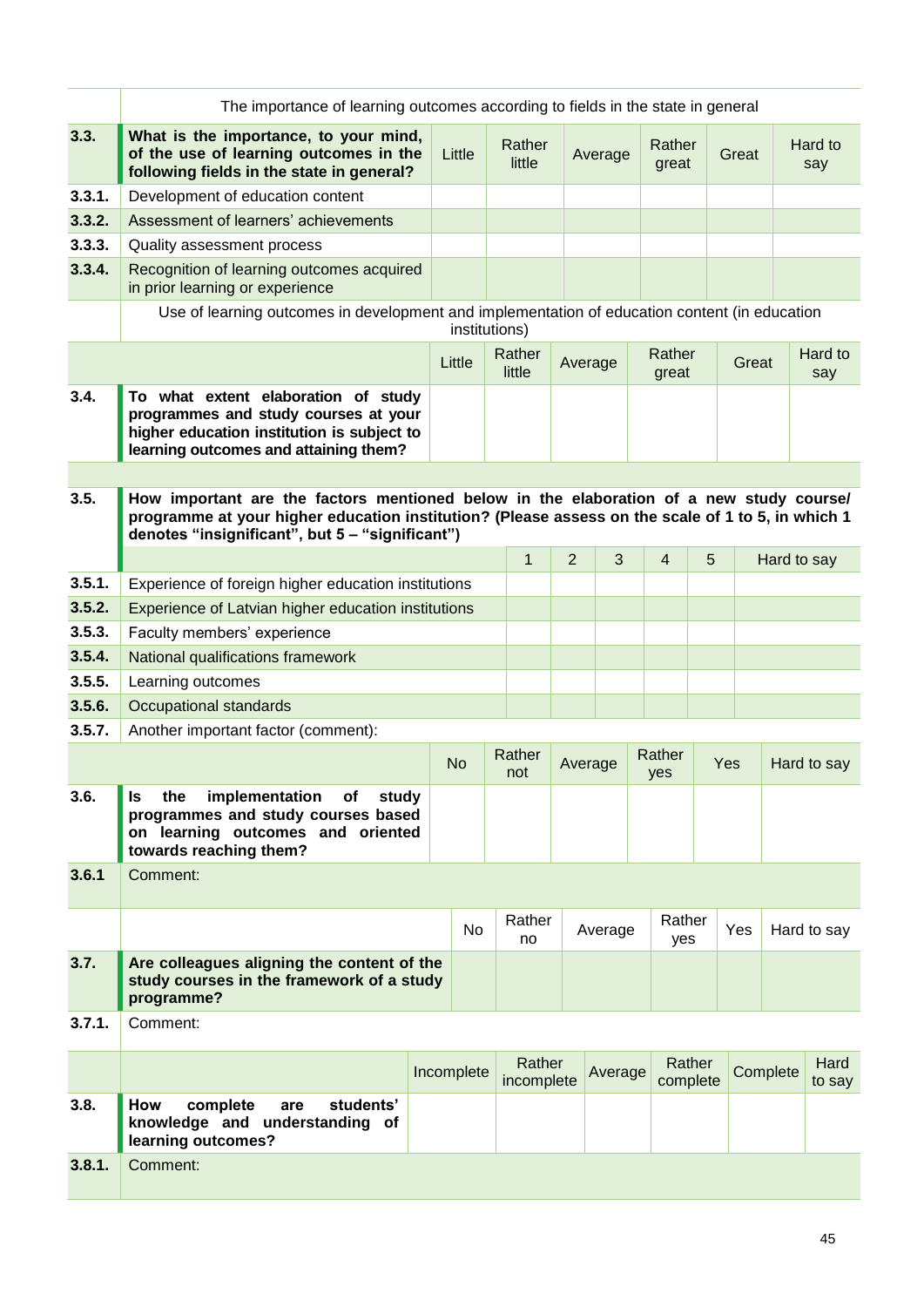| | The importance of learning outcomes according to fields in the state in general | | | | | | |
|---|---|---|---|---|---|---|---|
| **3.3.** | **What is the importance, to your mind, of the use of learning outcomes in the following fields in the state in general?** | Little | Rather little | Average | Rather great | Great | Hard to say |
| **3.3.1.** | Development of education content | | | | | | |
| **3.3.2.** | Assessment of learners' achievements | | | | | | |
| **3.3.3.** | Quality assessment process | | | | | | |
| **3.3.4.** | Recognition of learning outcomes acquired in prior learning or experience | | | | | | |

| | Use of learning outcomes in development and implementation of education content (in education institutions) | | | | | | |
|---|---|---|---|---|---|---|---|
| | | Little | Rather little | Average | Rather great | Great | Hard to say |
| **3.4.** | **To what extent elaboration of study programmes and study courses at your higher education institution is subject to learning outcomes and attaining them?** | | | | | | |

**3.5.** **How important are the factors mentioned below in the elaboration of a new study course/ programme at your higher education institution? (Please assess on the scale of 1 to 5, in which 1 denotes "insignificant", but 5 – "significant")**

| | | 1 | 2 | 3 | 4 | 5 | Hard to say |
|---|---|---|---|---|---|---|---|
| **3.5.1.** | Experience of foreign higher education institutions | | | | | | |
| **3.5.2.** | Experience of Latvian higher education institutions | | | | | | |
| **3.5.3.** | Faculty members' experience | | | | | | |
| **3.5.4.** | National qualifications framework | | | | | | |
| **3.5.5.** | Learning outcomes | | | | | | |
| **3.5.6.** | Occupational standards | | | | | | |
| **3.5.7.** | Another important factor (comment): | | | | | | |

| | | No | Rather not | Average | Rather yes | Yes | Hard to say |
|---|---|---|---|---|---|---|---|
| **3.6.** | **Is the implementation of study programmes and study courses based on learning outcomes and oriented towards reaching them?** | | | | | | |
| **3.6.1** | Comment: | | | | | | |

| | | No | Rather no | Average | Rather yes | Yes | Hard to say |
|---|---|---|---|---|---|---|---|
| **3.7.** | **Are colleagues aligning the content of the study courses in the framework of a study programme?** | | | | | | |
| **3.7.1.** | Comment: | | | | | | |

| | | Incomplete | Rather incomplete | Average | Rather complete | Complete | Hard to say |
|---|---|---|---|---|---|---|---|
| **3.8.** | **How complete are students' knowledge and understanding of learning outcomes?** | | | | | | |
| **3.8.1.** | Comment: | | | | | | |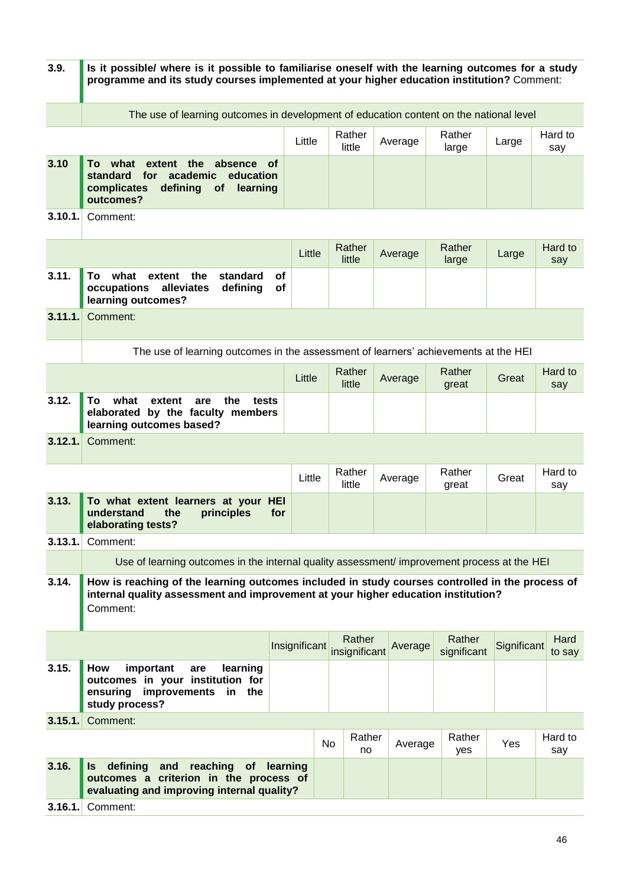| | |
|---|---|
| **3.9.** | **Is it possible/ where is it possible to familiarise oneself with the learning outcomes for a study programme and its study courses implemented at your higher education institution?** Comment: |

The use of learning outcomes in development of education content on the national level

| | | Little | Rather little | Average | Rather large | Large | Hard to say |
|---|---|---|---|---|---|---|---|
| **3.10** | **To what extent the absence of standard for academic education complicates defining of learning outcomes?** | | | | | | |
| **3.10.1.** | Comment: | | | | | | |

| | | Little | Rather little | Average | Rather large | Large | Hard to say |
|---|---|---|---|---|---|---|---|
| **3.11.** | **To what extent the standard of occupations alleviates defining of learning outcomes?** | | | | | | |
| **3.11.1.** | Comment: | | | | | | |

The use of learning outcomes in the assessment of learners' achievements at the HEI

| | | Little | Rather little | Average | Rather great | Great | Hard to say |
|---|---|---|---|---|---|---|---|
| **3.12.** | **To what extent are the tests elaborated by the faculty members learning outcomes based?** | | | | | | |
| **3.12.1.** | Comment: | | | | | | |

| | | Little | Rather little | Average | Rather great | Great | Hard to say |
|---|---|---|---|---|---|---|---|
| **3.13.** | **To what extent learners at your HEI understand the principles for elaborating tests?** | | | | | | |
| **3.13.1.** | Comment: | | | | | | |

Use of learning outcomes in the internal quality assessment/ improvement process at the HEI

| | |
|---|---|
| **3.14.** | **How is reaching of the learning outcomes included in study courses controlled in the process of internal quality assessment and improvement at your higher education institution?** Comment: |

| | | Insignificant | Rather insignificant | Average | Rather significant | Significant | Hard to say |
|---|---|---|---|---|---|---|---|
| **3.15.** | **How important are learning outcomes in your institution for ensuring improvements in the study process?** | | | | | | |
| **3.15.1.** | Comment: | | | | | | |

| | | No | Rather no | Average | Rather yes | Yes | Hard to say |
|---|---|---|---|---|---|---|---|
| **3.16.** | **Is defining and reaching of learning outcomes a criterion in the process of evaluating and improving internal quality?** | | | | | | |
| **3.16.1.** | Comment: | | | | | | |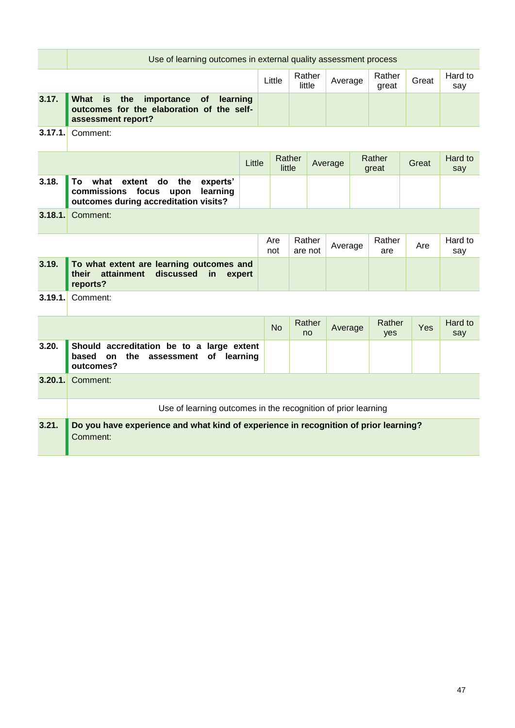| | Use of learning outcomes in external quality assessment process | | | | | | |
|---|---|---|---|---|---|---|---|
| | | Little | Rather little | Average | Rather great | Great | Hard to say |
| **3.17.** | **What is the importance of learning outcomes for the elaboration of the self-assessment report?** | | | | | | |
| **3.17.1.** | Comment: | | | | | | |

| | | Little | Rather little | Average | Rather great | Great | Hard to say |
|---|---|---|---|---|---|---|---|
| **3.18.** | **To what extent do the experts' commissions focus upon learning outcomes during accreditation visits?** | | | | | | |
| **3.18.1.** | Comment: | | | | | | |

| | | Are not | Rather are not | Average | Rather are | Are | Hard to say |
|---|---|---|---|---|---|---|---|
| **3.19.** | **To what extent are learning outcomes and their attainment discussed in expert reports?** | | | | | | |
| **3.19.1.** | Comment: | | | | | | |

| | | No | Rather no | Average | Rather yes | Yes | Hard to say |
|---|---|---|---|---|---|---|---|
| **3.20.** | **Should accreditation be to a large extent based on the assessment of learning outcomes?** | | | | | | |
| **3.20.1.** | Comment: | | | | | | |

| | Use of learning outcomes in the recognition of prior learning |
|---|---|
| **3.21.** | **Do you have experience and what kind of experience in recognition of prior learning?** Comment: |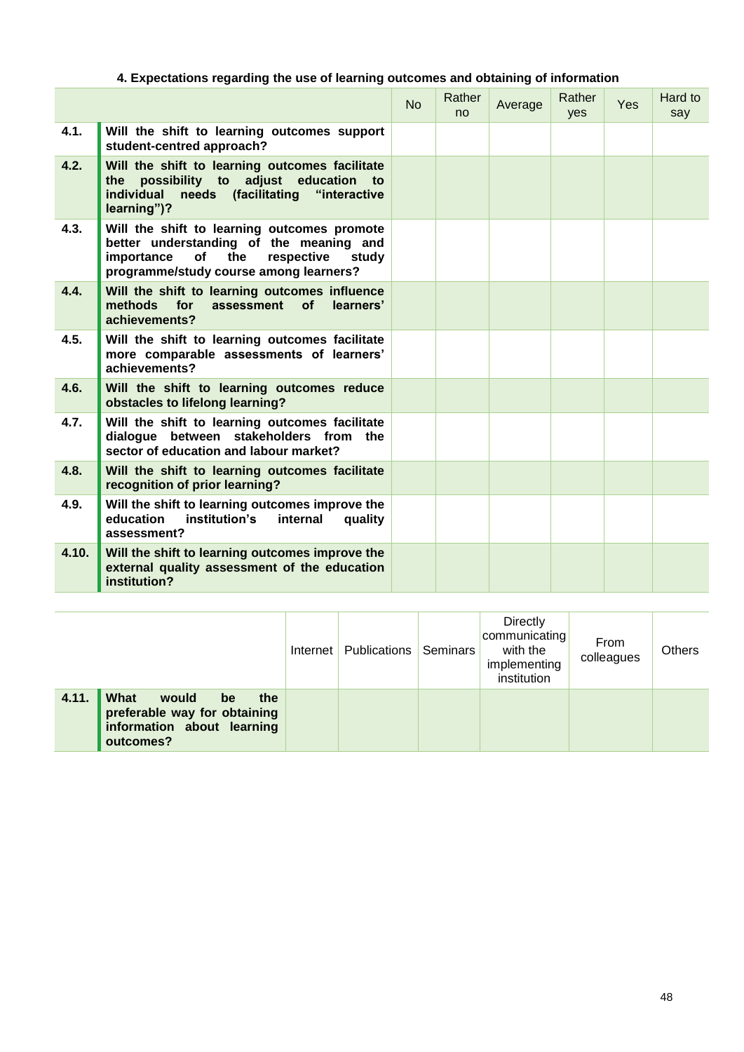### 4. Expectations regarding the use of learning outcomes and obtaining of information

| | | No | Rather no | Average | Rather yes | Yes | Hard to say |
|---|---|---|---|---|---|---|---|
| 4.1. | **Will the shift to learning outcomes support student-centred approach?** | | | | | | |
| 4.2. | **Will the shift to learning outcomes facilitate the possibility to adjust education to individual needs (facilitating "interactive learning")?** | | | | | | |
| 4.3. | **Will the shift to learning outcomes promote better understanding of the meaning and importance of the respective study programme/study course among learners?** | | | | | | |
| 4.4. | **Will the shift to learning outcomes influence methods for assessment of learners' achievements?** | | | | | | |
| 4.5. | **Will the shift to learning outcomes facilitate more comparable assessments of learners' achievements?** | | | | | | |
| 4.6. | **Will the shift to learning outcomes reduce obstacles to lifelong learning?** | | | | | | |
| 4.7. | **Will the shift to learning outcomes facilitate dialogue between stakeholders from the sector of education and labour market?** | | | | | | |
| 4.8. | **Will the shift to learning outcomes facilitate recognition of prior learning?** | | | | | | |
| 4.9. | **Will the shift to learning outcomes improve the education institution's internal quality assessment?** | | | | | | |
| 4.10. | **Will the shift to learning outcomes improve the external quality assessment of the education institution?** | | | | | | |

| | | Internet | Publications | Seminars | Directly communicating with the implementing institution | From colleagues | Others |
|---|---|---|---|---|---|---|---|
| 4.11. | **What would be the preferable way for obtaining information about learning outcomes?** | | | | | | |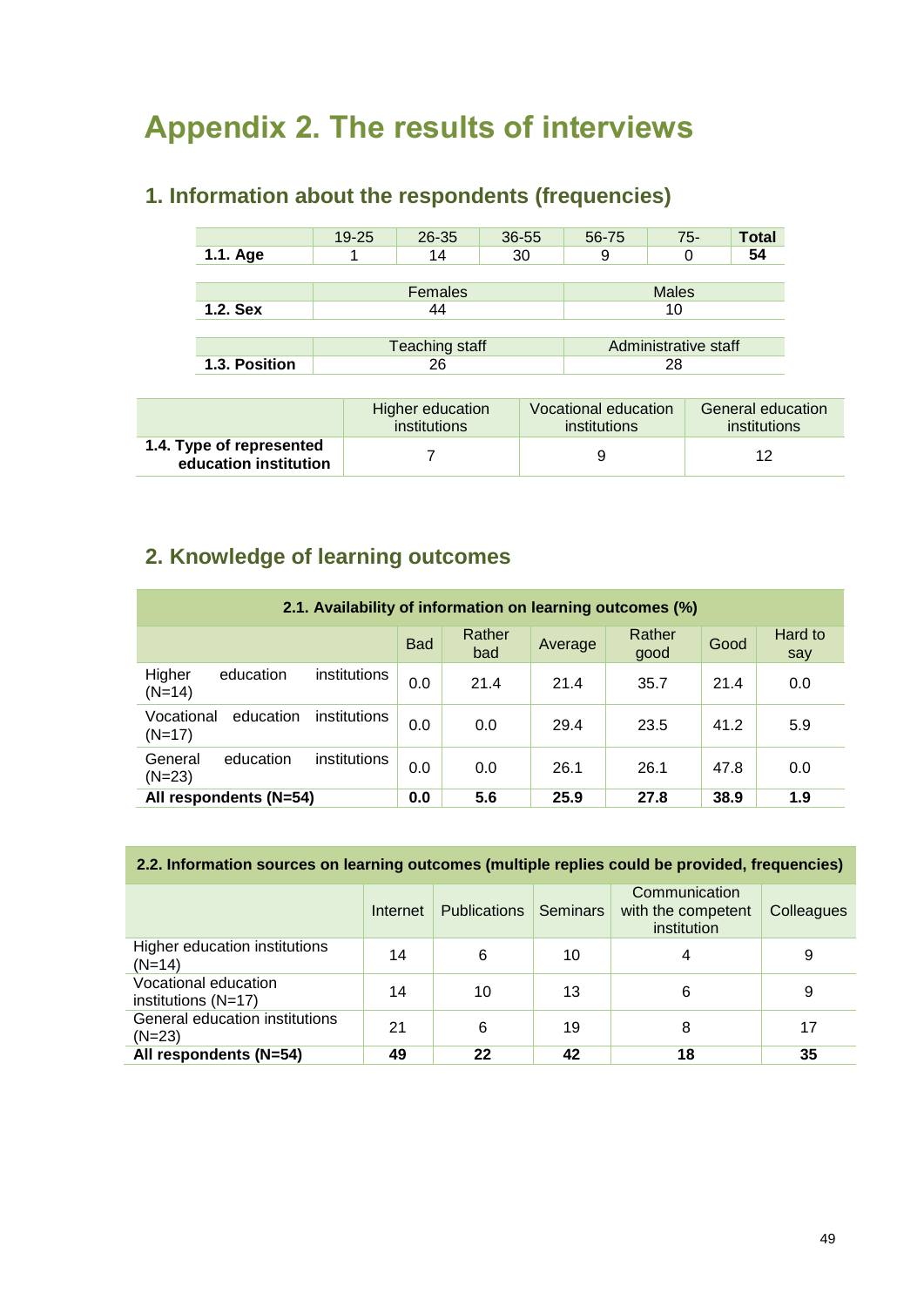# Appendix 2. The results of interviews

## 1. Information about the respondents (frequencies)

| | 19-25 | 26-35 | 36-55 | 56-75 | 75- | Total |
|---|---|---|---|---|---|---|
| **1.1. Age** | 1 | 14 | 30 | 9 | 0 | **54** |

| | Females | Males |
|---|---|---|
| **1.2. Sex** | 44 | 10 |

| | Teaching staff | Administrative staff |
|---|---|---|
| **1.3. Position** | 26 | 28 |

| | Higher education institutions | Vocational education institutions | General education institutions |
|---|---|---|---|
| **1.4. Type of represented education institution** | 7 | 9 | 12 |

## 2. Knowledge of learning outcomes

| **2.1. Availability of information on learning outcomes (%)** | | | | | | |
|---|---|---|---|---|---|---|
| | Bad | Rather bad | Average | Rather good | Good | Hard to say |
| Higher education institutions (N=14) | 0.0 | 21.4 | 21.4 | 35.7 | 21.4 | 0.0 |
| Vocational education institutions (N=17) | 0.0 | 0.0 | 29.4 | 23.5 | 41.2 | 5.9 |
| General education institutions (N=23) | 0.0 | 0.0 | 26.1 | 26.1 | 47.8 | 0.0 |
| **All respondents (N=54)** | **0.0** | **5.6** | **25.9** | **27.8** | **38.9** | **1.9** |

| **2.2. Information sources on learning outcomes (multiple replies could be provided, frequencies)** | | | | | |
|---|---|---|---|---|---|
| | Internet | Publications | Seminars | Communication with the competent institution | Colleagues |
| Higher education institutions (N=14) | 14 | 6 | 10 | 4 | 9 |
| Vocational education institutions (N=17) | 14 | 10 | 13 | 6 | 9 |
| General education institutions (N=23) | 21 | 6 | 19 | 8 | 17 |
| **All respondents (N=54)** | **49** | **22** | **42** | **18** | **35** |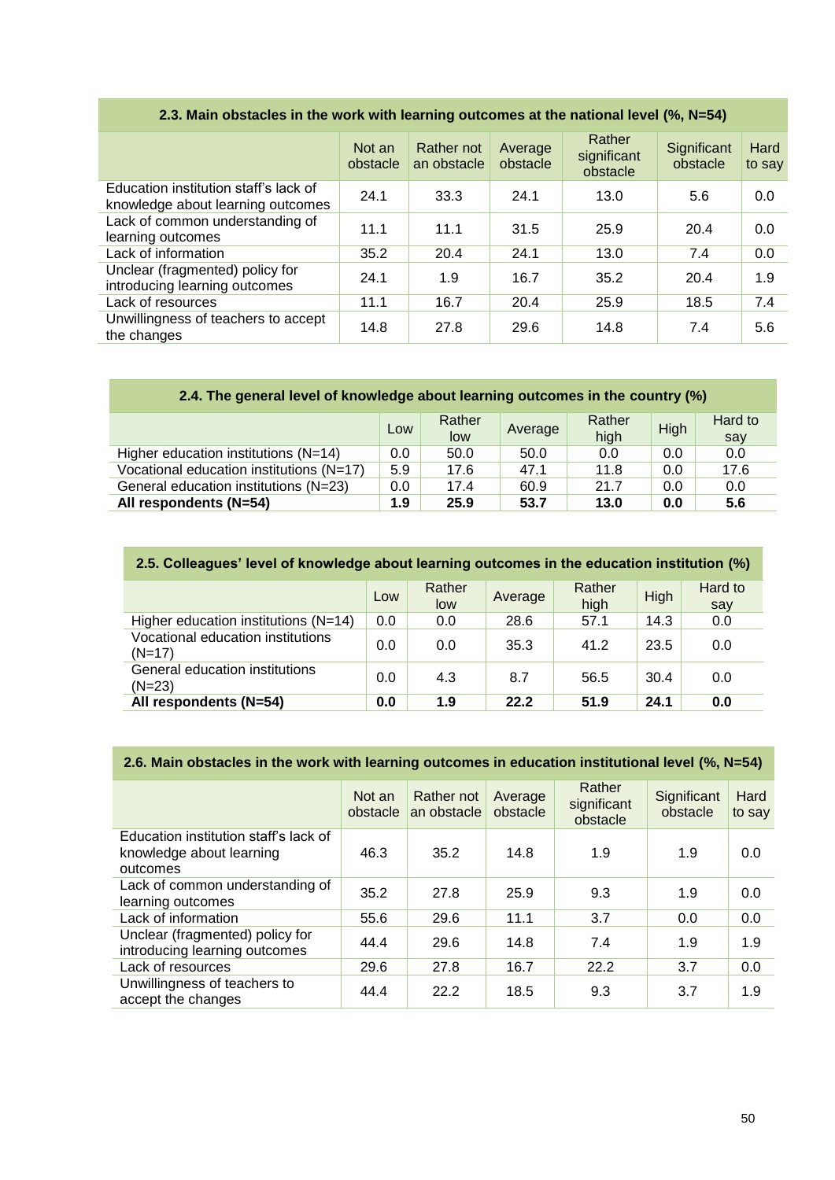**2.3. Main obstacles in the work with learning outcomes at the national level (%, N=54)**

| | Not an obstacle | Rather not an obstacle | Average obstacle | Rather significant obstacle | Significant obstacle | Hard to say |
|---|---|---|---|---|---|---|
| Education institution staff's lack of knowledge about learning outcomes | 24.1 | 33.3 | 24.1 | 13.0 | 5.6 | 0.0 |
| Lack of common understanding of learning outcomes | 11.1 | 11.1 | 31.5 | 25.9 | 20.4 | 0.0 |
| Lack of information | 35.2 | 20.4 | 24.1 | 13.0 | 7.4 | 0.0 |
| Unclear (fragmented) policy for introducing learning outcomes | 24.1 | 1.9 | 16.7 | 35.2 | 20.4 | 1.9 |
| Lack of resources | 11.1 | 16.7 | 20.4 | 25.9 | 18.5 | 7.4 |
| Unwillingness of teachers to accept the changes | 14.8 | 27.8 | 29.6 | 14.8 | 7.4 | 5.6 |

**2.4. The general level of knowledge about learning outcomes in the country (%)**

| | Low | Rather low | Average | Rather high | High | Hard to say |
|---|---|---|---|---|---|---|
| Higher education institutions (N=14) | 0.0 | 50.0 | 50.0 | 0.0 | 0.0 | 0.0 |
| Vocational education institutions (N=17) | 5.9 | 17.6 | 47.1 | 11.8 | 0.0 | 17.6 |
| General education institutions (N=23) | 0.0 | 17.4 | 60.9 | 21.7 | 0.0 | 0.0 |
| **All respondents (N=54)** | **1.9** | **25.9** | **53.7** | **13.0** | **0.0** | **5.6** |

**2.5. Colleagues' level of knowledge about learning outcomes in the education institution (%)**

| | Low | Rather low | Average | Rather high | High | Hard to say |
|---|---|---|---|---|---|---|
| Higher education institutions (N=14) | 0.0 | 0.0 | 28.6 | 57.1 | 14.3 | 0.0 |
| Vocational education institutions (N=17) | 0.0 | 0.0 | 35.3 | 41.2 | 23.5 | 0.0 |
| General education institutions (N=23) | 0.0 | 4.3 | 8.7 | 56.5 | 30.4 | 0.0 |
| **All respondents (N=54)** | **0.0** | **1.9** | **22.2** | **51.9** | **24.1** | **0.0** |

**2.6. Main obstacles in the work with learning outcomes in education institutional level (%, N=54)**

| | Not an obstacle | Rather not an obstacle | Average obstacle | Rather significant obstacle | Significant obstacle | Hard to say |
|---|---|---|---|---|---|---|
| Education institution staff's lack of knowledge about learning outcomes | 46.3 | 35.2 | 14.8 | 1.9 | 1.9 | 0.0 |
| Lack of common understanding of learning outcomes | 35.2 | 27.8 | 25.9 | 9.3 | 1.9 | 0.0 |
| Lack of information | 55.6 | 29.6 | 11.1 | 3.7 | 0.0 | 0.0 |
| Unclear (fragmented) policy for introducing learning outcomes | 44.4 | 29.6 | 14.8 | 7.4 | 1.9 | 1.9 |
| Lack of resources | 29.6 | 27.8 | 16.7 | 22.2 | 3.7 | 0.0 |
| Unwillingness of teachers to accept the changes | 44.4 | 22.2 | 18.5 | 9.3 | 3.7 | 1.9 |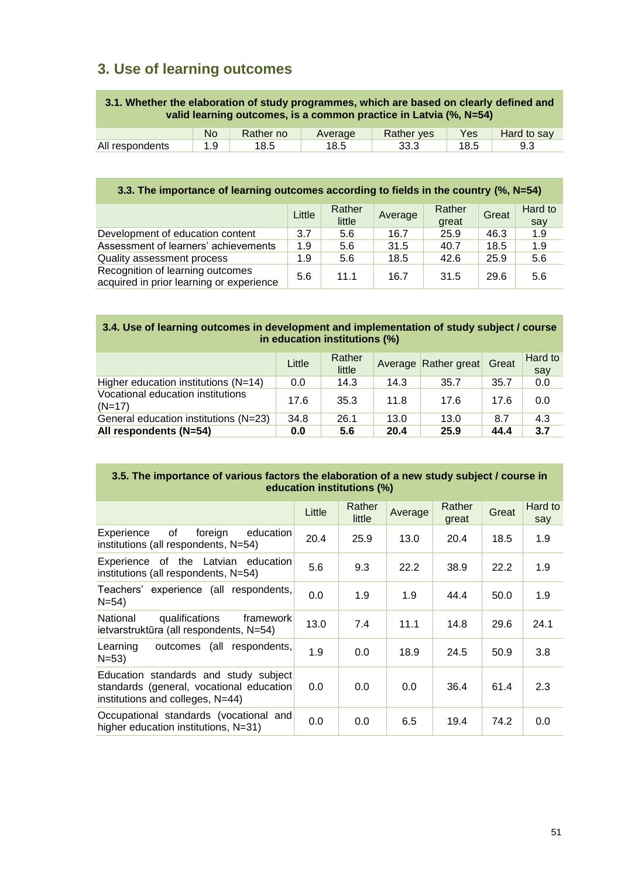## 3. Use of learning outcomes

| **3.1. Whether the elaboration of study programmes, which are based on clearly defined and valid learning outcomes, is a common practice in Latvia (%, N=54)** | | | | | | |
|---|---|---|---|---|---|---|
| | No | Rather no | Average | Rather yes | Yes | Hard to say |
| All respondents | 1.9 | 18.5 | 18.5 | 33.3 | 18.5 | 9.3 |

| **3.3. The importance of learning outcomes according to fields in the country (%, N=54)** | | | | | | |
|---|---|---|---|---|---|---|
| | Little | Rather little | Average | Rather great | Great | Hard to say |
| Development of education content | 3.7 | 5.6 | 16.7 | 25.9 | 46.3 | 1.9 |
| Assessment of learners' achievements | 1.9 | 5.6 | 31.5 | 40.7 | 18.5 | 1.9 |
| Quality assessment process | 1.9 | 5.6 | 18.5 | 42.6 | 25.9 | 5.6 |
| Recognition of learning outcomes acquired in prior learning or experience | 5.6 | 11.1 | 16.7 | 31.5 | 29.6 | 5.6 |

| **3.4. Use of learning outcomes in development and implementation of study subject / course in education institutions (%)** | | | | | | |
|---|---|---|---|---|---|---|
| | Little | Rather little | Average | Rather great | Great | Hard to say |
| Higher education institutions (N=14) | 0.0 | 14.3 | 14.3 | 35.7 | 35.7 | 0.0 |
| Vocational education institutions (N=17) | 17.6 | 35.3 | 11.8 | 17.6 | 17.6 | 0.0 |
| General education institutions (N=23) | 34.8 | 26.1 | 13.0 | 13.0 | 8.7 | 4.3 |
| **All respondents (N=54)** | **0.0** | **5.6** | **20.4** | **25.9** | **44.4** | **3.7** |

| **3.5. The importance of various factors the elaboration of a new study subject / course in education institutions (%)** | | | | | | |
|---|---|---|---|---|---|---|
| | Little | Rather little | Average | Rather great | Great | Hard to say |
| Experience of foreign education institutions (all respondents, N=54) | 20.4 | 25.9 | 13.0 | 20.4 | 18.5 | 1.9 |
| Experience of the Latvian education institutions (all respondents, N=54) | 5.6 | 9.3 | 22.2 | 38.9 | 22.2 | 1.9 |
| Teachers' experience (all respondents, N=54) | 0.0 | 1.9 | 1.9 | 44.4 | 50.0 | 1.9 |
| National qualifications framework ietvarstruktūra (all respondents, N=54) | 13.0 | 7.4 | 11.1 | 14.8 | 29.6 | 24.1 |
| Learning outcomes (all respondents, N=53) | 1.9 | 0.0 | 18.9 | 24.5 | 50.9 | 3.8 |
| Education standards and study subject standards (general, vocational education institutions and colleges, N=44) | 0.0 | 0.0 | 0.0 | 36.4 | 61.4 | 2.3 |
| Occupational standards (vocational and higher education institutions, N=31) | 0.0 | 0.0 | 6.5 | 19.4 | 74.2 | 0.0 |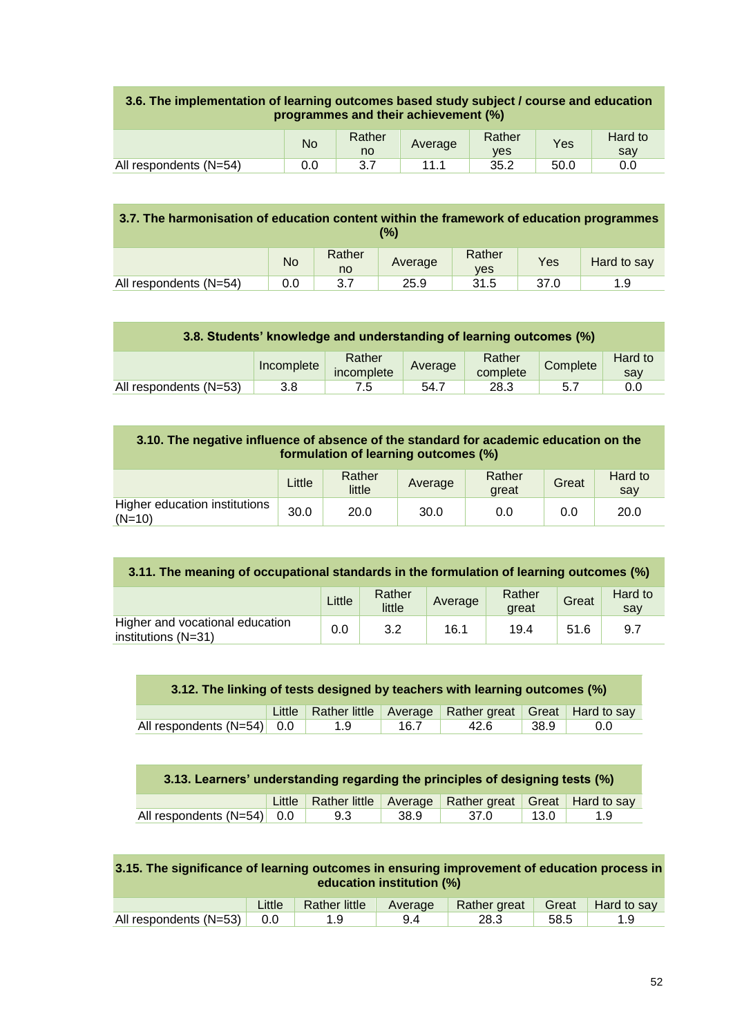| 3.6. The implementation of learning outcomes based study subject / course and education programmes and their achievement (%) | | | | | | |
|---|---|---|---|---|---|---|
| | No | Rather no | Average | Rather yes | Yes | Hard to say |
| All respondents (N=54) | 0.0 | 3.7 | 11.1 | 35.2 | 50.0 | 0.0 |

| 3.7. The harmonisation of education content within the framework of education programmes (%) | | | | | | |
|---|---|---|---|---|---|---|
| | No | Rather no | Average | Rather yes | Yes | Hard to say |
| All respondents (N=54) | 0.0 | 3.7 | 25.9 | 31.5 | 37.0 | 1.9 |

| 3.8. Students' knowledge and understanding of learning outcomes (%) | | | | | | |
|---|---|---|---|---|---|---|
| | Incomplete | Rather incomplete | Average | Rather complete | Complete | Hard to say |
| All respondents (N=53) | 3.8 | 7.5 | 54.7 | 28.3 | 5.7 | 0.0 |

| 3.10. The negative influence of absence of the standard for academic education on the formulation of learning outcomes (%) | | | | | | |
|---|---|---|---|---|---|---|
| | Little | Rather little | Average | Rather great | Great | Hard to say |
| Higher education institutions (N=10) | 30.0 | 20.0 | 30.0 | 0.0 | 0.0 | 20.0 |

| 3.11. The meaning of occupational standards in the formulation of learning outcomes (%) | | | | | | |
|---|---|---|---|---|---|---|
| | Little | Rather little | Average | Rather great | Great | Hard to say |
| Higher and vocational education institutions (N=31) | 0.0 | 3.2 | 16.1 | 19.4 | 51.6 | 9.7 |

| 3.12. The linking of tests designed by teachers with learning outcomes (%) | | | | | | |
|---|---|---|---|---|---|---|
| | Little | Rather little | Average | Rather great | Great | Hard to say |
| All respondents (N=54) | 0.0 | 1.9 | 16.7 | 42.6 | 38.9 | 0.0 |

| 3.13. Learners' understanding regarding the principles of designing tests (%) | | | | | | |
|---|---|---|---|---|---|---|
| | Little | Rather little | Average | Rather great | Great | Hard to say |
| All respondents (N=54) | 0.0 | 9.3 | 38.9 | 37.0 | 13.0 | 1.9 |

| 3.15. The significance of learning outcomes in ensuring improvement of education process in education institution (%) | | | | | | |
|---|---|---|---|---|---|---|
| | Little | Rather little | Average | Rather great | Great | Hard to say |
| All respondents (N=53) | 0.0 | 1.9 | 9.4 | 28.3 | 58.5 | 1.9 |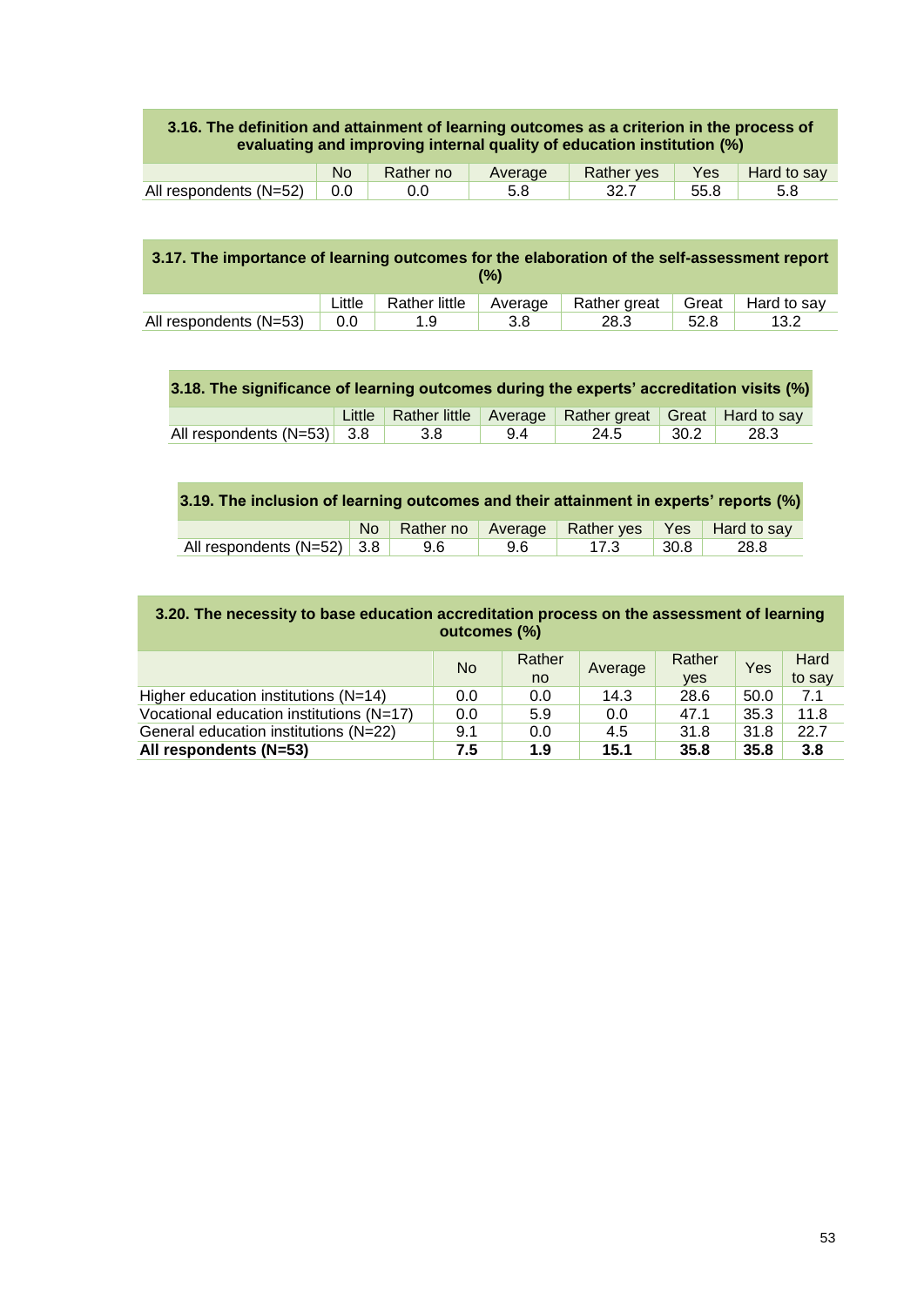**3.16. The definition and attainment of learning outcomes as a criterion in the process of evaluating and improving internal quality of education institution (%)**

| | No | Rather no | Average | Rather yes | Yes | Hard to say |
|---|---|---|---|---|---|---|
| All respondents (N=52) | 0.0 | 0.0 | 5.8 | 32.7 | 55.8 | 5.8 |

**3.17. The importance of learning outcomes for the elaboration of the self-assessment report (%)**

| | Little | Rather little | Average | Rather great | Great | Hard to say |
|---|---|---|---|---|---|---|
| All respondents (N=53) | 0.0 | 1.9 | 3.8 | 28.3 | 52.8 | 13.2 |

**3.18. The significance of learning outcomes during the experts' accreditation visits (%)**

| | Little | Rather little | Average | Rather great | Great | Hard to say |
|---|---|---|---|---|---|---|
| All respondents (N=53) | 3.8 | 3.8 | 9.4 | 24.5 | 30.2 | 28.3 |

**3.19. The inclusion of learning outcomes and their attainment in experts' reports (%)**

| | No | Rather no | Average | Rather yes | Yes | Hard to say |
|---|---|---|---|---|---|---|
| All respondents (N=52) | 3.8 | 9.6 | 9.6 | 17.3 | 30.8 | 28.8 |

**3.20. The necessity to base education accreditation process on the assessment of learning outcomes (%)**

| | No | Rather no | Average | Rather yes | Yes | Hard to say |
|---|---|---|---|---|---|---|
| Higher education institutions (N=14) | 0.0 | 0.0 | 14.3 | 28.6 | 50.0 | 7.1 |
| Vocational education institutions (N=17) | 0.0 | 5.9 | 0.0 | 47.1 | 35.3 | 11.8 |
| General education institutions (N=22) | 9.1 | 0.0 | 4.5 | 31.8 | 31.8 | 22.7 |
| **All respondents (N=53)** | **7.5** | **1.9** | **15.1** | **35.8** | **35.8** | **3.8** |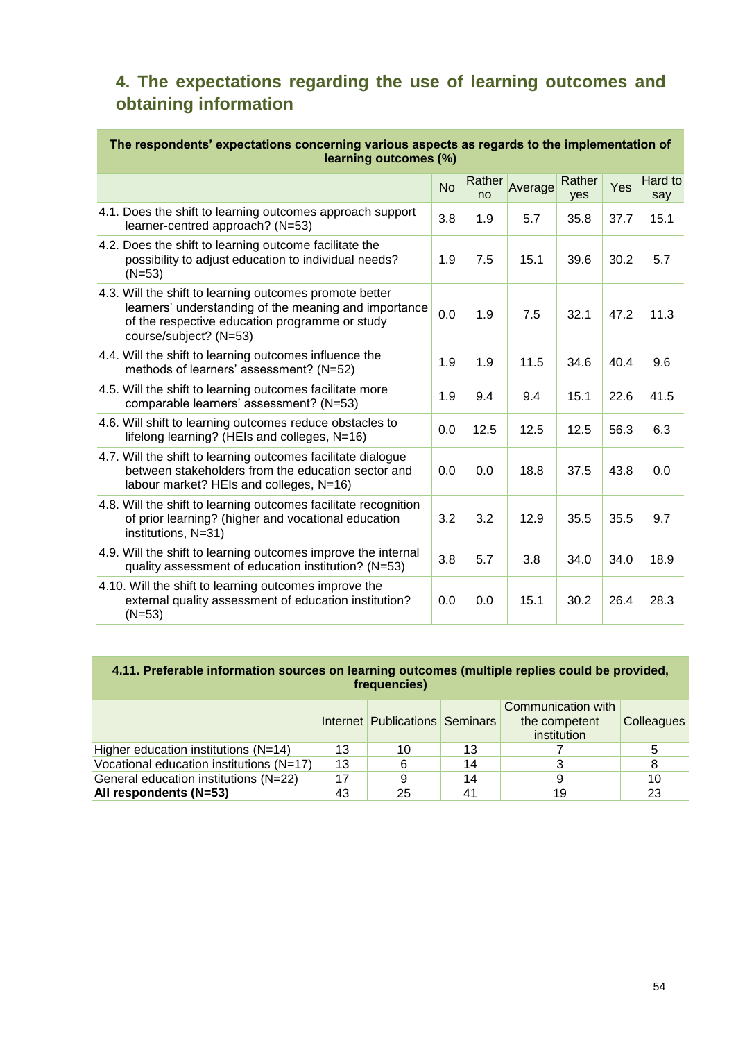## 4. The expectations regarding the use of learning outcomes and obtaining information

**The respondents' expectations concerning various aspects as regards to the implementation of learning outcomes (%)**

| | No | Rather no | Average | Rather yes | Yes | Hard to say |
|---|---|---|---|---|---|---|
| 4.1. Does the shift to learning outcomes approach support learner-centred approach? (N=53) | 3.8 | 1.9 | 5.7 | 35.8 | 37.7 | 15.1 |
| 4.2. Does the shift to learning outcome facilitate the possibility to adjust education to individual needs? (N=53) | 1.9 | 7.5 | 15.1 | 39.6 | 30.2 | 5.7 |
| 4.3. Will the shift to learning outcomes promote better learners' understanding of the meaning and importance of the respective education programme or study course/subject? (N=53) | 0.0 | 1.9 | 7.5 | 32.1 | 47.2 | 11.3 |
| 4.4. Will the shift to learning outcomes influence the methods of learners' assessment? (N=52) | 1.9 | 1.9 | 11.5 | 34.6 | 40.4 | 9.6 |
| 4.5. Will the shift to learning outcomes facilitate more comparable learners' assessment? (N=53) | 1.9 | 9.4 | 9.4 | 15.1 | 22.6 | 41.5 |
| 4.6. Will shift to learning outcomes reduce obstacles to lifelong learning? (HEIs and colleges, N=16) | 0.0 | 12.5 | 12.5 | 12.5 | 56.3 | 6.3 |
| 4.7. Will the shift to learning outcomes facilitate dialogue between stakeholders from the education sector and labour market? HEIs and colleges, N=16) | 0.0 | 0.0 | 18.8 | 37.5 | 43.8 | 0.0 |
| 4.8. Will the shift to learning outcomes facilitate recognition of prior learning? (higher and vocational education institutions, N=31) | 3.2 | 3.2 | 12.9 | 35.5 | 35.5 | 9.7 |
| 4.9. Will the shift to learning outcomes improve the internal quality assessment of education institution? (N=53) | 3.8 | 5.7 | 3.8 | 34.0 | 34.0 | 18.9 |
| 4.10. Will the shift to learning outcomes improve the external quality assessment of education institution? (N=53) | 0.0 | 0.0 | 15.1 | 30.2 | 26.4 | 28.3 |

**4.11. Preferable information sources on learning outcomes (multiple replies could be provided, frequencies)**

| | Internet | Publications | Seminars | Communication with the competent institution | Colleagues |
|---|---|---|---|---|---|
| Higher education institutions (N=14) | 13 | 10 | 13 | 7 | 5 |
| Vocational education institutions (N=17) | 13 | 6 | 14 | 3 | 8 |
| General education institutions (N=22) | 17 | 9 | 14 | 9 | 10 |
| **All respondents (N=53)** | 43 | 25 | 41 | 19 | 23 |